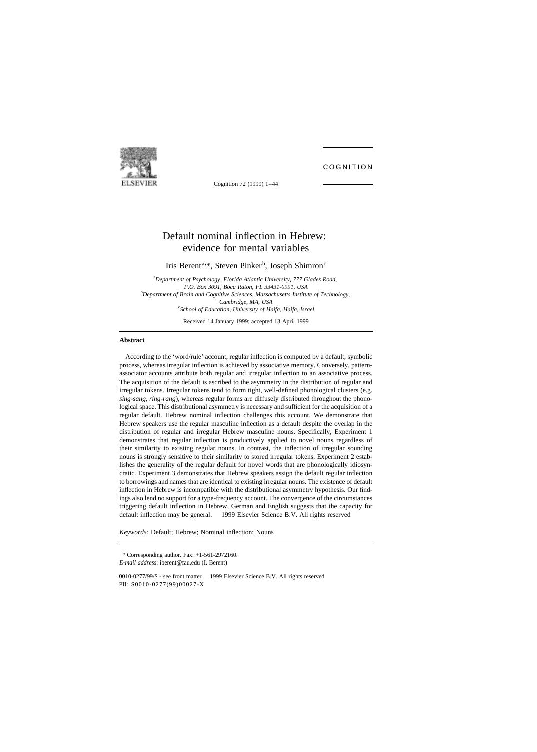# Default nominal inflection in Hebrew: evidence for mental variables

Iris Berent[a,*], Steven Pinker[b], Joseph Shimron[c]

[a]*Department of Psychology, Florida Atlantic University, 777 Glades Road, P.O. Box 3091, Boca Raton, FL 33431-0991, USA*
[b]*Department of Brain and Cognitive Sciences, Massachusetts Institute of Technology, Cambridge, MA, USA*
[c]*School of Education, University of Haifa, Haifa, Israel*

Received 14 January 1999; accepted 13 April 1999

---

## Abstract

According to the 'word/rule' account, regular inflection is computed by a default, symbolic process, whereas irregular inflection is achieved by associative memory. Conversely, pattern-associator accounts attribute both regular and irregular inflection to an associative process. The acquisition of the default is ascribed to the asymmetry in the distribution of regular and irregular tokens. Irregular tokens tend to form tight, well-defined phonological clusters (e.g. *sing-sang, ring-rang*), whereas regular forms are diffusely distributed throughout the phonological space. This distributional asymmetry is necessary and sufficient for the acquisition of a regular default. Hebrew nominal inflection challenges this account. We demonstrate that Hebrew speakers use the regular masculine inflection as a default despite the overlap in the distribution of regular and irregular Hebrew masculine nouns. Specifically, Experiment 1 demonstrates that regular inflection is productively applied to novel nouns regardless of their similarity to existing regular nouns. In contrast, the inflection of irregular sounding nouns is strongly sensitive to their similarity to stored irregular tokens. Experiment 2 establishes the generality of the regular default for novel words that are phonologically idiosyncratic. Experiment 3 demonstrates that Hebrew speakers assign the default regular inflection to borrowings and names that are identical to existing irregular nouns. The existence of default inflection in Hebrew is incompatible with the distributional asymmetry hypothesis. Our findings also lend no support for a type-frequency account. The convergence of the circumstances triggering default inflection in Hebrew, German and English suggests that the capacity for default inflection may be general. © 1999 Elsevier Science B.V. All rights reserved

*Keywords:* Default; Hebrew; Nominal inflection; Nouns

---

\* Corresponding author. Fax: +1-561-2972160.
*E-mail address*: iberent@fau.edu (I. Berent)

0010-0277/99/$ - see front matter © 1999 Elsevier Science B.V. All rights reserved
PII: S0010-0277(99)00027-X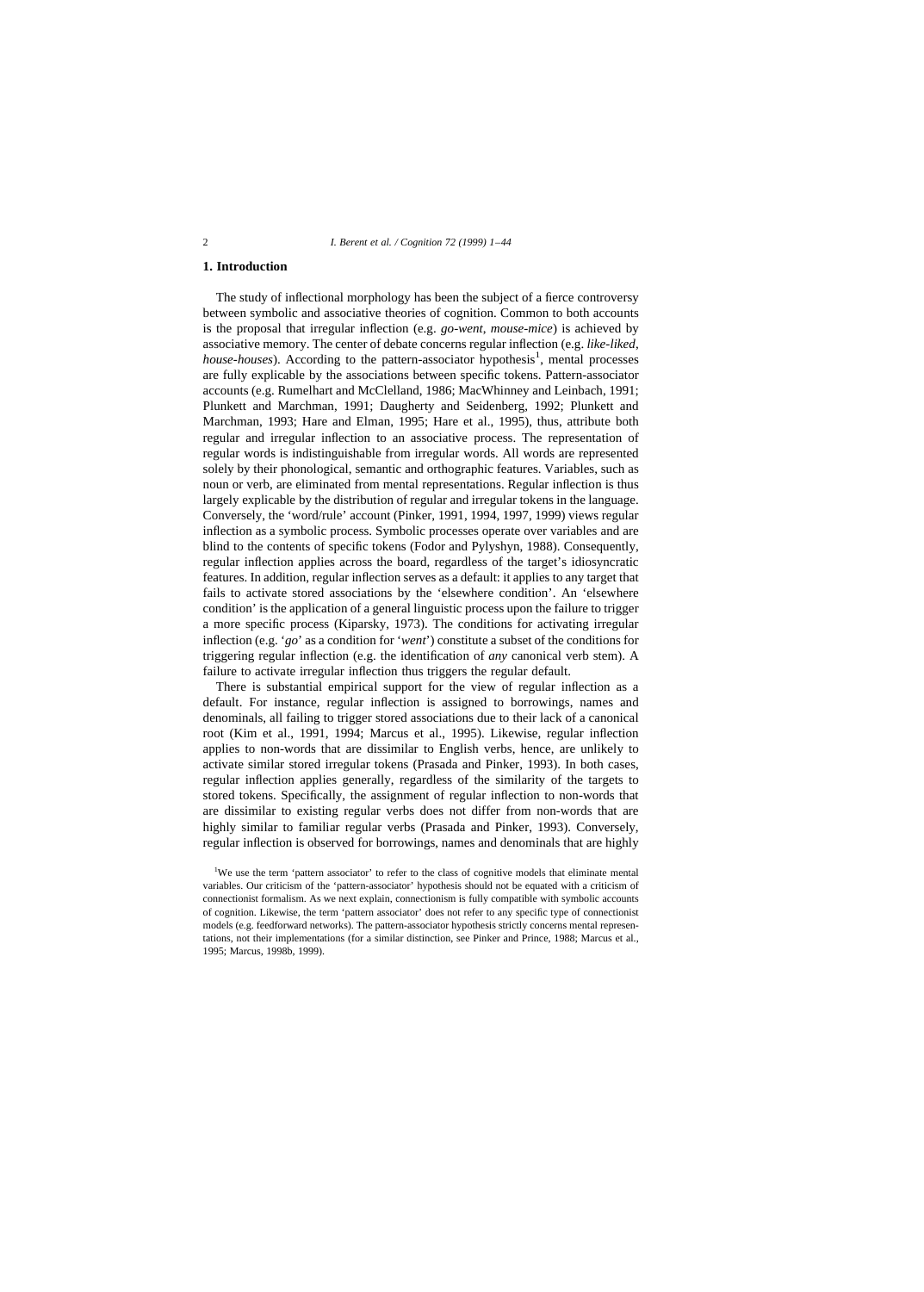## 1. Introduction

The study of inflectional morphology has been the subject of a fierce controversy between symbolic and associative theories of cognition. Common to both accounts is the proposal that irregular inflection (e.g. *go-went*, *mouse-mice*) is achieved by associative memory. The center of debate concerns regular inflection (e.g. *like-liked*, *house-houses*). According to the pattern-associator hypothesis[1], mental processes are fully explicable by the associations between specific tokens. Pattern-associator accounts (e.g. Rumelhart and McClelland, 1986; MacWhinney and Leinbach, 1991; Plunkett and Marchman, 1991; Daugherty and Seidenberg, 1992; Plunkett and Marchman, 1993; Hare and Elman, 1995; Hare et al., 1995), thus, attribute both regular and irregular inflection to an associative process. The representation of regular words is indistinguishable from irregular words. All words are represented solely by their phonological, semantic and orthographic features. Variables, such as noun or verb, are eliminated from mental representations. Regular inflection is thus largely explicable by the distribution of regular and irregular tokens in the language. Conversely, the 'word/rule' account (Pinker, 1991, 1994, 1997, 1999) views regular inflection as a symbolic process. Symbolic processes operate over variables and are blind to the contents of specific tokens (Fodor and Pylyshyn, 1988). Consequently, regular inflection applies across the board, regardless of the target's idiosyncratic features. In addition, regular inflection serves as a default: it applies to any target that fails to activate stored associations by the 'elsewhere condition'. An 'elsewhere condition' is the application of a general linguistic process upon the failure to trigger a more specific process (Kiparsky, 1973). The conditions for activating irregular inflection (e.g. '*go*' as a condition for '*went*') constitute a subset of the conditions for triggering regular inflection (e.g. the identification of *any* canonical verb stem). A failure to activate irregular inflection thus triggers the regular default.

There is substantial empirical support for the view of regular inflection as a default. For instance, regular inflection is assigned to borrowings, names and denominals, all failing to trigger stored associations due to their lack of a canonical root (Kim et al., 1991, 1994; Marcus et al., 1995). Likewise, regular inflection applies to non-words that are dissimilar to English verbs, hence, are unlikely to activate similar stored irregular tokens (Prasada and Pinker, 1993). In both cases, regular inflection applies generally, regardless of the similarity of the targets to stored tokens. Specifically, the assignment of regular inflection to non-words that are dissimilar to existing regular verbs does not differ from non-words that are highly similar to familiar regular verbs (Prasada and Pinker, 1993). Conversely, regular inflection is observed for borrowings, names and denominals that are highly

[1]We use the term 'pattern associator' to refer to the class of cognitive models that eliminate mental variables. Our criticism of the 'pattern-associator' hypothesis should not be equated with a criticism of connectionist formalism. As we next explain, connectionism is fully compatible with symbolic accounts of cognition. Likewise, the term 'pattern associator' does not refer to any specific type of connectionist models (e.g. feedforward networks). The pattern-associator hypothesis strictly concerns mental representations, not their implementations (for a similar distinction, see Pinker and Prince, 1988; Marcus et al., 1995; Marcus, 1998b, 1999).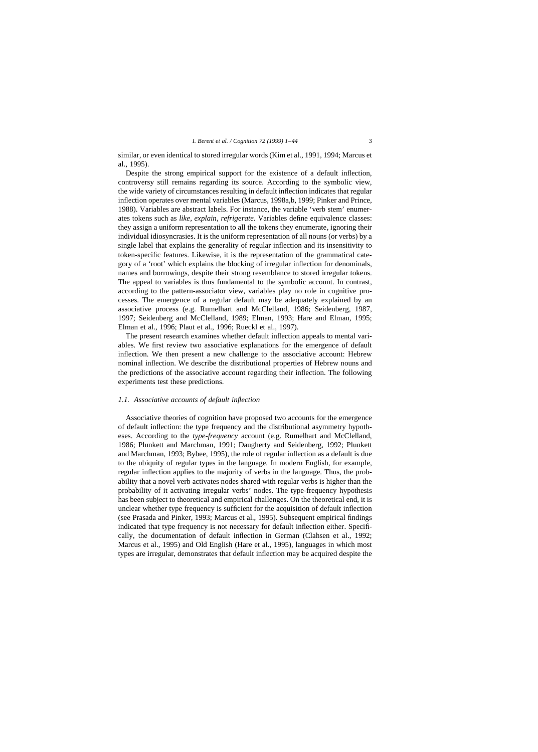similar, or even identical to stored irregular words (Kim et al., 1991, 1994; Marcus et al., 1995).

Despite the strong empirical support for the existence of a default inflection, controversy still remains regarding its source. According to the symbolic view, the wide variety of circumstances resulting in default inflection indicates that regular inflection operates over mental variables (Marcus, 1998a,b, 1999; Pinker and Prince, 1988). Variables are abstract labels. For instance, the variable 'verb stem' enumerates tokens such as *like*, *explain*, *refrigerate*. Variables define equivalence classes: they assign a uniform representation to all the tokens they enumerate, ignoring their individual idiosyncrasies. It is the uniform representation of all nouns (or verbs) by a single label that explains the generality of regular inflection and its insensitivity to token-specific features. Likewise, it is the representation of the grammatical category of a 'root' which explains the blocking of irregular inflection for denominals, names and borrowings, despite their strong resemblance to stored irregular tokens. The appeal to variables is thus fundamental to the symbolic account. In contrast, according to the pattern-associator view, variables play no role in cognitive processes. The emergence of a regular default may be adequately explained by an associative process (e.g. Rumelhart and McClelland, 1986; Seidenberg, 1987, 1997; Seidenberg and McClelland, 1989; Elman, 1993; Hare and Elman, 1995; Elman et al., 1996; Plaut et al., 1996; Rueckl et al., 1997).

The present research examines whether default inflection appeals to mental variables. We first review two associative explanations for the emergence of default inflection. We then present a new challenge to the associative account: Hebrew nominal inflection. We describe the distributional properties of Hebrew nouns and the predictions of the associative account regarding their inflection. The following experiments test these predictions.

### 1.1. Associative accounts of default inflection

Associative theories of cognition have proposed two accounts for the emergence of default inflection: the type frequency and the distributional asymmetry hypotheses. According to the *type-frequency* account (e.g. Rumelhart and McClelland, 1986; Plunkett and Marchman, 1991; Daugherty and Seidenberg, 1992; Plunkett and Marchman, 1993; Bybee, 1995), the role of regular inflection as a default is due to the ubiquity of regular types in the language. In modern English, for example, regular inflection applies to the majority of verbs in the language. Thus, the probability that a novel verb activates nodes shared with regular verbs is higher than the probability of it activating irregular verbs' nodes. The type-frequency hypothesis has been subject to theoretical and empirical challenges. On the theoretical end, it is unclear whether type frequency is sufficient for the acquisition of default inflection (see Prasada and Pinker, 1993; Marcus et al., 1995). Subsequent empirical findings indicated that type frequency is not necessary for default inflection either. Specifically, the documentation of default inflection in German (Clahsen et al., 1992; Marcus et al., 1995) and Old English (Hare et al., 1995), languages in which most types are irregular, demonstrates that default inflection may be acquired despite the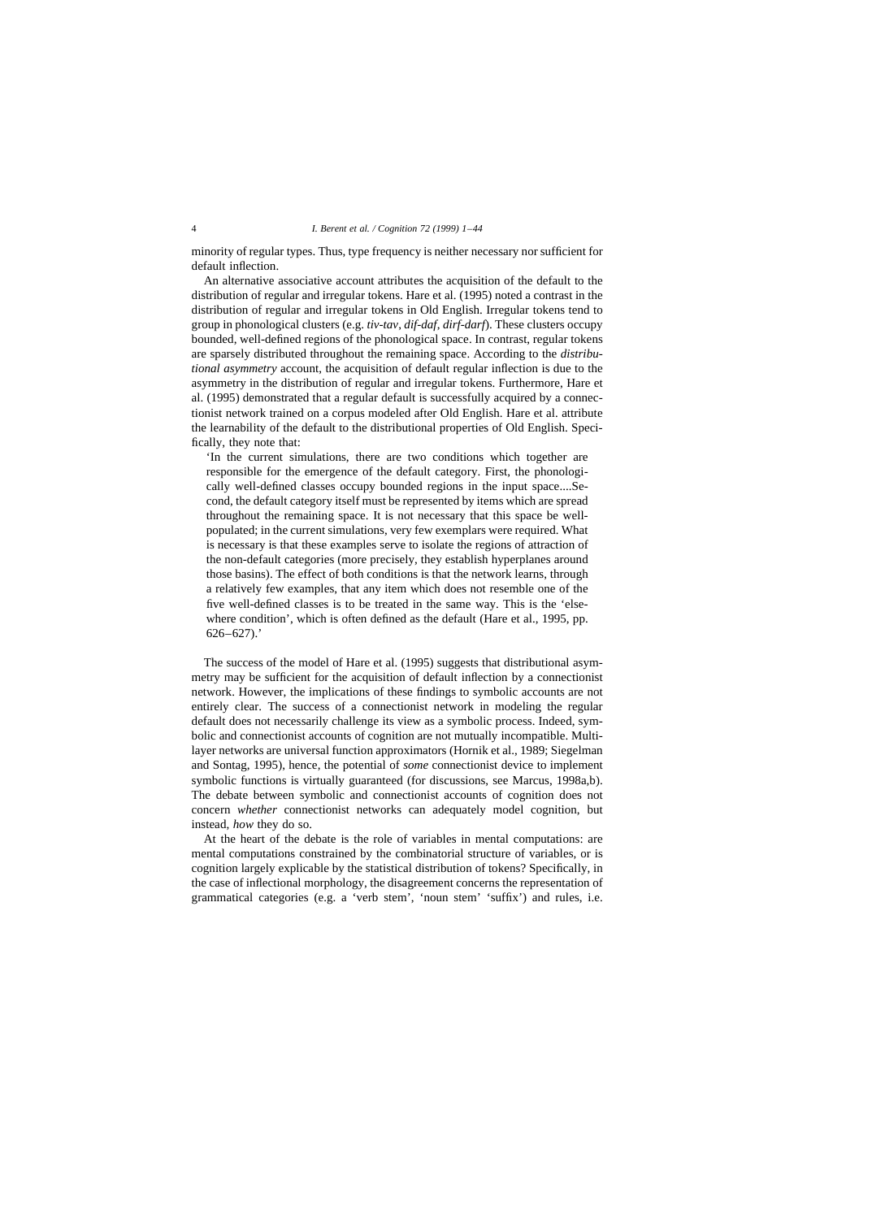minority of regular types. Thus, type frequency is neither necessary nor sufficient for default inflection.

An alternative associative account attributes the acquisition of the default to the distribution of regular and irregular tokens. Hare et al. (1995) noted a contrast in the distribution of regular and irregular tokens in Old English. Irregular tokens tend to group in phonological clusters (e.g. *tiv-tav*, *dif-daf*, *dirf-darf*). These clusters occupy bounded, well-defined regions of the phonological space. In contrast, regular tokens are sparsely distributed throughout the remaining space. According to the *distributional asymmetry* account, the acquisition of default regular inflection is due to the asymmetry in the distribution of regular and irregular tokens. Furthermore, Hare et al. (1995) demonstrated that a regular default is successfully acquired by a connectionist network trained on a corpus modeled after Old English. Hare et al. attribute the learnability of the default to the distributional properties of Old English. Specifically, they note that:

> 'In the current simulations, there are two conditions which together are responsible for the emergence of the default category. First, the phonologically well-defined classes occupy bounded regions in the input space....Second, the default category itself must be represented by items which are spread throughout the remaining space. It is not necessary that this space be well-populated; in the current simulations, very few exemplars were required. What is necessary is that these examples serve to isolate the regions of attraction of the non-default categories (more precisely, they establish hyperplanes around those basins). The effect of both conditions is that the network learns, through a relatively few examples, that any item which does not resemble one of the five well-defined classes is to be treated in the same way. This is the 'elsewhere condition', which is often defined as the default (Hare et al., 1995, pp. 626–627).'

The success of the model of Hare et al. (1995) suggests that distributional asymmetry may be sufficient for the acquisition of default inflection by a connectionist network. However, the implications of these findings to symbolic accounts are not entirely clear. The success of a connectionist network in modeling the regular default does not necessarily challenge its view as a symbolic process. Indeed, symbolic and connectionist accounts of cognition are not mutually incompatible. Multilayer networks are universal function approximators (Hornik et al., 1989; Siegelman and Sontag, 1995), hence, the potential of *some* connectionist device to implement symbolic functions is virtually guaranteed (for discussions, see Marcus, 1998a,b). The debate between symbolic and connectionist accounts of cognition does not concern *whether* connectionist networks can adequately model cognition, but instead, *how* they do so.

At the heart of the debate is the role of variables in mental computations: are mental computations constrained by the combinatorial structure of variables, or is cognition largely explicable by the statistical distribution of tokens? Specifically, in the case of inflectional morphology, the disagreement concerns the representation of grammatical categories (e.g. a 'verb stem', 'noun stem' 'suffix') and rules, i.e.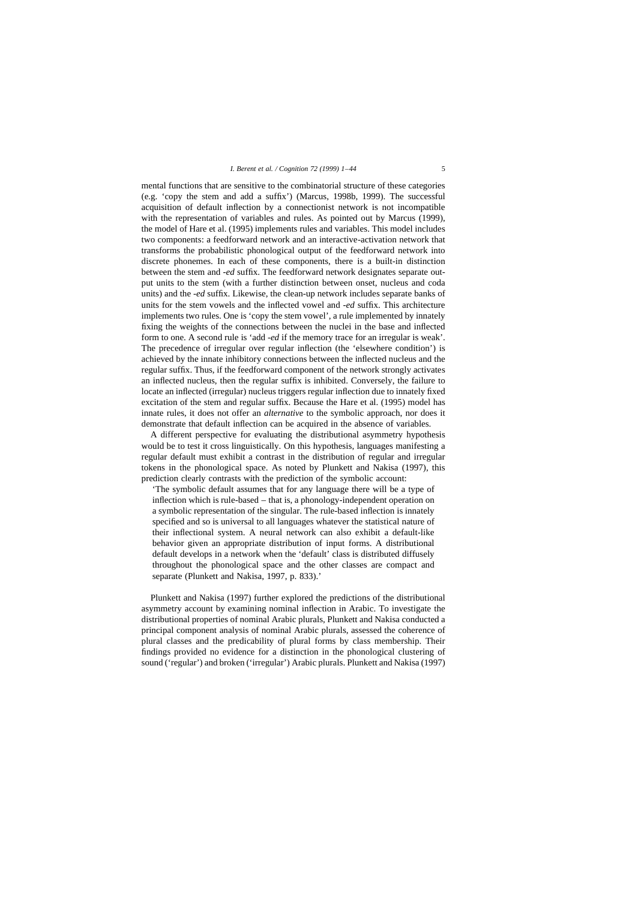mental functions that are sensitive to the combinatorial structure of these categories (e.g. 'copy the stem and add a suffix') (Marcus, 1998b, 1999). The successful acquisition of default inflection by a connectionist network is not incompatible with the representation of variables and rules. As pointed out by Marcus (1999), the model of Hare et al. (1995) implements rules and variables. This model includes two components: a feedforward network and an interactive-activation network that transforms the probabilistic phonological output of the feedforward network into discrete phonemes. In each of these components, there is a built-in distinction between the stem and *-ed* suffix. The feedforward network designates separate output units to the stem (with a further distinction between onset, nucleus and coda units) and the *-ed* suffix. Likewise, the clean-up network includes separate banks of units for the stem vowels and the inflected vowel and *-ed* suffix. This architecture implements two rules. One is 'copy the stem vowel', a rule implemented by innately fixing the weights of the connections between the nuclei in the base and inflected form to one. A second rule is 'add *-ed* if the memory trace for an irregular is weak'. The precedence of irregular over regular inflection (the 'elsewhere condition') is achieved by the innate inhibitory connections between the inflected nucleus and the regular suffix. Thus, if the feedforward component of the network strongly activates an inflected nucleus, then the regular suffix is inhibited. Conversely, the failure to locate an inflected (irregular) nucleus triggers regular inflection due to innately fixed excitation of the stem and regular suffix. Because the Hare et al. (1995) model has innate rules, it does not offer an *alternative* to the symbolic approach, nor does it demonstrate that default inflection can be acquired in the absence of variables.

A different perspective for evaluating the distributional asymmetry hypothesis would be to test it cross linguistically. On this hypothesis, languages manifesting a regular default must exhibit a contrast in the distribution of regular and irregular tokens in the phonological space. As noted by Plunkett and Nakisa (1997), this prediction clearly contrasts with the prediction of the symbolic account:

> 'The symbolic default assumes that for any language there will be a type of inflection which is rule-based – that is, a phonology-independent operation on a symbolic representation of the singular. The rule-based inflection is innately specified and so is universal to all languages whatever the statistical nature of their inflectional system. A neural network can also exhibit a default-like behavior given an appropriate distribution of input forms. A distributional default develops in a network when the 'default' class is distributed diffusely throughout the phonological space and the other classes are compact and separate (Plunkett and Nakisa, 1997, p. 833).'

Plunkett and Nakisa (1997) further explored the predictions of the distributional asymmetry account by examining nominal inflection in Arabic. To investigate the distributional properties of nominal Arabic plurals, Plunkett and Nakisa conducted a principal component analysis of nominal Arabic plurals, assessed the coherence of plural classes and the predicability of plural forms by class membership. Their findings provided no evidence for a distinction in the phonological clustering of sound ('regular') and broken ('irregular') Arabic plurals. Plunkett and Nakisa (1997)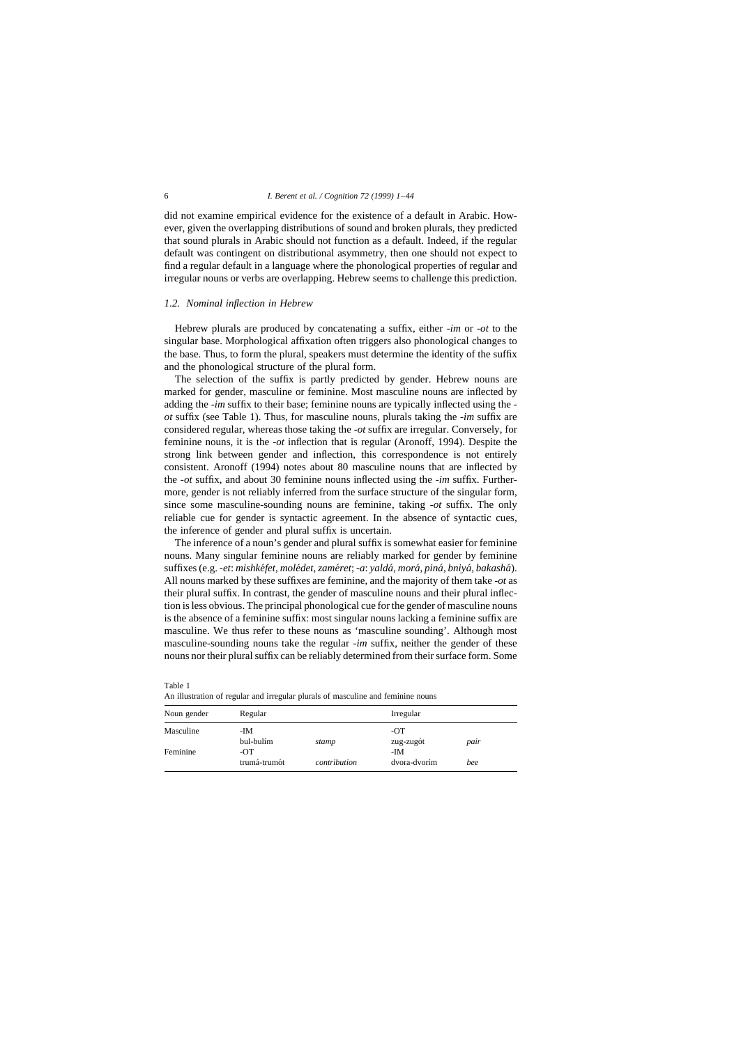did not examine empirical evidence for the existence of a default in Arabic. However, given the overlapping distributions of sound and broken plurals, they predicted that sound plurals in Arabic should not function as a default. Indeed, if the regular default was contingent on distributional asymmetry, then one should not expect to find a regular default in a language where the phonological properties of regular and irregular nouns or verbs are overlapping. Hebrew seems to challenge this prediction.

### *1.2. Nominal inflection in Hebrew*

Hebrew plurals are produced by concatenating a suffix, either *-im* or *-ot* to the singular base. Morphological affixation often triggers also phonological changes to the base. Thus, to form the plural, speakers must determine the identity of the suffix and the phonological structure of the plural form.

The selection of the suffix is partly predicted by gender. Hebrew nouns are marked for gender, masculine or feminine. Most masculine nouns are inflected by adding the *-im* suffix to their base; feminine nouns are typically inflected using the *-ot* suffix (see Table 1). Thus, for masculine nouns, plurals taking the *-im* suffix are considered regular, whereas those taking the *-ot* suffix are irregular. Conversely, for feminine nouns, it is the *-ot* inflection that is regular (Aronoff, 1994). Despite the strong link between gender and inflection, this correspondence is not entirely consistent. Aronoff (1994) notes about 80 masculine nouns that are inflected by the *-ot* suffix, and about 30 feminine nouns inflected using the *-im* suffix. Furthermore, gender is not reliably inferred from the surface structure of the singular form, since some masculine-sounding nouns are feminine, taking *-ot* suffix. The only reliable cue for gender is syntactic agreement. In the absence of syntactic cues, the inference of gender and plural suffix is uncertain.

The inference of a noun's gender and plural suffix is somewhat easier for feminine nouns. Many singular feminine nouns are reliably marked for gender by feminine suffixes (e.g. *-et*: *mishkéfet, molédet, zaméret*; *-a*: *yaldá, morá, piná, bniyá, bakashá*). All nouns marked by these suffixes are feminine, and the majority of them take *-ot* as their plural suffix. In contrast, the gender of masculine nouns and their plural inflection is less obvious. The principal phonological cue for the gender of masculine nouns is the absence of a feminine suffix: most singular nouns lacking a feminine suffix are masculine. We thus refer to these nouns as 'masculine sounding'. Although most masculine-sounding nouns take the regular *-im* suffix, neither the gender of these nouns nor their plural suffix can be reliably determined from their surface form. Some

Table 1
An illustration of regular and irregular plurals of masculine and feminine nouns

| Noun gender | Regular | | Irregular | |
|---|---|---|---|---|
| Masculine | -IM | | -OT | |
| | bul-bulím | *stamp* | zug-zugót | *pair* |
| Feminine | -OT | | -IM | |
| | trumá-trumót | *contribution* | dvora-dvorím | *bee* |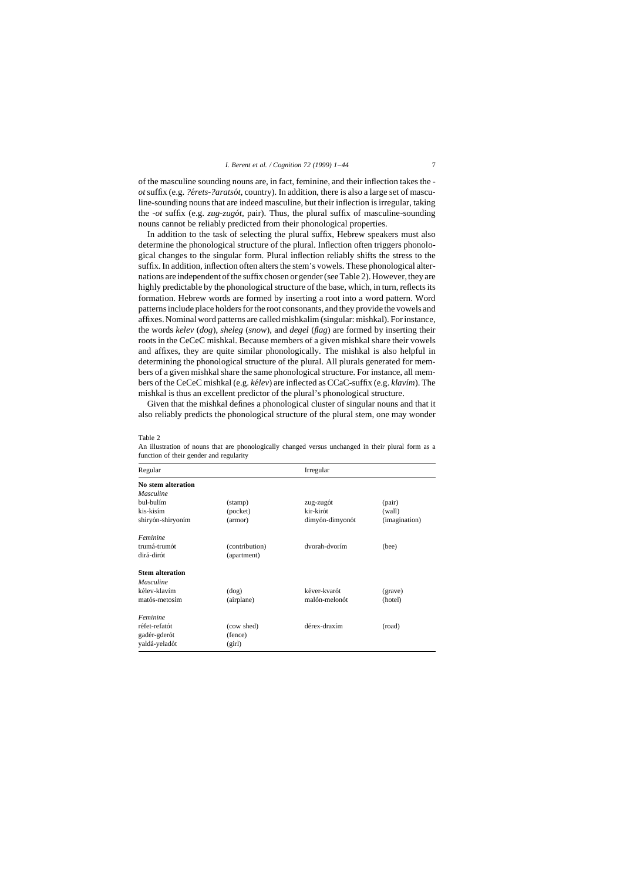of the masculine sounding nouns are, in fact, feminine, and their inflection takes the *-ot* suffix (e.g. *?érets-?aratsót*, country). In addition, there is also a large set of masculine-sounding nouns that are indeed masculine, but their inflection is irregular, taking the *-ot* suffix (e.g. *zug-zugót*, pair). Thus, the plural suffix of masculine-sounding nouns cannot be reliably predicted from their phonological properties.

In addition to the task of selecting the plural suffix, Hebrew speakers must also determine the phonological structure of the plural. Inflection often triggers phonological changes to the singular form. Plural inflection reliably shifts the stress to the suffix. In addition, inflection often alters the stem's vowels. These phonological alternations are independent of the suffix chosen or gender (see Table 2). However, they are highly predictable by the phonological structure of the base, which, in turn, reflects its formation. Hebrew words are formed by inserting a root into a word pattern. Word patterns include place holders for the root consonants, and they provide the vowels and affixes. Nominal word patterns are called mishkalim (singular: mishkal). For instance, the words *kelev* (*dog*), *sheleg* (*snow*), and *degel* (*flag*) are formed by inserting their roots in the CeCeC mishkal. Because members of a given mishkal share their vowels and affixes, they are quite similar phonologically. The mishkal is also helpful in determining the phonological structure of the plural. All plurals generated for members of a given mishkal share the same phonological structure. For instance, all members of the CeCeC mishkal (e.g. *kélev*) are inflected as CCaC-suffix (e.g. *klavím*). The mishkal is thus an excellent predictor of the plural's phonological structure.

Given that the mishkal defines a phonological cluster of singular nouns and that it also reliably predicts the phonological structure of the plural stem, one may wonder

Table 2

An illustration of nouns that are phonologically changed versus unchanged in their plural form as a function of their gender and regularity

| Regular | | Irregular | |
|---|---|---|---|
| **No stem alteration** | | | |
| *Masculine* | | | |
| bul-bulím | (stamp) | zug-zugót | (pair) |
| kis-kisím | (pocket) | kir-kirót | (wall) |
| shiryón-shiryoním | (armor) | dimyón-dimyonót | (imagination) |
| *Feminine* | | | |
| trumá-trumót | (contribution) | dvorah-dvorím | (bee) |
| dirá-dirót | (apartment) | | |
| **Stem alteration** | | | |
| *Masculine* | | | |
| kélev-klavím | (dog) | kéver-kvarót | (grave) |
| matós-metosím | (airplane) | malón-melonót | (hotel) |
| *Feminine* | | | |
| réfet-refatót | (cow shed) | dérex-draxím | (road) |
| gadér-gderót | (fence) | | |
| yaldá-yeladót | (girl) | | |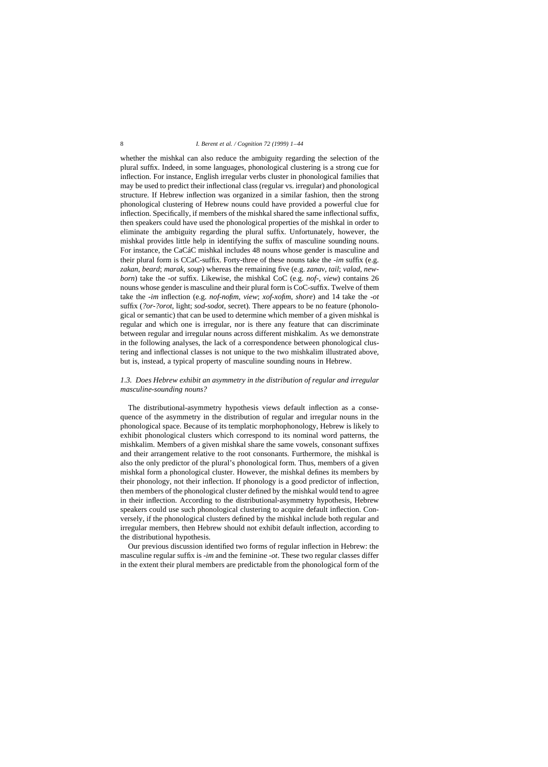whether the mishkal can also reduce the ambiguity regarding the selection of the plural suffix. Indeed, in some languages, phonological clustering is a strong cue for inflection. For instance, English irregular verbs cluster in phonological families that may be used to predict their inflectional class (regular vs. irregular) and phonological structure. If Hebrew inflection was organized in a similar fashion, then the strong phonological clustering of Hebrew nouns could have provided a powerful clue for inflection. Specifically, if members of the mishkal shared the same inflectional suffix, then speakers could have used the phonological properties of the mishkal in order to eliminate the ambiguity regarding the plural suffix. Unfortunately, however, the mishkal provides little help in identifying the suffix of masculine sounding nouns. For instance, the CaCáC mishkal includes 48 nouns whose gender is masculine and their plural form is CCaC-suffix. Forty-three of these nouns take the *-im* suffix (e.g. *zakan, beard*; *marak, soup*) whereas the remaining five (e.g. *zanav, tail*; *valad, newborn*) take the *-ot* suffix. Likewise, the mishkal CoC (e.g. *nof-, view*) contains 26 nouns whose gender is masculine and their plural form is CoC-suffix. Twelve of them take the *-im* inflection (e.g. *nof-nofim, view*; *xof-xofim, shore*) and 14 take the *-ot* suffix (*?or-?orot*, light; *sod-sodot*, secret). There appears to be no feature (phonological or semantic) that can be used to determine which member of a given mishkal is regular and which one is irregular, nor is there any feature that can discriminate between regular and irregular nouns across different mishkalim. As we demonstrate in the following analyses, the lack of a correspondence between phonological clustering and inflectional classes is not unique to the two mishkalim illustrated above, but is, instead, a typical property of masculine sounding nouns in Hebrew.

### *1.3. Does Hebrew exhibit an asymmetry in the distribution of regular and irregular masculine-sounding nouns?*

The distributional-asymmetry hypothesis views default inflection as a consequence of the asymmetry in the distribution of regular and irregular nouns in the phonological space. Because of its templatic morphophonology, Hebrew is likely to exhibit phonological clusters which correspond to its nominal word patterns, the mishkalim. Members of a given mishkal share the same vowels, consonant suffixes and their arrangement relative to the root consonants. Furthermore, the mishkal is also the only predictor of the plural's phonological form. Thus, members of a given mishkal form a phonological cluster. However, the mishkal defines its members by their phonology, not their inflection. If phonology is a good predictor of inflection, then members of the phonological cluster defined by the mishkal would tend to agree in their inflection. According to the distributional-asymmetry hypothesis, Hebrew speakers could use such phonological clustering to acquire default inflection. Conversely, if the phonological clusters defined by the mishkal include both regular and irregular members, then Hebrew should not exhibit default inflection, according to the distributional hypothesis.

Our previous discussion identified two forms of regular inflection in Hebrew: the masculine regular suffix is *-im* and the feminine *-ot*. These two regular classes differ in the extent their plural members are predictable from the phonological form of the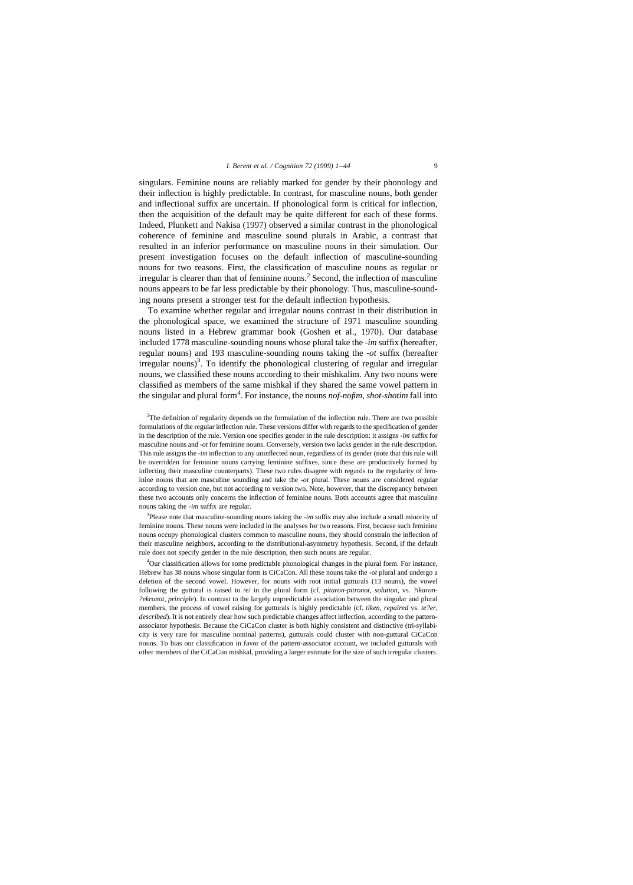singulars. Feminine nouns are reliably marked for gender by their phonology and their inflection is highly predictable. In contrast, for masculine nouns, both gender and inflectional suffix are uncertain. If phonological form is critical for inflection, then the acquisition of the default may be quite different for each of these forms. Indeed, Plunkett and Nakisa (1997) observed a similar contrast in the phonological coherence of feminine and masculine sound plurals in Arabic, a contrast that resulted in an inferior performance on masculine nouns in their simulation. Our present investigation focuses on the default inflection of masculine-sounding nouns for two reasons. First, the classification of masculine nouns as regular or irregular is clearer than that of feminine nouns.[2] Second, the inflection of masculine nouns appears to be far less predictable by their phonology. Thus, masculine-sounding nouns present a stronger test for the default inflection hypothesis.

To examine whether regular and irregular nouns contrast in their distribution in the phonological space, we examined the structure of 1971 masculine sounding nouns listed in a Hebrew grammar book (Goshen et al., 1970). Our database included 1778 masculine-sounding nouns whose plural take the *-im* suffix (hereafter, regular nouns) and 193 masculine-sounding nouns taking the *-ot* suffix (hereafter irregular nouns)[3]. To identify the phonological clustering of regular and irregular nouns, we classified these nouns according to their mishkalim. Any two nouns were classified as members of the same mishkal if they shared the same vowel pattern in the singular and plural form[4]. For instance, the nouns *nof-nofim*, *shot-shotim* fall into

[2]The definition of regularity depends on the formulation of the inflection rule. There are two possible formulations of the regular inflection rule. These versions differ with regards to the specification of gender in the description of the rule. Version one specifies gender in the rule description: it assigns *-im* suffix for masculine nouns and *-ot* for feminine nouns. Conversely, version two lacks gender in the rule description. This rule assigns the *-im* inflection to any uninflected noun, regardless of its gender (note that this rule will be overridden for feminine nouns carrying feminine suffixes, since these are productively formed by inflecting their masculine counterparts). These two rules disagree with regards to the regularity of feminine nouns that are masculine sounding and take the *-ot* plural. These nouns are considered regular according to version one, but not according to version two. Note, however, that the discrepancy between these two accounts only concerns the inflection of feminine nouns. Both accounts agree that masculine nouns taking the *-im* suffix are regular.

[3]Please note that masculine-sounding nouns taking the *-im* suffix may also include a small minority of feminine nouns. These nouns were included in the analyses for two reasons. First, because such feminine nouns occupy phonological clusters common to masculine nouns, they should constrain the inflection of their masculine neighbors, according to the distributional-asymmetry hypothesis. Second, if the default rule does not specify gender in the rule description, then such nouns are regular.

[4]Our classification allows for some predictable phonological changes in the plural form. For instance, Hebrew has 38 nouns whose singular form is CiCaCon. All these nouns take the *-ot* plural and undergo a deletion of the second vowel. However, for nouns with root initial gutturals (13 nouns), the vowel following the guttural is raised to /e/ in the plural form (cf. *pitaron-pitronot, solution,* vs. *?ikaron-?ekronot, principle*). In contrast to the largely unpredictable association between the singular and plural members, the process of vowel raising for gutturals is highly predictable (cf. *tiken, repaired* vs. *te?er, described*). It is not entirely clear how such predictable changes affect inflection, according to the pattern-associator hypothesis. Because the CiCaCon cluster is both highly consistent and distinctive (tri-syllabicity is very rare for masculine nominal patterns), gutturals could cluster with non-guttural CiCaCon nouns. To bias our classification in favor of the pattern-associator account, we included gutturals with other members of the CiCaCon mishkal, providing a larger estimate for the size of such irregular clusters.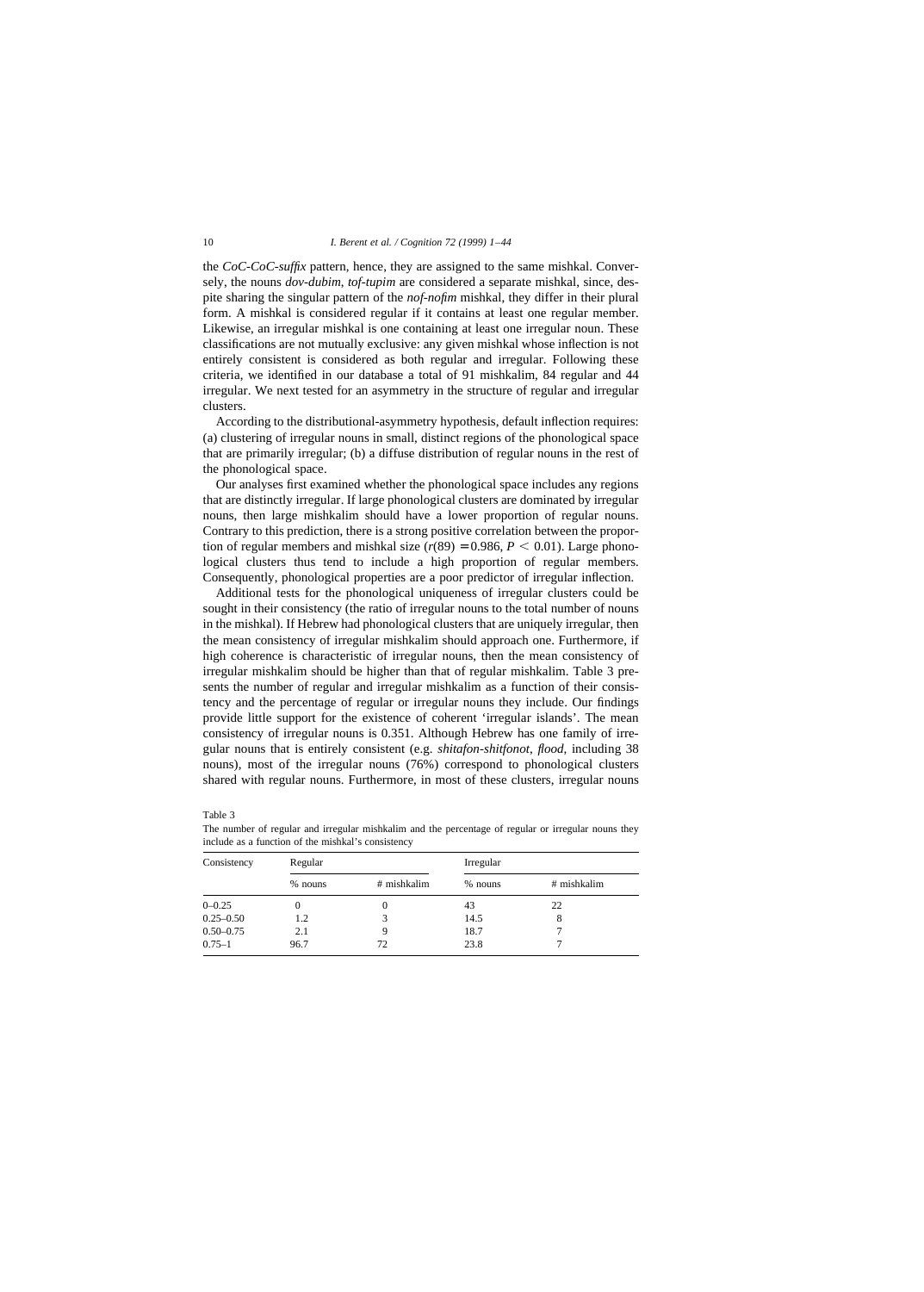the *CoC-CoC-suffix* pattern, hence, they are assigned to the same mishkal. Conversely, the nouns *dov-dubim*, *tof-tupim* are considered a separate mishkal, since, despite sharing the singular pattern of the *nof-nofim* mishkal, they differ in their plural form. A mishkal is considered regular if it contains at least one regular member. Likewise, an irregular mishkal is one containing at least one irregular noun. These classifications are not mutually exclusive: any given mishkal whose inflection is not entirely consistent is considered as both regular and irregular. Following these criteria, we identified in our database a total of 91 mishkalim, 84 regular and 44 irregular. We next tested for an asymmetry in the structure of regular and irregular clusters.

According to the distributional-asymmetry hypothesis, default inflection requires: (a) clustering of irregular nouns in small, distinct regions of the phonological space that are primarily irregular; (b) a diffuse distribution of regular nouns in the rest of the phonological space.

Our analyses first examined whether the phonological space includes any regions that are distinctly irregular. If large phonological clusters are dominated by irregular nouns, then large mishkalim should have a lower proportion of regular nouns. Contrary to this prediction, there is a strong positive correlation between the proportion of regular members and mishkal size ($r(89) = 0.986$, $P < 0.01$). Large phonological clusters thus tend to include a high proportion of regular members. Consequently, phonological properties are a poor predictor of irregular inflection.

Additional tests for the phonological uniqueness of irregular clusters could be sought in their consistency (the ratio of irregular nouns to the total number of nouns in the mishkal). If Hebrew had phonological clusters that are uniquely irregular, then the mean consistency of irregular mishkalim should approach one. Furthermore, if high coherence is characteristic of irregular nouns, then the mean consistency of irregular mishkalim should be higher than that of regular mishkalim. Table 3 presents the number of regular and irregular mishkalim as a function of their consistency and the percentage of regular or irregular nouns they include. Our findings provide little support for the existence of coherent 'irregular islands'. The mean consistency of irregular nouns is 0.351. Although Hebrew has one family of irregular nouns that is entirely consistent (e.g. *shitafon-shitfonot*, *flood*, including 38 nouns), most of the irregular nouns (76%) correspond to phonological clusters shared with regular nouns. Furthermore, in most of these clusters, irregular nouns

Table 3

The number of regular and irregular mishkalim and the percentage of regular or irregular nouns they include as a function of the mishkal's consistency

| Consistency | Regular | | Irregular | |
|---|---|---|---|---|
| | % nouns | # mishkalim | % nouns | # mishkalim |
| 0–0.25 | 0 | 0 | 43 | 22 |
| 0.25–0.50 | 1.2 | 3 | 14.5 | 8 |
| 0.50–0.75 | 2.1 | 9 | 18.7 | 7 |
| 0.75–1 | 96.7 | 72 | 23.8 | 7 |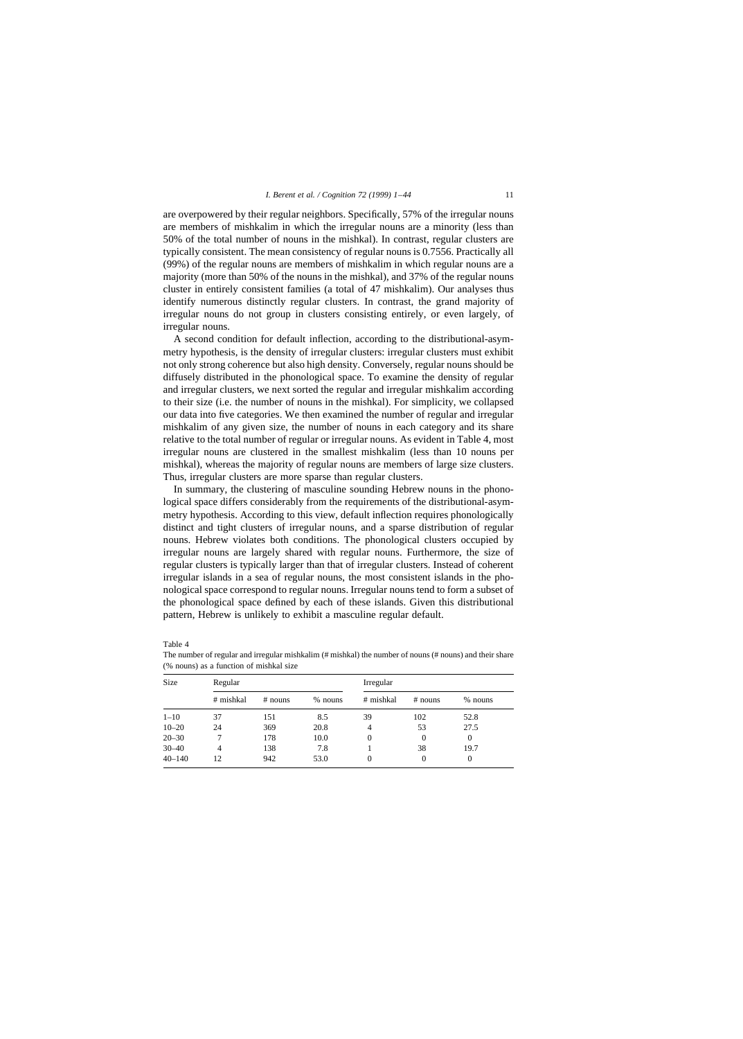are overpowered by their regular neighbors. Specifically, 57% of the irregular nouns are members of mishkalim in which the irregular nouns are a minority (less than 50% of the total number of nouns in the mishkal). In contrast, regular clusters are typically consistent. The mean consistency of regular nouns is 0.7556. Practically all (99%) of the regular nouns are members of mishkalim in which regular nouns are a majority (more than 50% of the nouns in the mishkal), and 37% of the regular nouns cluster in entirely consistent families (a total of 47 mishkalim). Our analyses thus identify numerous distinctly regular clusters. In contrast, the grand majority of irregular nouns do not group in clusters consisting entirely, or even largely, of irregular nouns.

A second condition for default inflection, according to the distributional-asymmetry hypothesis, is the density of irregular clusters: irregular clusters must exhibit not only strong coherence but also high density. Conversely, regular nouns should be diffusely distributed in the phonological space. To examine the density of regular and irregular clusters, we next sorted the regular and irregular mishkalim according to their size (i.e. the number of nouns in the mishkal). For simplicity, we collapsed our data into five categories. We then examined the number of regular and irregular mishkalim of any given size, the number of nouns in each category and its share relative to the total number of regular or irregular nouns. As evident in Table 4, most irregular nouns are clustered in the smallest mishkalim (less than 10 nouns per mishkal), whereas the majority of regular nouns are members of large size clusters. Thus, irregular clusters are more sparse than regular clusters.

In summary, the clustering of masculine sounding Hebrew nouns in the phonological space differs considerably from the requirements of the distributional-asymmetry hypothesis. According to this view, default inflection requires phonologically distinct and tight clusters of irregular nouns, and a sparse distribution of regular nouns. Hebrew violates both conditions. The phonological clusters occupied by irregular nouns are largely shared with regular nouns. Furthermore, the size of regular clusters is typically larger than that of irregular clusters. Instead of coherent irregular islands in a sea of regular nouns, the most consistent islands in the phonological space correspond to regular nouns. Irregular nouns tend to form a subset of the phonological space defined by each of these islands. Given this distributional pattern, Hebrew is unlikely to exhibit a masculine regular default.

Table 4
The number of regular and irregular mishkalim (# mishkal) the number of nouns (# nouns) and their share (% nouns) as a function of mishkal size

| Size | Regular | | | Irregular | | |
|---|---|---|---|---|---|---|
| | # mishkal | # nouns | % nouns | # mishkal | # nouns | % nouns |
| 1–10 | 37 | 151 | 8.5 | 39 | 102 | 52.8 |
| 10–20 | 24 | 369 | 20.8 | 4 | 53 | 27.5 |
| 20–30 | 7 | 178 | 10.0 | 0 | 0 | 0 |
| 30–40 | 4 | 138 | 7.8 | 1 | 38 | 19.7 |
| 40–140 | 12 | 942 | 53.0 | 0 | 0 | 0 |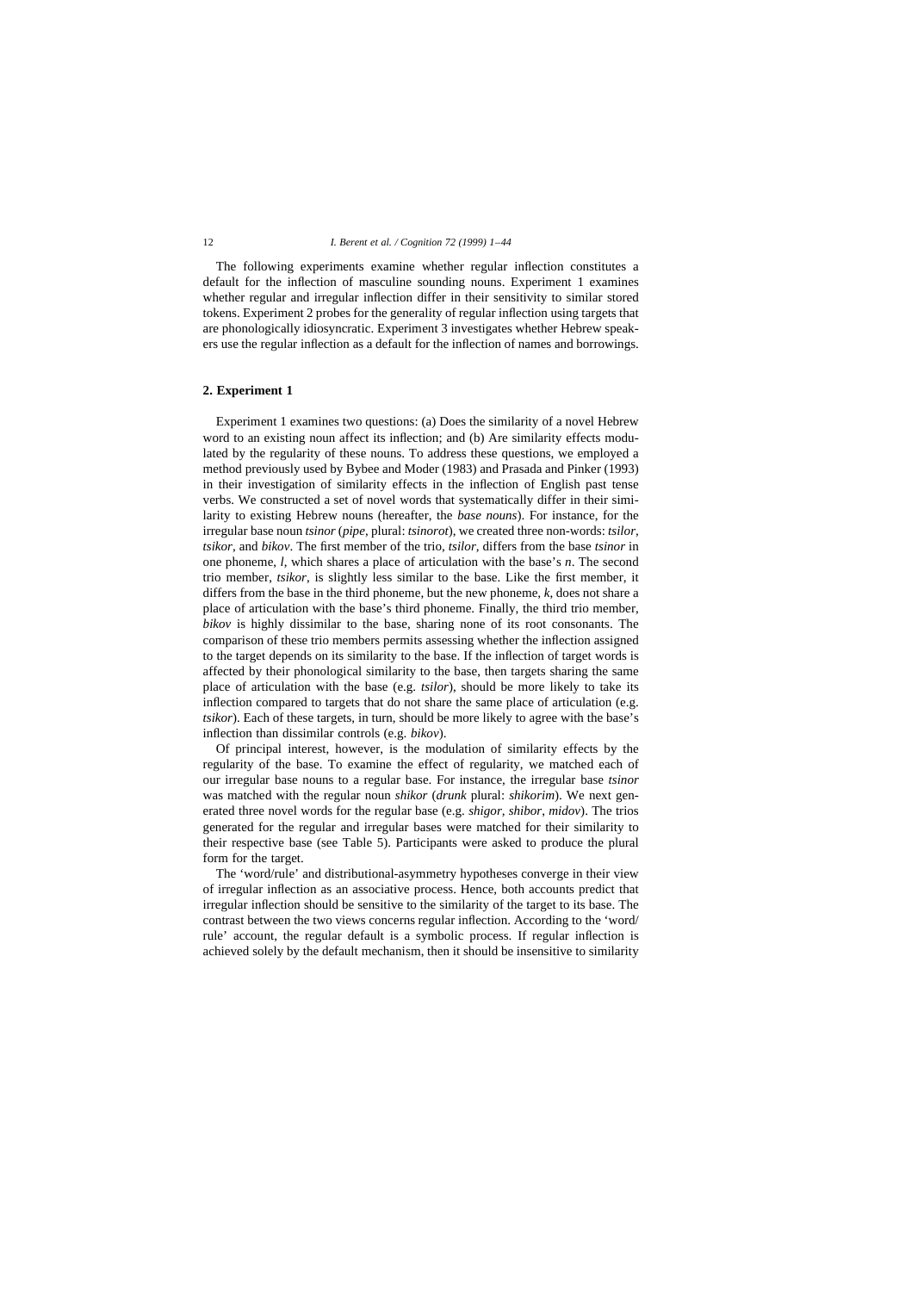The following experiments examine whether regular inflection constitutes a default for the inflection of masculine sounding nouns. Experiment 1 examines whether regular and irregular inflection differ in their sensitivity to similar stored tokens. Experiment 2 probes for the generality of regular inflection using targets that are phonologically idiosyncratic. Experiment 3 investigates whether Hebrew speakers use the regular inflection as a default for the inflection of names and borrowings.

## 2. Experiment 1

Experiment 1 examines two questions: (a) Does the similarity of a novel Hebrew word to an existing noun affect its inflection; and (b) Are similarity effects modulated by the regularity of these nouns. To address these questions, we employed a method previously used by Bybee and Moder (1983) and Prasada and Pinker (1993) in their investigation of similarity effects in the inflection of English past tense verbs. We constructed a set of novel words that systematically differ in their similarity to existing Hebrew nouns (hereafter, the *base nouns*). For instance, for the irregular base noun *tsinor* (*pipe*, plural: *tsinorot*), we created three non-words: *tsilor*, *tsikor*, and *bikov*. The first member of the trio, *tsilor*, differs from the base *tsinor* in one phoneme, *l*, which shares a place of articulation with the base's *n*. The second trio member, *tsikor*, is slightly less similar to the base. Like the first member, it differs from the base in the third phoneme, but the new phoneme, *k*, does not share a place of articulation with the base's third phoneme. Finally, the third trio member, *bikov* is highly dissimilar to the base, sharing none of its root consonants. The comparison of these trio members permits assessing whether the inflection assigned to the target depends on its similarity to the base. If the inflection of target words is affected by their phonological similarity to the base, then targets sharing the same place of articulation with the base (e.g. *tsilor*), should be more likely to take its inflection compared to targets that do not share the same place of articulation (e.g. *tsikor*). Each of these targets, in turn, should be more likely to agree with the base's inflection than dissimilar controls (e.g. *bikov*).

Of principal interest, however, is the modulation of similarity effects by the regularity of the base. To examine the effect of regularity, we matched each of our irregular base nouns to a regular base. For instance, the irregular base *tsinor* was matched with the regular noun *shikor* (*drunk* plural: *shikorim*). We next generated three novel words for the regular base (e.g. *shigor*, *shibor*, *midov*). The trios generated for the regular and irregular bases were matched for their similarity to their respective base (see Table 5). Participants were asked to produce the plural form for the target.

The 'word/rule' and distributional-asymmetry hypotheses converge in their view of irregular inflection as an associative process. Hence, both accounts predict that irregular inflection should be sensitive to the similarity of the target to its base. The contrast between the two views concerns regular inflection. According to the 'word/rule' account, the regular default is a symbolic process. If regular inflection is achieved solely by the default mechanism, then it should be insensitive to similarity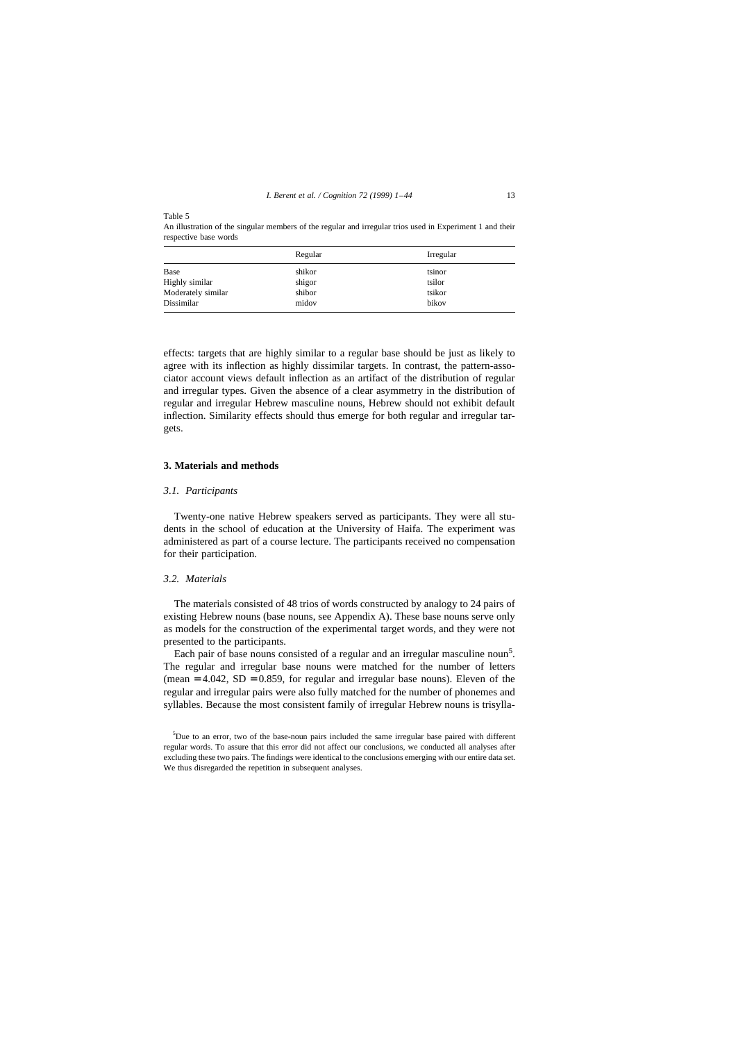Table 5
An illustration of the singular members of the regular and irregular trios used in Experiment 1 and their respective base words

| | Regular | Irregular |
|---|---|---|
| Base | shikor | tsinor |
| Highly similar | shigor | tsilor |
| Moderately similar | shibor | tsikor |
| Dissimilar | midov | bikov |

effects: targets that are highly similar to a regular base should be just as likely to agree with its inflection as highly dissimilar targets. In contrast, the pattern-associator account views default inflection as an artifact of the distribution of regular and irregular types. Given the absence of a clear asymmetry in the distribution of regular and irregular Hebrew masculine nouns, Hebrew should not exhibit default inflection. Similarity effects should thus emerge for both regular and irregular targets.

## 3. Materials and methods

### *3.1. Participants*

Twenty-one native Hebrew speakers served as participants. They were all students in the school of education at the University of Haifa. The experiment was administered as part of a course lecture. The participants received no compensation for their participation.

### *3.2. Materials*

The materials consisted of 48 trios of words constructed by analogy to 24 pairs of existing Hebrew nouns (base nouns, see Appendix A). These base nouns serve only as models for the construction of the experimental target words, and they were not presented to the participants.

Each pair of base nouns consisted of a regular and an irregular masculine noun[5]. The regular and irregular base nouns were matched for the number of letters (mean $= 4.042$, SD $= 0.859$, for regular and irregular base nouns). Eleven of the regular and irregular pairs were also fully matched for the number of phonemes and syllables. Because the most consistent family of irregular Hebrew nouns is trisylla-

[5] Due to an error, two of the base-noun pairs included the same irregular base paired with different regular words. To assure that this error did not affect our conclusions, we conducted all analyses after excluding these two pairs. The findings were identical to the conclusions emerging with our entire data set. We thus disregarded the repetition in subsequent analyses.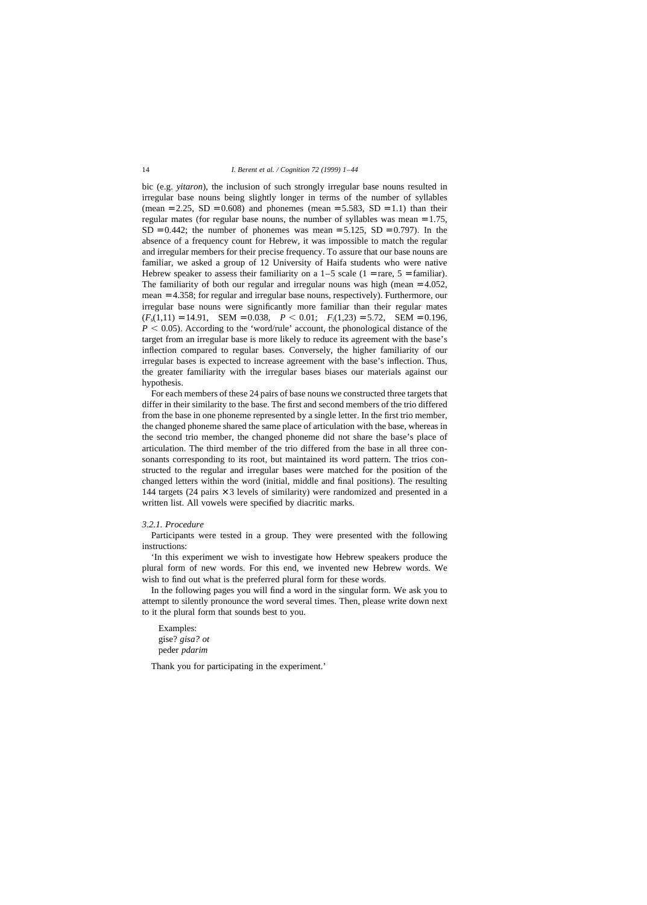bic (e.g. *yitaron*), the inclusion of such strongly irregular base nouns resulted in irregular base nouns being slightly longer in terms of the number of syllables (mean = 2.25, SD = 0.608) and phonemes (mean = 5.583, SD = 1.1) than their regular mates (for regular base nouns, the number of syllables was mean = 1.75, SD = 0.442; the number of phonemes was mean = 5.125, SD = 0.797). In the absence of a frequency count for Hebrew, it was impossible to match the regular and irregular members for their precise frequency. To assure that our base nouns are familiar, we asked a group of 12 University of Haifa students who were native Hebrew speaker to assess their familiarity on a 1–5 scale (1 = rare, 5 = familiar). The familiarity of both our regular and irregular nouns was high (mean = 4.052, mean = 4.358; for regular and irregular base nouns, respectively). Furthermore, our irregular base nouns were significantly more familiar than their regular mates ($F_s(1,11) = 14.91$, SEM = 0.038, $P < 0.01$; $F_i(1,23) = 5.72$, SEM = 0.196, $P < 0.05$). According to the 'word/rule' account, the phonological distance of the target from an irregular base is more likely to reduce its agreement with the base's inflection compared to regular bases. Conversely, the higher familiarity of our irregular bases is expected to increase agreement with the base's inflection. Thus, the greater familiarity with the irregular bases biases our materials against our hypothesis.

For each members of these 24 pairs of base nouns we constructed three targets that differ in their similarity to the base. The first and second members of the trio differed from the base in one phoneme represented by a single letter. In the first trio member, the changed phoneme shared the same place of articulation with the base, whereas in the second trio member, the changed phoneme did not share the base's place of articulation. The third member of the trio differed from the base in all three consonants corresponding to its root, but maintained its word pattern. The trios constructed to the regular and irregular bases were matched for the position of the changed letters within the word (initial, middle and final positions). The resulting 144 targets (24 pairs × 3 levels of similarity) were randomized and presented in a written list. All vowels were specified by diacritic marks.

### 3.2.1. Procedure

Participants were tested in a group. They were presented with the following instructions:

'In this experiment we wish to investigate how Hebrew speakers produce the plural form of new words. For this end, we invented new Hebrew words. We wish to find out what is the preferred plural form for these words.

In the following pages you will find a word in the singular form. We ask you to attempt to silently pronounce the word several times. Then, please write down next to it the plural form that sounds best to you.

Examples:
gise? *gisa? ot*
peder *pdarim*

Thank you for participating in the experiment.'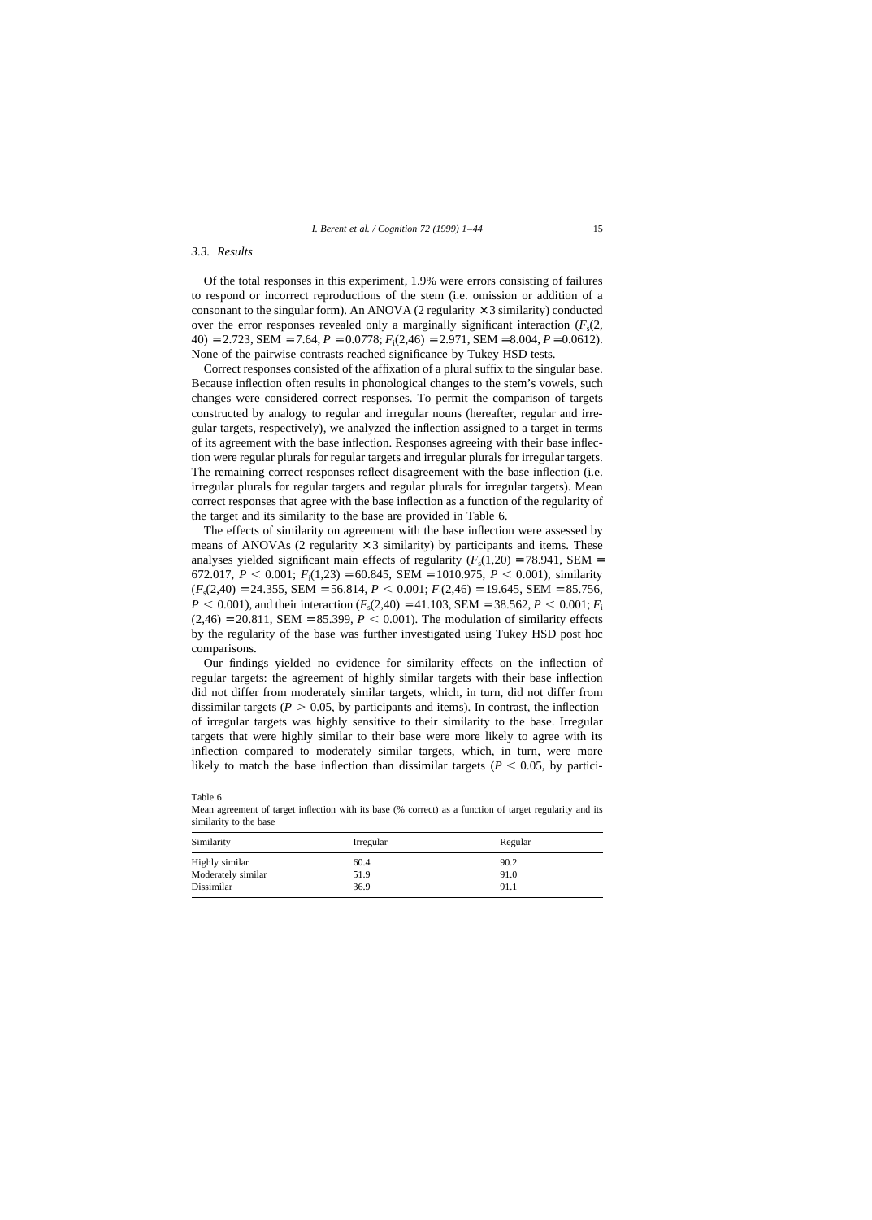### 3.3. Results

Of the total responses in this experiment, 1.9% were errors consisting of failures to respond or incorrect reproductions of the stem (i.e. omission or addition of a consonant to the singular form). An ANOVA (2 regularity $\times$ 3 similarity) conducted over the error responses revealed only a marginally significant interaction ($F_s(2, 40) = 2.723$, SEM $= 7.64$, $P = 0.0778$; $F_i(2,46) = 2.971$, SEM $= 8.004$, $P = 0.0612$). None of the pairwise contrasts reached significance by Tukey HSD tests.

Correct responses consisted of the affixation of a plural suffix to the singular base. Because inflection often results in phonological changes to the stem's vowels, such changes were considered correct responses. To permit the comparison of targets constructed by analogy to regular and irregular nouns (hereafter, regular and irregular targets, respectively), we analyzed the inflection assigned to a target in terms of its agreement with the base inflection. Responses agreeing with their base inflection were regular plurals for regular targets and irregular plurals for irregular targets. The remaining correct responses reflect disagreement with the base inflection (i.e. irregular plurals for regular targets and regular plurals for irregular targets). Mean correct responses that agree with the base inflection as a function of the regularity of the target and its similarity to the base are provided in Table 6.

The effects of similarity on agreement with the base inflection were assessed by means of ANOVAs (2 regularity $\times$ 3 similarity) by participants and items. These analyses yielded significant main effects of regularity ($F_s(1,20) = 78.941$, SEM $=$ 672.017, $P < 0.001$; $F_i(1,23) = 60.845$, SEM $= 1010.975$, $P < 0.001$), similarity ($F_s(2,40) = 24.355$, SEM $= 56.814$, $P < 0.001$; $F_i(2,46) = 19.645$, SEM $= 85.756$, $P < 0.001$), and their interaction ($F_s(2,40) = 41.103$, SEM $= 38.562$, $P < 0.001$; $F_i(2,46) = 20.811$, SEM $= 85.399$, $P < 0.001$). The modulation of similarity effects by the regularity of the base was further investigated using Tukey HSD post hoc comparisons.

Our findings yielded no evidence for similarity effects on the inflection of regular targets: the agreement of highly similar targets with their base inflection did not differ from moderately similar targets, which, in turn, did not differ from dissimilar targets ($P > 0.05$, by participants and items). In contrast, the inflection of irregular targets was highly sensitive to their similarity to the base. Irregular targets that were highly similar to their base were more likely to agree with its inflection compared to moderately similar targets, which, in turn, were more likely to match the base inflection than dissimilar targets ($P < 0.05$, by partici-

Table 6

Mean agreement of target inflection with its base (% correct) as a function of target regularity and its similarity to the base

| Similarity | Irregular | Regular |
|---|---|---|
| Highly similar | 60.4 | 90.2 |
| Moderately similar | 51.9 | 91.0 |
| Dissimilar | 36.9 | 91.1 |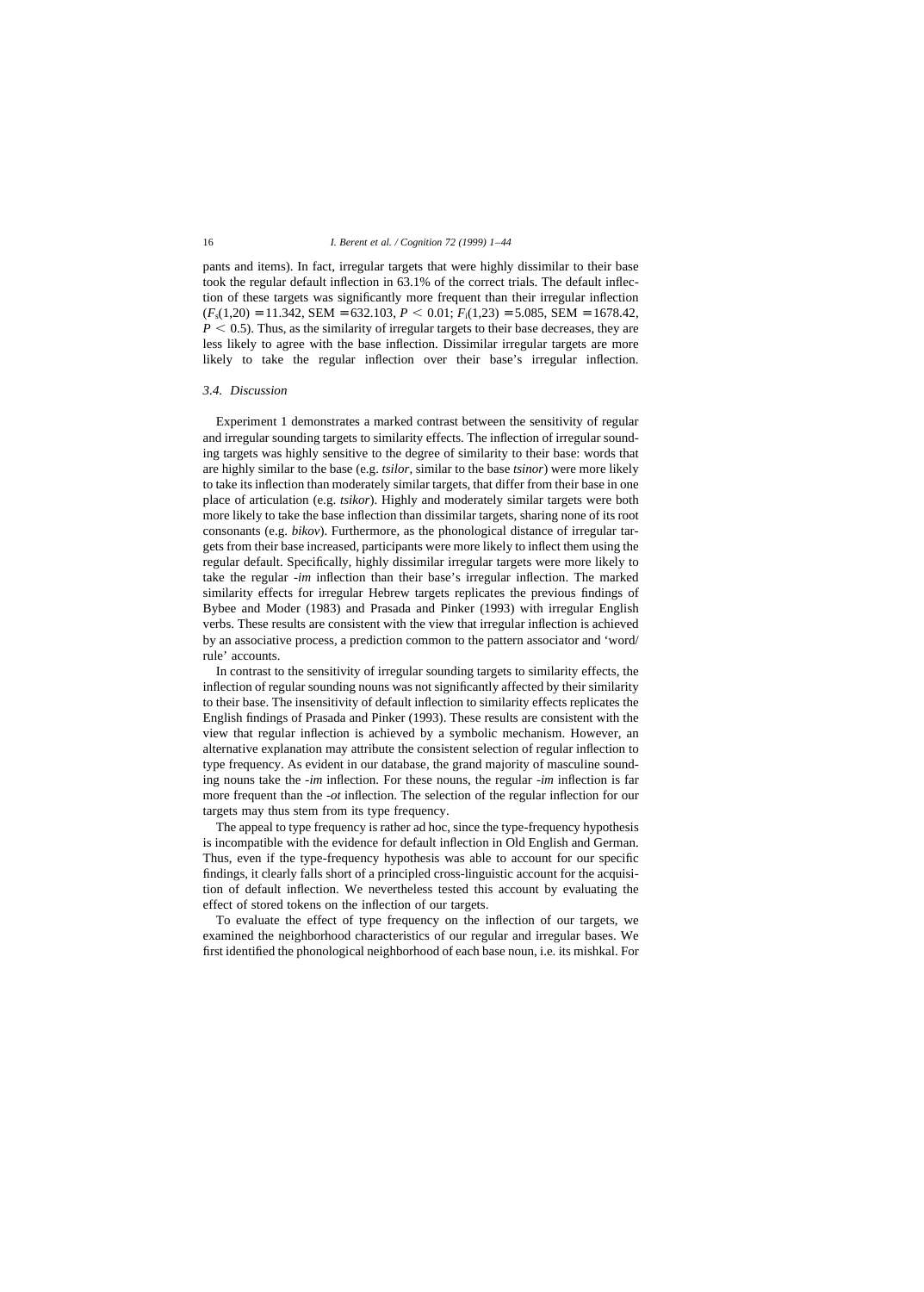pants and items). In fact, irregular targets that were highly dissimilar to their base took the regular default inflection in 63.1% of the correct trials. The default inflection of these targets was significantly more frequent than their irregular inflection ($F_s(1,20) = 11.342$, SEM = 632.103, $P < 0.01$; $F_i(1,23) = 5.085$, SEM = 1678.42, $P < 0.5$). Thus, as the similarity of irregular targets to their base decreases, they are less likely to agree with the base inflection. Dissimilar irregular targets are more likely to take the regular inflection over their base's irregular inflection.

### 3.4. Discussion

Experiment 1 demonstrates a marked contrast between the sensitivity of regular and irregular sounding targets to similarity effects. The inflection of irregular sounding targets was highly sensitive to the degree of similarity to their base: words that are highly similar to the base (e.g. *tsilor*, similar to the base *tsinor*) were more likely to take its inflection than moderately similar targets, that differ from their base in one place of articulation (e.g. *tsikor*). Highly and moderately similar targets were both more likely to take the base inflection than dissimilar targets, sharing none of its root consonants (e.g. *bikov*). Furthermore, as the phonological distance of irregular targets from their base increased, participants were more likely to inflect them using the regular default. Specifically, highly dissimilar irregular targets were more likely to take the regular *-im* inflection than their base's irregular inflection. The marked similarity effects for irregular Hebrew targets replicates the previous findings of Bybee and Moder (1983) and Prasada and Pinker (1993) with irregular English verbs. These results are consistent with the view that irregular inflection is achieved by an associative process, a prediction common to the pattern associator and 'word/rule' accounts.

In contrast to the sensitivity of irregular sounding targets to similarity effects, the inflection of regular sounding nouns was not significantly affected by their similarity to their base. The insensitivity of default inflection to similarity effects replicates the English findings of Prasada and Pinker (1993). These results are consistent with the view that regular inflection is achieved by a symbolic mechanism. However, an alternative explanation may attribute the consistent selection of regular inflection to type frequency. As evident in our database, the grand majority of masculine sounding nouns take the *-im* inflection. For these nouns, the regular *-im* inflection is far more frequent than the *-ot* inflection. The selection of the regular inflection for our targets may thus stem from its type frequency.

The appeal to type frequency is rather ad hoc, since the type-frequency hypothesis is incompatible with the evidence for default inflection in Old English and German. Thus, even if the type-frequency hypothesis was able to account for our specific findings, it clearly falls short of a principled cross-linguistic account for the acquisition of default inflection. We nevertheless tested this account by evaluating the effect of stored tokens on the inflection of our targets.

To evaluate the effect of type frequency on the inflection of our targets, we examined the neighborhood characteristics of our regular and irregular bases. We first identified the phonological neighborhood of each base noun, i.e. its mishkal. For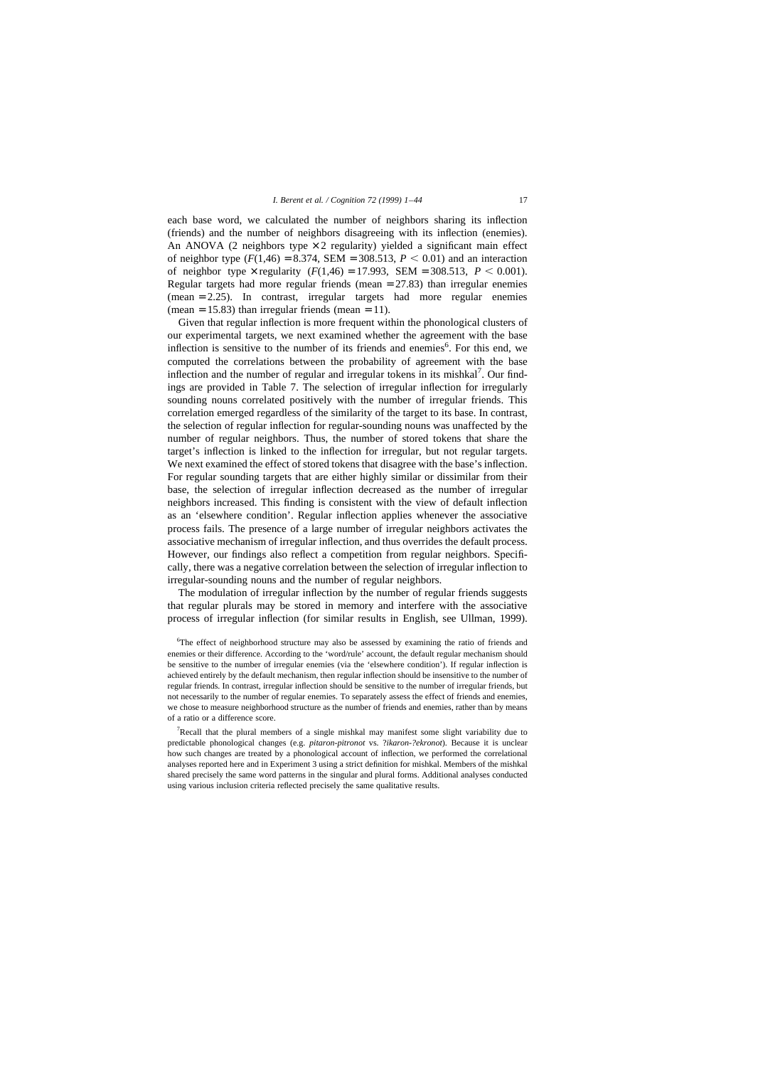each base word, we calculated the number of neighbors sharing its inflection (friends) and the number of neighbors disagreeing with its inflection (enemies). An ANOVA (2 neighbors type $\times$ 2 regularity) yielded a significant main effect of neighbor type ($F(1,46) = 8.374$, SEM $= 308.513$, $P < 0.01$) and an interaction of neighbor type $\times$ regularity ($F(1,46) = 17.993$, SEM $= 308.513$, $P < 0.001$). Regular targets had more regular friends (mean $= 27.83$) than irregular enemies (mean $= 2.25$). In contrast, irregular targets had more regular enemies (mean $= 15.83$) than irregular friends (mean $= 11$).

Given that regular inflection is more frequent within the phonological clusters of our experimental targets, we next examined whether the agreement with the base inflection is sensitive to the number of its friends and enemies[6]. For this end, we computed the correlations between the probability of agreement with the base inflection and the number of regular and irregular tokens in its mishkal[7]. Our findings are provided in Table 7. The selection of irregular inflection for irregularly sounding nouns correlated positively with the number of irregular friends. This correlation emerged regardless of the similarity of the target to its base. In contrast, the selection of regular inflection for regular-sounding nouns was unaffected by the number of regular neighbors. Thus, the number of stored tokens that share the target's inflection is linked to the inflection for irregular, but not regular targets. We next examined the effect of stored tokens that disagree with the base's inflection. For regular sounding targets that are either highly similar or dissimilar from their base, the selection of irregular inflection decreased as the number of irregular neighbors increased. This finding is consistent with the view of default inflection as an 'elsewhere condition'. Regular inflection applies whenever the associative process fails. The presence of a large number of irregular neighbors activates the associative mechanism of irregular inflection, and thus overrides the default process. However, our findings also reflect a competition from regular neighbors. Specifically, there was a negative correlation between the selection of irregular inflection to irregular-sounding nouns and the number of regular neighbors.

The modulation of irregular inflection by the number of regular friends suggests that regular plurals may be stored in memory and interfere with the associative process of irregular inflection (for similar results in English, see Ullman, 1999).

[6]The effect of neighborhood structure may also be assessed by examining the ratio of friends and enemies or their difference. According to the 'word/rule' account, the default regular mechanism should be sensitive to the number of irregular enemies (via the 'elsewhere condition'). If regular inflection is achieved entirely by the default mechanism, then regular inflection should be insensitive to the number of regular friends. In contrast, irregular inflection should be sensitive to the number of irregular friends, but not necessarily to the number of regular enemies. To separately assess the effect of friends and enemies, we chose to measure neighborhood structure as the number of friends and enemies, rather than by means of a ratio or a difference score.

[7]Recall that the plural members of a single mishkal may manifest some slight variability due to predictable phonological changes (e.g. *pitaron-pitronot* vs. *?ikaron-?ekronot*). Because it is unclear how such changes are treated by a phonological account of inflection, we performed the correlational analyses reported here and in Experiment 3 using a strict definition for mishkal. Members of the mishkal shared precisely the same word patterns in the singular and plural forms. Additional analyses conducted using various inclusion criteria reflected precisely the same qualitative results.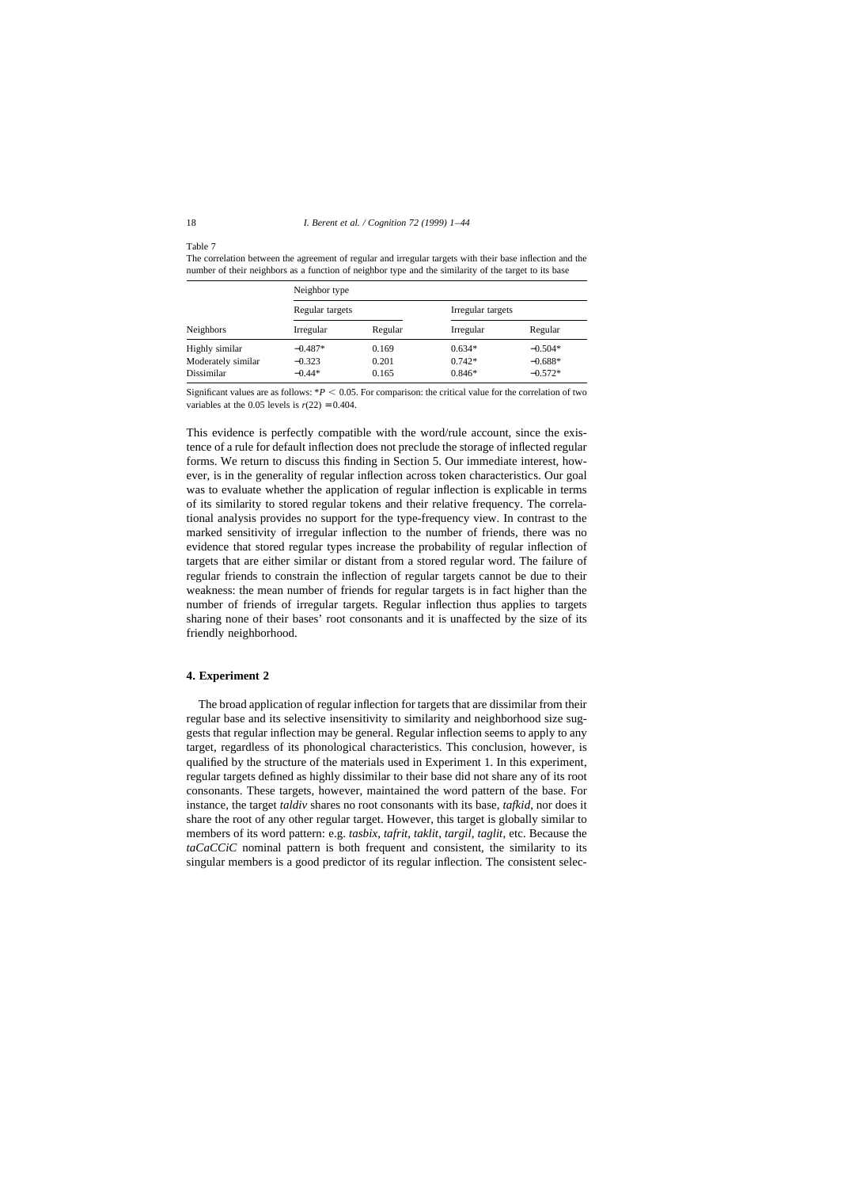Table 7

The correlation between the agreement of regular and irregular targets with their base inflection and the number of their neighbors as a function of neighbor type and the similarity of the target to its base

| | Neighbor type | | | |
|---|---|---|---|---|
| | Regular targets | | Irregular targets | |
| Neighbors | Irregular | Regular | Irregular | Regular |
| Highly similar | −0.487* | 0.169 | 0.634* | −0.504* |
| Moderately similar | −0.323 | 0.201 | 0.742* | −0.688* |
| Dissimilar | −0.44* | 0.165 | 0.846* | −0.572* |

Significant values are as follows: $*P < 0.05$. For comparison: the critical value for the correlation of two variables at the 0.05 levels is $r(22) = 0.404$.

This evidence is perfectly compatible with the word/rule account, since the existence of a rule for default inflection does not preclude the storage of inflected regular forms. We return to discuss this finding in Section 5. Our immediate interest, however, is in the generality of regular inflection across token characteristics. Our goal was to evaluate whether the application of regular inflection is explicable in terms of its similarity to stored regular tokens and their relative frequency. The correlational analysis provides no support for the type-frequency view. In contrast to the marked sensitivity of irregular inflection to the number of friends, there was no evidence that stored regular types increase the probability of regular inflection of targets that are either similar or distant from a stored regular word. The failure of regular friends to constrain the inflection of regular targets cannot be due to their weakness: the mean number of friends for regular targets is in fact higher than the number of friends of irregular targets. Regular inflection thus applies to targets sharing none of their bases' root consonants and it is unaffected by the size of its friendly neighborhood.

## 4. Experiment 2

The broad application of regular inflection for targets that are dissimilar from their regular base and its selective insensitivity to similarity and neighborhood size suggests that regular inflection may be general. Regular inflection seems to apply to any target, regardless of its phonological characteristics. This conclusion, however, is qualified by the structure of the materials used in Experiment 1. In this experiment, regular targets defined as highly dissimilar to their base did not share any of its root consonants. These targets, however, maintained the word pattern of the base. For instance, the target *taldiv* shares no root consonants with its base, *tafkid*, nor does it share the root of any other regular target. However, this target is globally similar to members of its word pattern: e.g. *tasbix*, *tafrit*, *taklit*, *targil*, *taglit*, etc. Because the *taCaCCiC* nominal pattern is both frequent and consistent, the similarity to its singular members is a good predictor of its regular inflection. The consistent selec-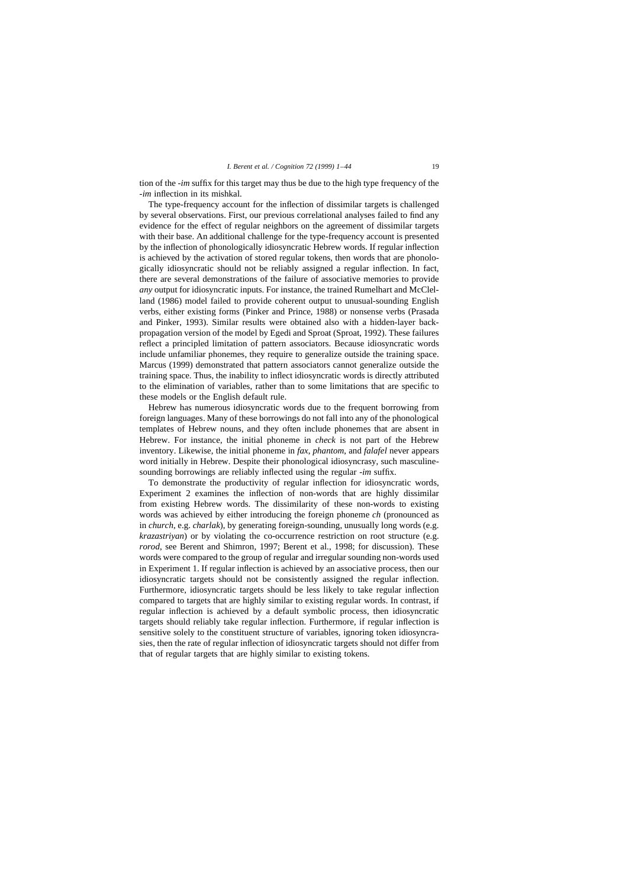tion of the *-im* suffix for this target may thus be due to the high type frequency of the *-im* inflection in its mishkal.

The type-frequency account for the inflection of dissimilar targets is challenged by several observations. First, our previous correlational analyses failed to find any evidence for the effect of regular neighbors on the agreement of dissimilar targets with their base. An additional challenge for the type-frequency account is presented by the inflection of phonologically idiosyncratic Hebrew words. If regular inflection is achieved by the activation of stored regular tokens, then words that are phonologically idiosyncratic should not be reliably assigned a regular inflection. In fact, there are several demonstrations of the failure of associative memories to provide *any* output for idiosyncratic inputs. For instance, the trained Rumelhart and McClelland (1986) model failed to provide coherent output to unusual-sounding English verbs, either existing forms (Pinker and Prince, 1988) or nonsense verbs (Prasada and Pinker, 1993). Similar results were obtained also with a hidden-layer back-propagation version of the model by Egedi and Sproat (Sproat, 1992). These failures reflect a principled limitation of pattern associators. Because idiosyncratic words include unfamiliar phonemes, they require to generalize outside the training space. Marcus (1999) demonstrated that pattern associators cannot generalize outside the training space. Thus, the inability to inflect idiosyncratic words is directly attributed to the elimination of variables, rather than to some limitations that are specific to these models or the English default rule.

Hebrew has numerous idiosyncratic words due to the frequent borrowing from foreign languages. Many of these borrowings do not fall into any of the phonological templates of Hebrew nouns, and they often include phonemes that are absent in Hebrew. For instance, the initial phoneme in *check* is not part of the Hebrew inventory. Likewise, the initial phoneme in *fax*, *phantom*, and *falafel* never appears word initially in Hebrew. Despite their phonological idiosyncrasy, such masculine-sounding borrowings are reliably inflected using the regular *-im* suffix.

To demonstrate the productivity of regular inflection for idiosyncratic words, Experiment 2 examines the inflection of non-words that are highly dissimilar from existing Hebrew words. The dissimilarity of these non-words to existing words was achieved by either introducing the foreign phoneme *ch* (pronounced as in *church*, e.g. *charlak*), by generating foreign-sounding, unusually long words (e.g. *krazastriyan*) or by violating the co-occurrence restriction on root structure (e.g. *rorod*, see Berent and Shimron, 1997; Berent et al., 1998; for discussion). These words were compared to the group of regular and irregular sounding non-words used in Experiment 1. If regular inflection is achieved by an associative process, then our idiosyncratic targets should not be consistently assigned the regular inflection. Furthermore, idiosyncratic targets should be less likely to take regular inflection compared to targets that are highly similar to existing regular words. In contrast, if regular inflection is achieved by a default symbolic process, then idiosyncratic targets should reliably take regular inflection. Furthermore, if regular inflection is sensitive solely to the constituent structure of variables, ignoring token idiosyncrasies, then the rate of regular inflection of idiosyncratic targets should not differ from that of regular targets that are highly similar to existing tokens.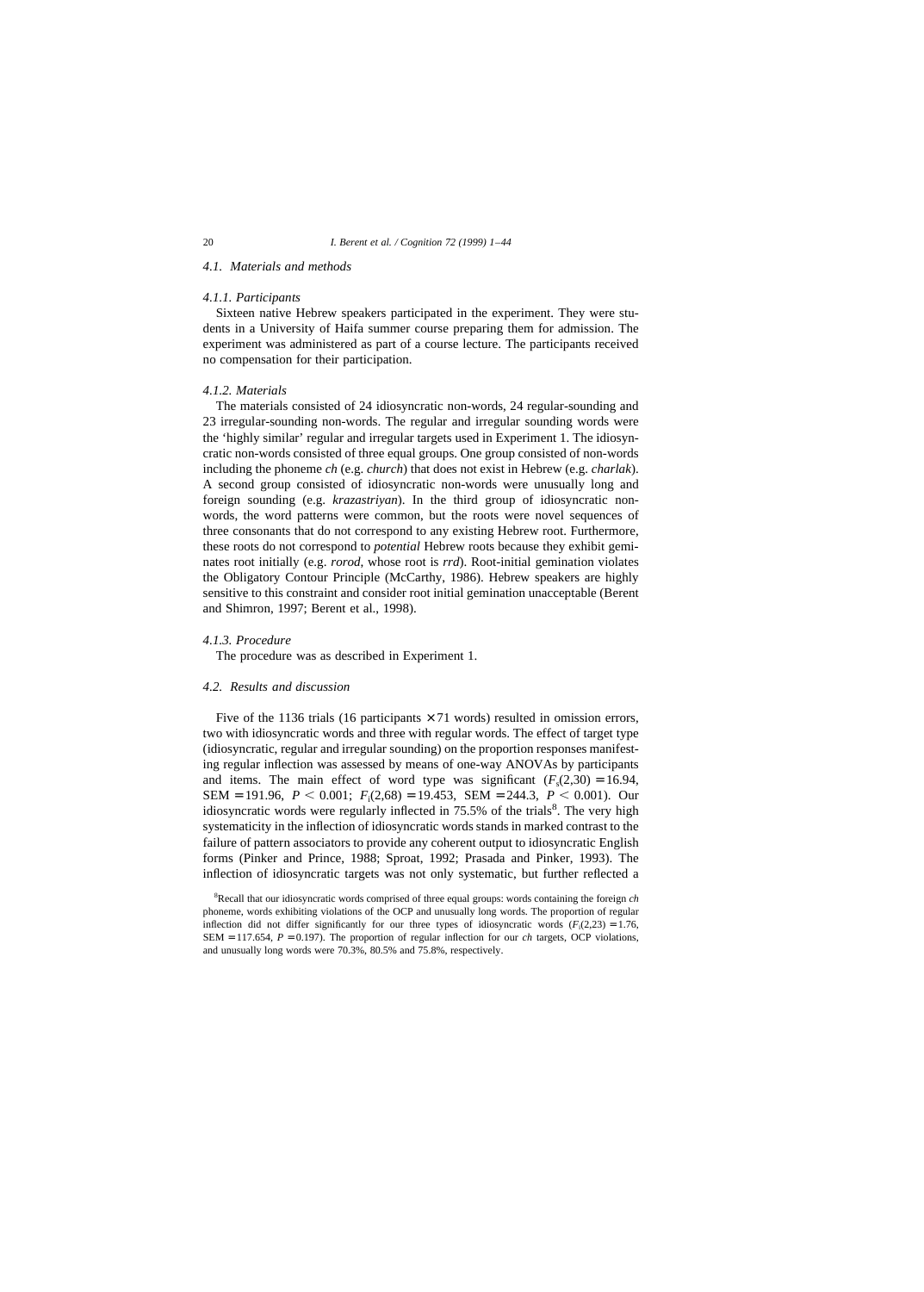### 4.1. Materials and methods

#### 4.1.1. Participants

Sixteen native Hebrew speakers participated in the experiment. They were students in a University of Haifa summer course preparing them for admission. The experiment was administered as part of a course lecture. The participants received no compensation for their participation.

#### 4.1.2. Materials

The materials consisted of 24 idiosyncratic non-words, 24 regular-sounding and 23 irregular-sounding non-words. The regular and irregular sounding words were the 'highly similar' regular and irregular targets used in Experiment 1. The idiosyncratic non-words consisted of three equal groups. One group consisted of non-words including the phoneme *ch* (e.g. *church*) that does not exist in Hebrew (e.g. *charlak*). A second group consisted of idiosyncratic non-words were unusually long and foreign sounding (e.g. *krazastriyan*). In the third group of idiosyncratic non-words, the word patterns were common, but the roots were novel sequences of three consonants that do not correspond to any existing Hebrew root. Furthermore, these roots do not correspond to *potential* Hebrew roots because they exhibit geminates root initially (e.g. *rorod*, whose root is *rrd*). Root-initial gemination violates the Obligatory Contour Principle (McCarthy, 1986). Hebrew speakers are highly sensitive to this constraint and consider root initial gemination unacceptable (Berent and Shimron, 1997; Berent et al., 1998).

#### 4.1.3. Procedure

The procedure was as described in Experiment 1.

### 4.2. Results and discussion

Five of the 1136 trials (16 participants $\times$ 71 words) resulted in omission errors, two with idiosyncratic words and three with regular words. The effect of target type (idiosyncratic, regular and irregular sounding) on the proportion responses manifesting regular inflection was assessed by means of one-way ANOVAs by participants and items. The main effect of word type was significant ($F_s(2,30) = 16.94$, SEM = 191.96, $P < 0.001$; $F_i(2,68) = 19.453$, SEM = 244.3, $P < 0.001$). Our idiosyncratic words were regularly inflected in 75.5% of the trials[8]. The very high systematicity in the inflection of idiosyncratic words stands in marked contrast to the failure of pattern associators to provide any coherent output to idiosyncratic English forms (Pinker and Prince, 1988; Sproat, 1992; Prasada and Pinker, 1993). The inflection of idiosyncratic targets was not only systematic, but further reflected a

[8]Recall that our idiosyncratic words comprised of three equal groups: words containing the foreign *ch* phoneme, words exhibiting violations of the OCP and unusually long words. The proportion of regular inflection did not differ significantly for our three types of idiosyncratic words ($F_i(2,23) = 1.76$, SEM = 117.654, $P = 0.197$). The proportion of regular inflection for our *ch* targets, OCP violations, and unusually long words were 70.3%, 80.5% and 75.8%, respectively.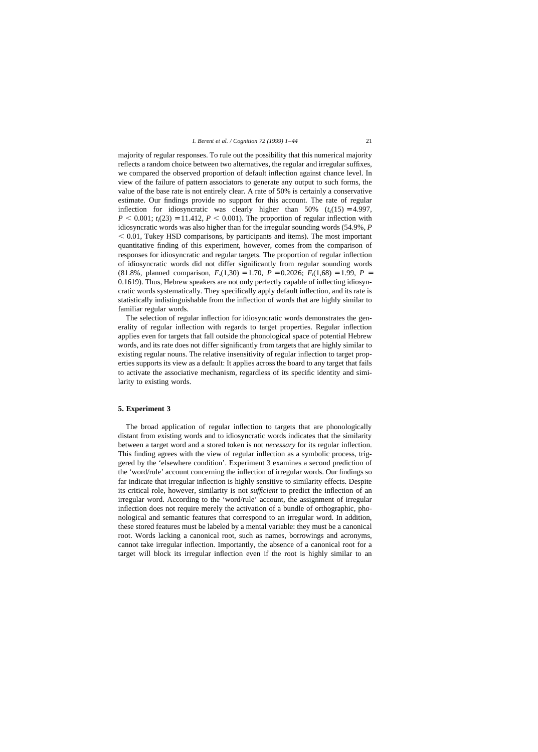majority of regular responses. To rule out the possibility that this numerical majority reflects a random choice between two alternatives, the regular and irregular suffixes, we compared the observed proportion of default inflection against chance level. In view of the failure of pattern associators to generate any output to such forms, the value of the base rate is not entirely clear. A rate of 50% is certainly a conservative estimate. Our findings provide no support for this account. The rate of regular inflection for idiosyncratic was clearly higher than 50% ($t_s(15) = 4.997$, $P < 0.001$; $t_i(23) = 11.412$, $P < 0.001$). The proportion of regular inflection with idiosyncratic words was also higher than for the irregular sounding words (54.9%, $P < 0.01$, Tukey HSD comparisons, by participants and items). The most important quantitative finding of this experiment, however, comes from the comparison of responses for idiosyncratic and regular targets. The proportion of regular inflection of idiosyncratic words did not differ significantly from regular sounding words (81.8%, planned comparison, $F_s(1,30) = 1.70$, $P = 0.2026$; $F_i(1,68) = 1.99$, $P = 0.1619$). Thus, Hebrew speakers are not only perfectly capable of inflecting idiosyncratic words systematically. They specifically apply default inflection, and its rate is statistically indistinguishable from the inflection of words that are highly similar to familiar regular words.

The selection of regular inflection for idiosyncratic words demonstrates the generality of regular inflection with regards to target properties. Regular inflection applies even for targets that fall outside the phonological space of potential Hebrew words, and its rate does not differ significantly from targets that are highly similar to existing regular nouns. The relative insensitivity of regular inflection to target properties supports its view as a default: It applies across the board to any target that fails to activate the associative mechanism, regardless of its specific identity and similarity to existing words.

## 5. Experiment 3

The broad application of regular inflection to targets that are phonologically distant from existing words and to idiosyncratic words indicates that the similarity between a target word and a stored token is not *necessary* for its regular inflection. This finding agrees with the view of regular inflection as a symbolic process, triggered by the 'elsewhere condition'. Experiment 3 examines a second prediction of the 'word/rule' account concerning the inflection of irregular words. Our findings so far indicate that irregular inflection is highly sensitive to similarity effects. Despite its critical role, however, similarity is not *sufficient* to predict the inflection of an irregular word. According to the 'word/rule' account, the assignment of irregular inflection does not require merely the activation of a bundle of orthographic, phonological and semantic features that correspond to an irregular word. In addition, these stored features must be labeled by a mental variable: they must be a canonical root. Words lacking a canonical root, such as names, borrowings and acronyms, cannot take irregular inflection. Importantly, the absence of a canonical root for a target will block its irregular inflection even if the root is highly similar to an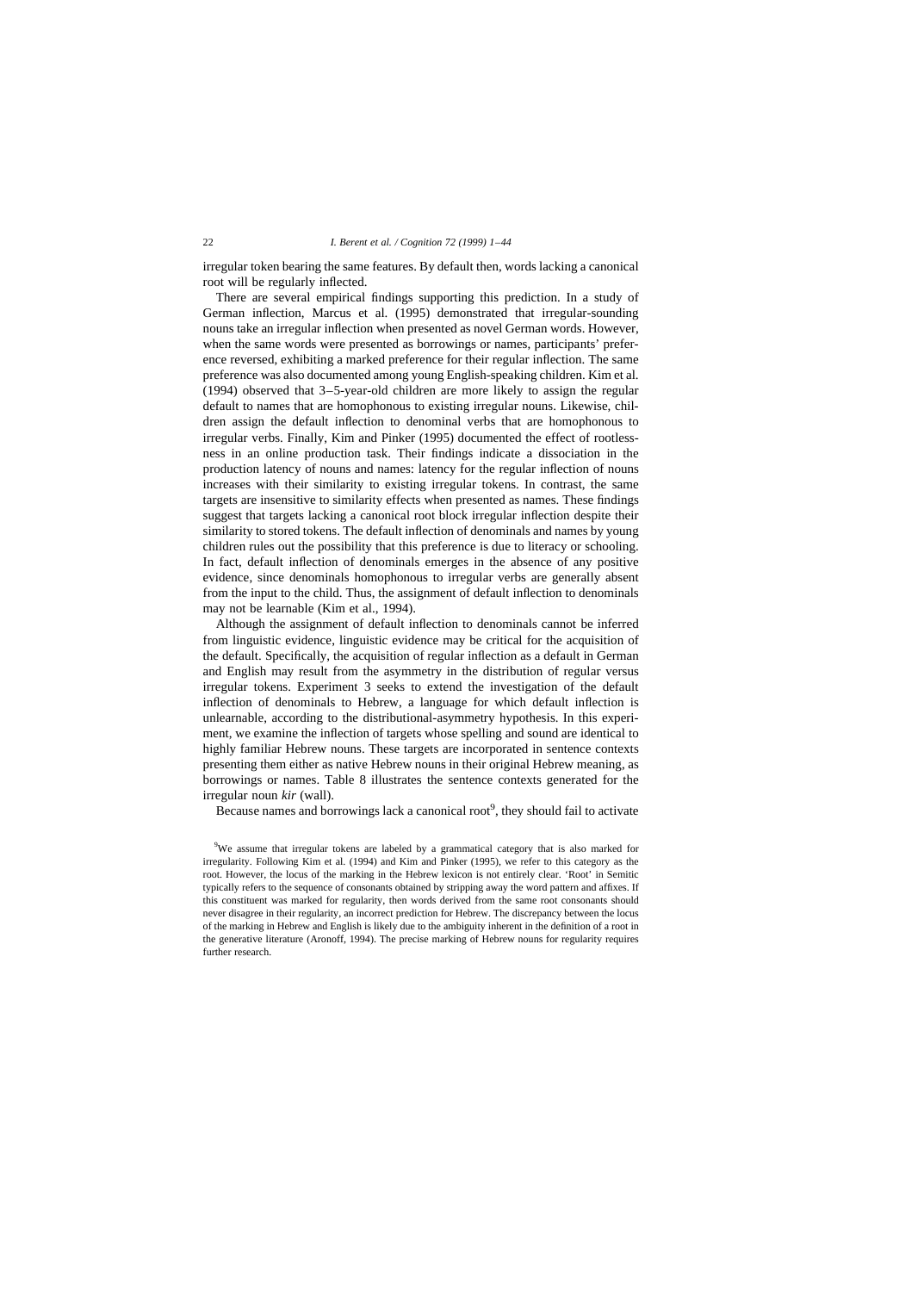irregular token bearing the same features. By default then, words lacking a canonical root will be regularly inflected.

There are several empirical findings supporting this prediction. In a study of German inflection, Marcus et al. (1995) demonstrated that irregular-sounding nouns take an irregular inflection when presented as novel German words. However, when the same words were presented as borrowings or names, participants' preference reversed, exhibiting a marked preference for their regular inflection. The same preference was also documented among young English-speaking children. Kim et al. (1994) observed that 3–5-year-old children are more likely to assign the regular default to names that are homophonous to existing irregular nouns. Likewise, children assign the default inflection to denominal verbs that are homophonous to irregular verbs. Finally, Kim and Pinker (1995) documented the effect of rootlessness in an online production task. Their findings indicate a dissociation in the production latency of nouns and names: latency for the regular inflection of nouns increases with their similarity to existing irregular tokens. In contrast, the same targets are insensitive to similarity effects when presented as names. These findings suggest that targets lacking a canonical root block irregular inflection despite their similarity to stored tokens. The default inflection of denominals and names by young children rules out the possibility that this preference is due to literacy or schooling. In fact, default inflection of denominals emerges in the absence of any positive evidence, since denominals homophonous to irregular verbs are generally absent from the input to the child. Thus, the assignment of default inflection to denominals may not be learnable (Kim et al., 1994).

Although the assignment of default inflection to denominals cannot be inferred from linguistic evidence, linguistic evidence may be critical for the acquisition of the default. Specifically, the acquisition of regular inflection as a default in German and English may result from the asymmetry in the distribution of regular versus irregular tokens. Experiment 3 seeks to extend the investigation of the default inflection of denominals to Hebrew, a language for which default inflection is unlearnable, according to the distributional-asymmetry hypothesis. In this experiment, we examine the inflection of targets whose spelling and sound are identical to highly familiar Hebrew nouns. These targets are incorporated in sentence contexts presenting them either as native Hebrew nouns in their original Hebrew meaning, as borrowings or names. Table 8 illustrates the sentence contexts generated for the irregular noun *kir* (wall).

Because names and borrowings lack a canonical root[9], they should fail to activate

[9]We assume that irregular tokens are labeled by a grammatical category that is also marked for irregularity. Following Kim et al. (1994) and Kim and Pinker (1995), we refer to this category as the root. However, the locus of the marking in the Hebrew lexicon is not entirely clear. 'Root' in Semitic typically refers to the sequence of consonants obtained by stripping away the word pattern and affixes. If this constituent was marked for regularity, then words derived from the same root consonants should never disagree in their regularity, an incorrect prediction for Hebrew. The discrepancy between the locus of the marking in Hebrew and English is likely due to the ambiguity inherent in the definition of a root in the generative literature (Aronoff, 1994). The precise marking of Hebrew nouns for regularity requires further research.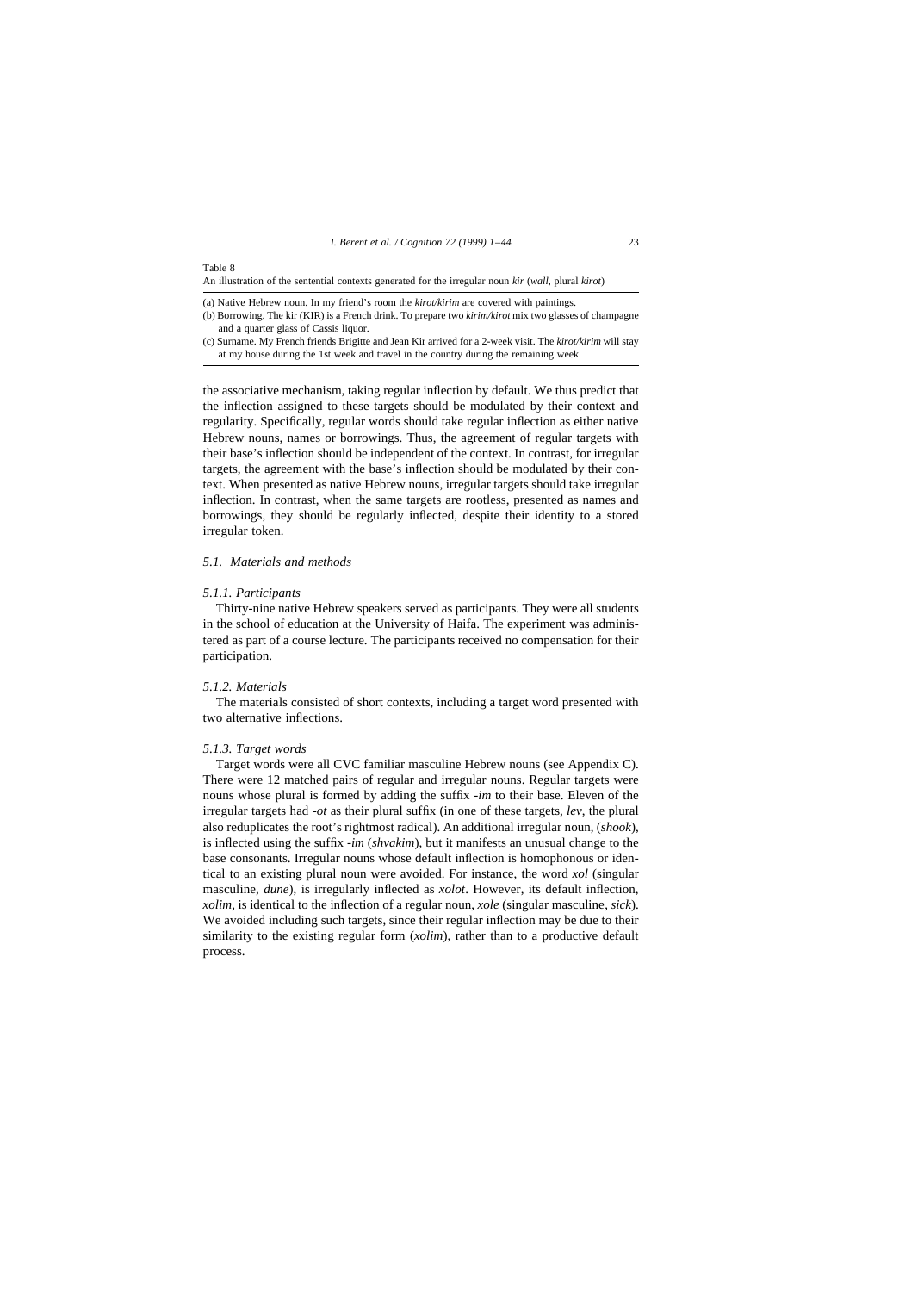Table 8

An illustration of the sentential contexts generated for the irregular noun *kir* (*wall*, plural *kirot*)

(a) Native Hebrew noun. In my friend's room the *kirot/kirim* are covered with paintings.

(b) Borrowing. The kir (KIR) is a French drink. To prepare two *kirim/kirot* mix two glasses of champagne and a quarter glass of Cassis liquor.

(c) Surname. My French friends Brigitte and Jean Kir arrived for a 2-week visit. The *kirot/kirim* will stay at my house during the 1st week and travel in the country during the remaining week.

the associative mechanism, taking regular inflection by default. We thus predict that the inflection assigned to these targets should be modulated by their context and regularity. Specifically, regular words should take regular inflection as either native Hebrew nouns, names or borrowings. Thus, the agreement of regular targets with their base's inflection should be independent of the context. In contrast, for irregular targets, the agreement with the base's inflection should be modulated by their context. When presented as native Hebrew nouns, irregular targets should take irregular inflection. In contrast, when the same targets are rootless, presented as names and borrowings, they should be regularly inflected, despite their identity to a stored irregular token.

### 5.1. Materials and methods

#### 5.1.1. Participants

Thirty-nine native Hebrew speakers served as participants. They were all students in the school of education at the University of Haifa. The experiment was administered as part of a course lecture. The participants received no compensation for their participation.

#### 5.1.2. Materials

The materials consisted of short contexts, including a target word presented with two alternative inflections.

#### 5.1.3. Target words

Target words were all CVC familiar masculine Hebrew nouns (see Appendix C). There were 12 matched pairs of regular and irregular nouns. Regular targets were nouns whose plural is formed by adding the suffix *-im* to their base. Eleven of the irregular targets had *-ot* as their plural suffix (in one of these targets, *lev*, the plural also reduplicates the root's rightmost radical). An additional irregular noun, (*shook*), is inflected using the suffix *-im* (*shvakim*), but it manifests an unusual change to the base consonants. Irregular nouns whose default inflection is homophonous or identical to an existing plural noun were avoided. For instance, the word *xol* (singular masculine, *dune*), is irregularly inflected as *xolot*. However, its default inflection, *xolim*, is identical to the inflection of a regular noun, *xole* (singular masculine, *sick*). We avoided including such targets, since their regular inflection may be due to their similarity to the existing regular form (*xolim*), rather than to a productive default process.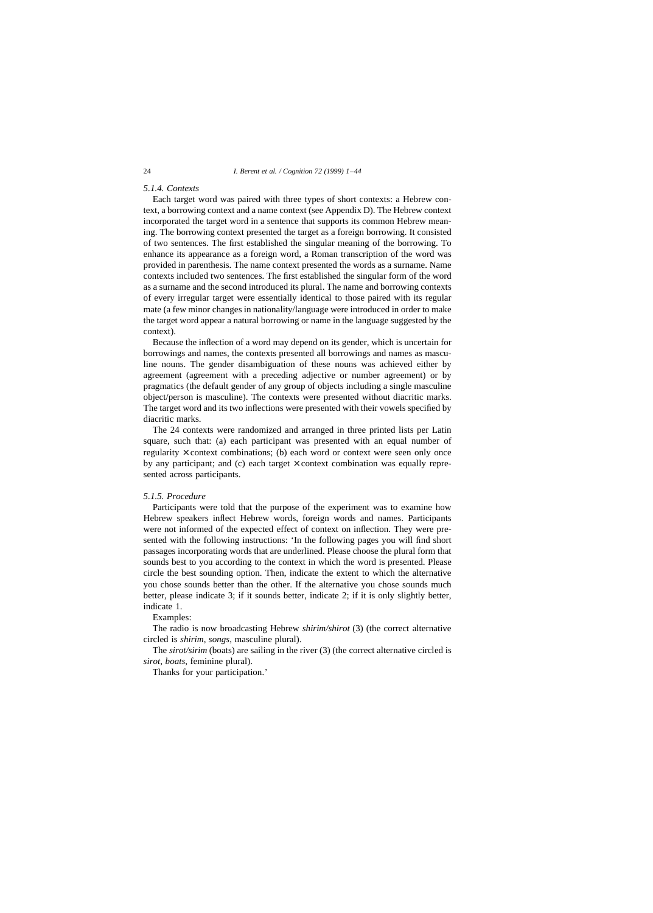### 5.1.4. Contexts

Each target word was paired with three types of short contexts: a Hebrew context, a borrowing context and a name context (see Appendix D). The Hebrew context incorporated the target word in a sentence that supports its common Hebrew meaning. The borrowing context presented the target as a foreign borrowing. It consisted of two sentences. The first established the singular meaning of the borrowing. To enhance its appearance as a foreign word, a Roman transcription of the word was provided in parenthesis. The name context presented the words as a surname. Name contexts included two sentences. The first established the singular form of the word as a surname and the second introduced its plural. The name and borrowing contexts of every irregular target were essentially identical to those paired with its regular mate (a few minor changes in nationality/language were introduced in order to make the target word appear a natural borrowing or name in the language suggested by the context).

Because the inflection of a word may depend on its gender, which is uncertain for borrowings and names, the contexts presented all borrowings and names as masculine nouns. The gender disambiguation of these nouns was achieved either by agreement (agreement with a preceding adjective or number agreement) or by pragmatics (the default gender of any group of objects including a single masculine object/person is masculine). The contexts were presented without diacritic marks. The target word and its two inflections were presented with their vowels specified by diacritic marks.

The 24 contexts were randomized and arranged in three printed lists per Latin square, such that: (a) each participant was presented with an equal number of regularity × context combinations; (b) each word or context were seen only once by any participant; and (c) each target × context combination was equally represented across participants.

### 5.1.5. Procedure

Participants were told that the purpose of the experiment was to examine how Hebrew speakers inflect Hebrew words, foreign words and names. Participants were not informed of the expected effect of context on inflection. They were presented with the following instructions: 'In the following pages you will find short passages incorporating words that are underlined. Please choose the plural form that sounds best to you according to the context in which the word is presented. Please circle the best sounding option. Then, indicate the extent to which the alternative you chose sounds better than the other. If the alternative you chose sounds much better, please indicate 3; if it sounds better, indicate 2; if it is only slightly better, indicate 1.

Examples:

The radio is now broadcasting Hebrew *shirim/shirot* (3) (the correct alternative circled is *shirim*, *songs*, masculine plural).

The *sirot/sirim* (boats) are sailing in the river (3) (the correct alternative circled is *sirot*, *boats*, feminine plural).

Thanks for your participation.'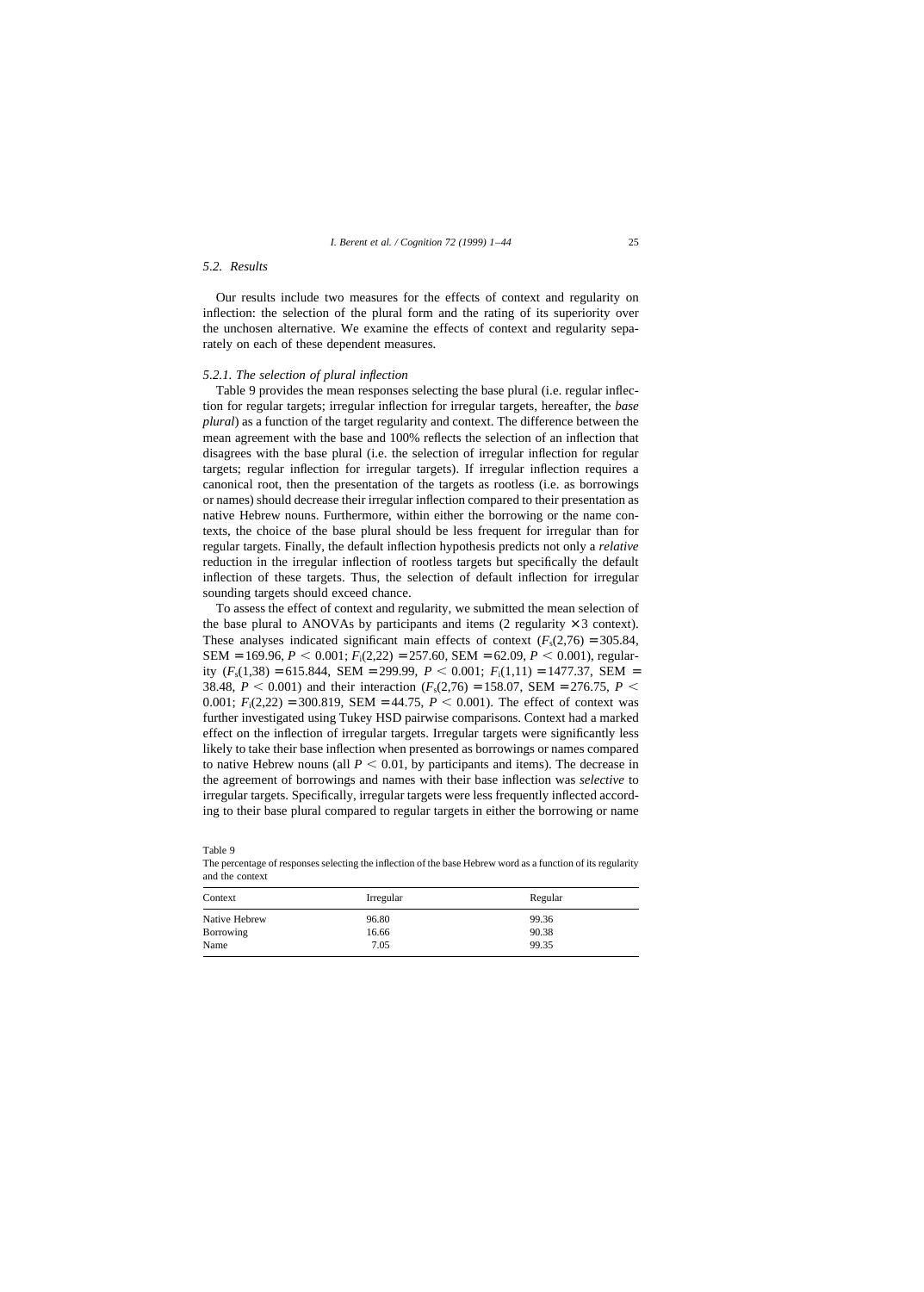### 5.2. Results

Our results include two measures for the effects of context and regularity on inflection: the selection of the plural form and the rating of its superiority over the unchosen alternative. We examine the effects of context and regularity separately on each of these dependent measures.

#### 5.2.1. The selection of plural inflection

Table 9 provides the mean responses selecting the base plural (i.e. regular inflection for regular targets; irregular inflection for irregular targets, hereafter, the *base plural*) as a function of the target regularity and context. The difference between the mean agreement with the base and 100% reflects the selection of an inflection that disagrees with the base plural (i.e. the selection of irregular inflection for regular targets; regular inflection for irregular targets). If irregular inflection requires a canonical root, then the presentation of the targets as rootless (i.e. as borrowings or names) should decrease their irregular inflection compared to their presentation as native Hebrew nouns. Furthermore, within either the borrowing or the name contexts, the choice of the base plural should be less frequent for irregular than for regular targets. Finally, the default inflection hypothesis predicts not only a *relative* reduction in the irregular inflection of rootless targets but specifically the default inflection of these targets. Thus, the selection of default inflection for irregular sounding targets should exceed chance.

To assess the effect of context and regularity, we submitted the mean selection of the base plural to ANOVAs by participants and items (2 regularity $\times$ 3 context). These analyses indicated significant main effects of context ($F_s(2,76) = 305.84$, SEM $= 169.96$, $P < 0.001$; $F_i(2,22) = 257.60$, SEM $= 62.09$, $P < 0.001$), regularity ($F_s(1,38) = 615.844$, SEM $= 299.99$, $P < 0.001$; $F_i(1,11) = 1477.37$, SEM $=$ 38.48, $P < 0.001$) and their interaction ($F_s(2,76) = 158.07$, SEM $= 276.75$, $P <$ 0.001; $F_i(2,22) = 300.819$, SEM $= 44.75$, $P < 0.001$). The effect of context was further investigated using Tukey HSD pairwise comparisons. Context had a marked effect on the inflection of irregular targets. Irregular targets were significantly less likely to take their base inflection when presented as borrowings or names compared to native Hebrew nouns (all $P < 0.01$, by participants and items). The decrease in the agreement of borrowings and names with their base inflection was *selective* to irregular targets. Specifically, irregular targets were less frequently inflected according to their base plural compared to regular targets in either the borrowing or name

Table 9
The percentage of responses selecting the inflection of the base Hebrew word as a function of its regularity and the context

| Context | Irregular | Regular |
|---|---|---|
| Native Hebrew | 96.80 | 99.36 |
| Borrowing | 16.66 | 90.38 |
| Name | 7.05 | 99.35 |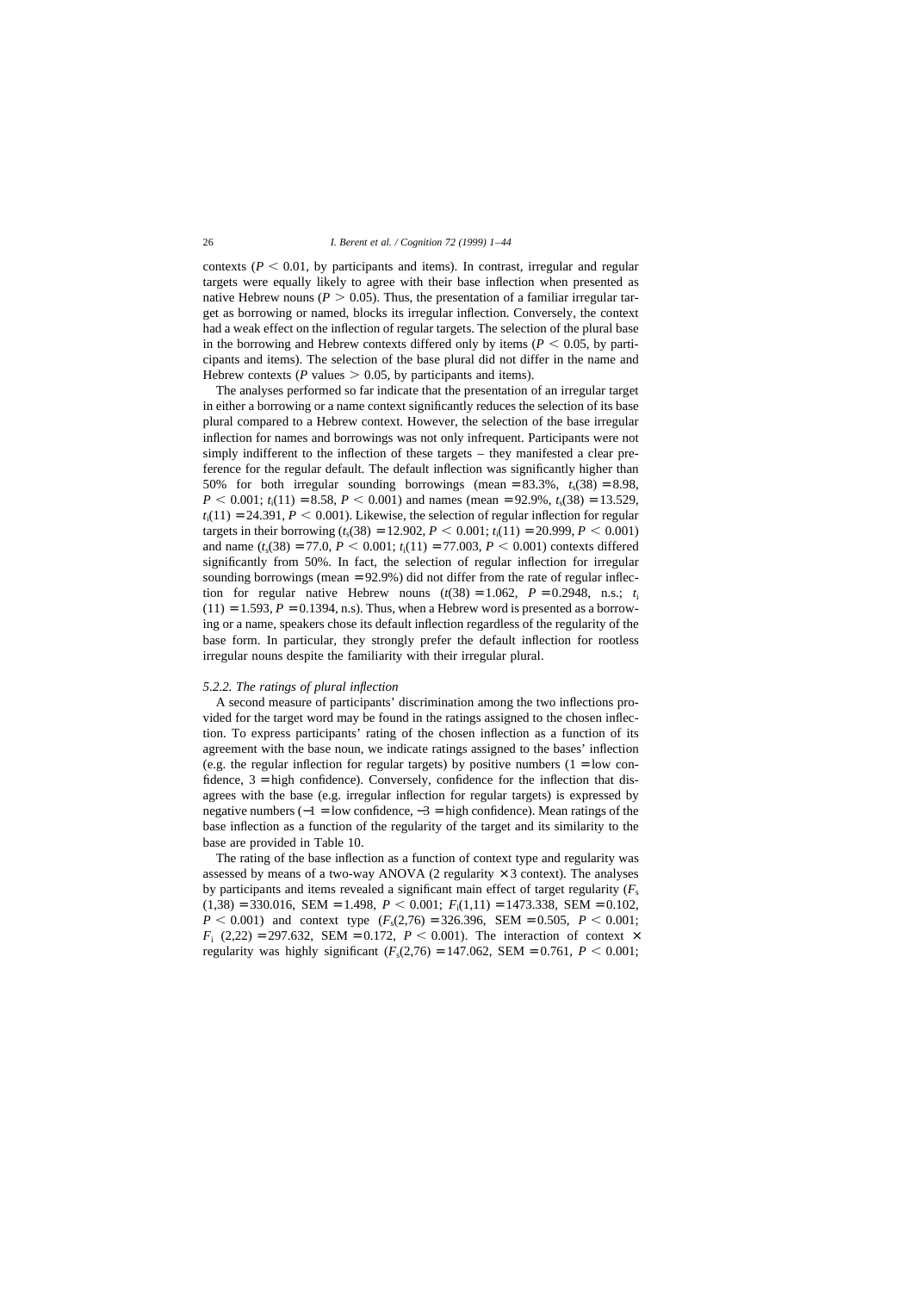contexts ($P < 0.01$, by participants and items). In contrast, irregular and regular targets were equally likely to agree with their base inflection when presented as native Hebrew nouns ($P > 0.05$). Thus, the presentation of a familiar irregular target as borrowing or named, blocks its irregular inflection. Conversely, the context had a weak effect on the inflection of regular targets. The selection of the plural base in the borrowing and Hebrew contexts differed only by items ($P < 0.05$, by participants and items). The selection of the base plural did not differ in the name and Hebrew contexts ($P$ values $> 0.05$, by participants and items).

The analyses performed so far indicate that the presentation of an irregular target in either a borrowing or a name context significantly reduces the selection of its base plural compared to a Hebrew context. However, the selection of the base irregular inflection for names and borrowings was not only infrequent. Participants were not simply indifferent to the inflection of these targets – they manifested a clear preference for the regular default. The default inflection was significantly higher than 50% for both irregular sounding borrowings (mean = 83.3%, $t_s(38) = 8.98$, $P < 0.001$; $t_i(11) = 8.58$, $P < 0.001$) and names (mean = 92.9%, $t_s(38) = 13.529$, $t_i(11) = 24.391$, $P < 0.001$). Likewise, the selection of regular inflection for regular targets in their borrowing ($t_s(38) = 12.902$, $P < 0.001$; $t_i(11) = 20.999$, $P < 0.001$) and name ($t_s(38) = 77.0$, $P < 0.001$; $t_i(11) = 77.003$, $P < 0.001$) contexts differed significantly from 50%. In fact, the selection of regular inflection for irregular sounding borrowings (mean = 92.9%) did not differ from the rate of regular inflection for regular native Hebrew nouns ($t(38) = 1.062$, $P = 0.2948$, n.s.; $t_i(11) = 1.593$, $P = 0.1394$, n.s). Thus, when a Hebrew word is presented as a borrowing or a name, speakers chose its default inflection regardless of the regularity of the base form. In particular, they strongly prefer the default inflection for rootless irregular nouns despite the familiarity with their irregular plural.

### *5.2.2. The ratings of plural inflection*

A second measure of participants' discrimination among the two inflections provided for the target word may be found in the ratings assigned to the chosen inflection. To express participants' rating of the chosen inflection as a function of its agreement with the base noun, we indicate ratings assigned to the bases' inflection (e.g. the regular inflection for regular targets) by positive numbers (1 = low confidence, 3 = high confidence). Conversely, confidence for the inflection that disagrees with the base (e.g. irregular inflection for regular targets) is expressed by negative numbers (−1 = low confidence, −3 = high confidence). Mean ratings of the base inflection as a function of the regularity of the target and its similarity to the base are provided in Table 10.

The rating of the base inflection as a function of context type and regularity was assessed by means of a two-way ANOVA (2 regularity × 3 context). The analyses by participants and items revealed a significant main effect of target regularity ($F_s(1,38) = 330.016$, SEM = 1.498, $P < 0.001$; $F_i(1,11) = 1473.338$, SEM = 0.102, $P < 0.001$) and context type ($F_s(2,76) = 326.396$, SEM = 0.505, $P < 0.001$; $F_i(2,22) = 297.632$, SEM = 0.172, $P < 0.001$). The interaction of context × regularity was highly significant ($F_s(2,76) = 147.062$, SEM = 0.761, $P < 0.001$;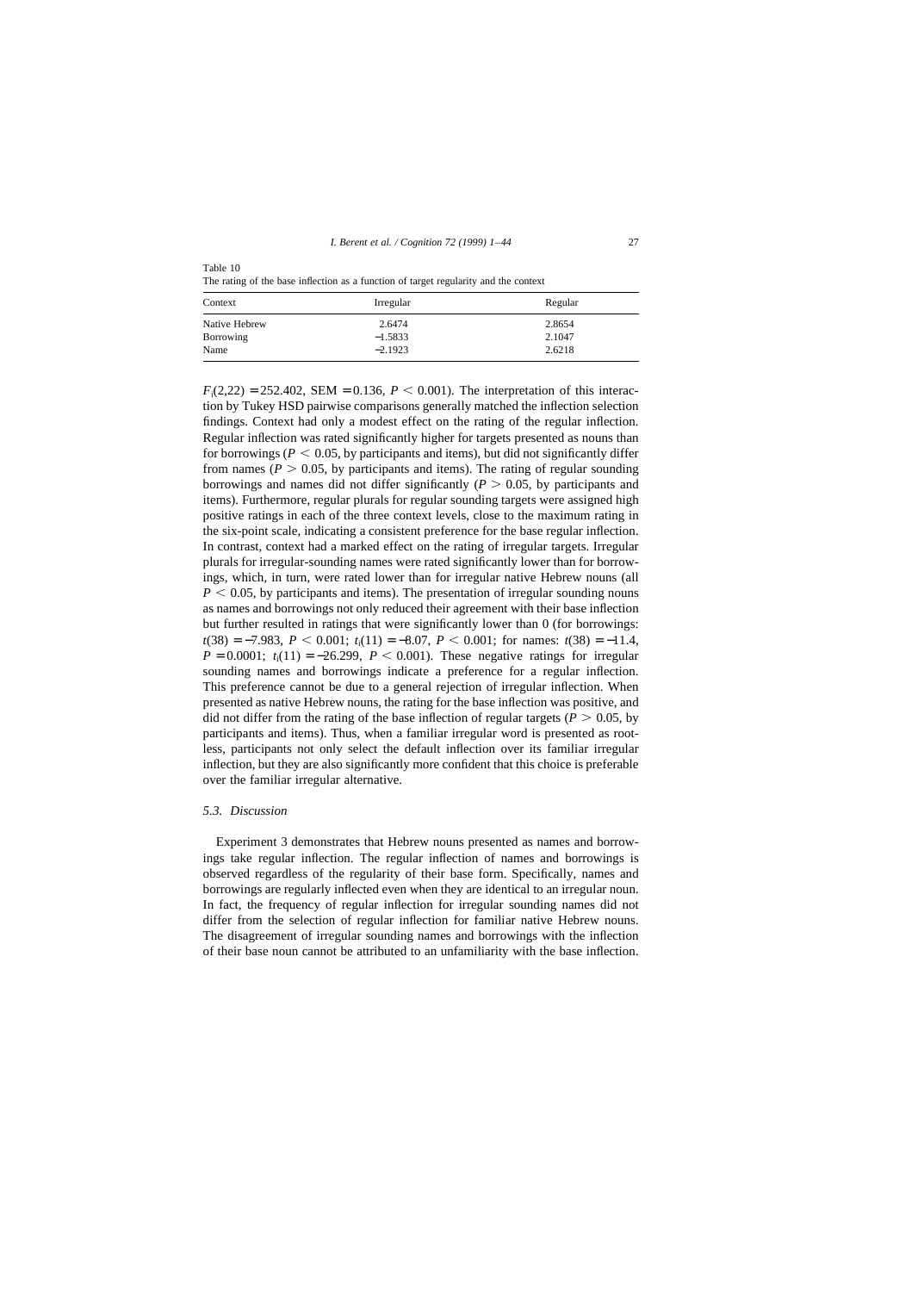Table 10
The rating of the base inflection as a function of target regularity and the context

| Context | Irregular | Regular |
|---|---|---|
| Native Hebrew | 2.6474 | 2.8654 |
| Borrowing | −1.5833 | 2.1047 |
| Name | −2.1923 | 2.6218 |

$F_i(2,22) = 252.402$, SEM $= 0.136$, $P < 0.001$). The interpretation of this interaction by Tukey HSD pairwise comparisons generally matched the inflection selection findings. Context had only a modest effect on the rating of the regular inflection. Regular inflection was rated significantly higher for targets presented as nouns than for borrowings ($P < 0.05$, by participants and items), but did not significantly differ from names ($P > 0.05$, by participants and items). The rating of regular sounding borrowings and names did not differ significantly ($P > 0.05$, by participants and items). Furthermore, regular plurals for regular sounding targets were assigned high positive ratings in each of the three context levels, close to the maximum rating in the six-point scale, indicating a consistent preference for the base regular inflection. In contrast, context had a marked effect on the rating of irregular targets. Irregular plurals for irregular-sounding names were rated significantly lower than for borrowings, which, in turn, were rated lower than for irregular native Hebrew nouns (all $P < 0.05$, by participants and items). The presentation of irregular sounding nouns as names and borrowings not only reduced their agreement with their base inflection but further resulted in ratings that were significantly lower than 0 (for borrowings: $t(38) = -7.983$, $P < 0.001$; $t_i(11) = -8.07$, $P < 0.001$; for names: $t(38) = -11.4$, $P = 0.0001$; $t_i(11) = -26.299$, $P < 0.001$). These negative ratings for irregular sounding names and borrowings indicate a preference for a regular inflection. This preference cannot be due to a general rejection of irregular inflection. When presented as native Hebrew nouns, the rating for the base inflection was positive, and did not differ from the rating of the base inflection of regular targets ($P > 0.05$, by participants and items). Thus, when a familiar irregular word is presented as rootless, participants not only select the default inflection over its familiar irregular inflection, but they are also significantly more confident that this choice is preferable over the familiar irregular alternative.

### *5.3. Discussion*

Experiment 3 demonstrates that Hebrew nouns presented as names and borrowings take regular inflection. The regular inflection of names and borrowings is observed regardless of the regularity of their base form. Specifically, names and borrowings are regularly inflected even when they are identical to an irregular noun. In fact, the frequency of regular inflection for irregular sounding names did not differ from the selection of regular inflection for familiar native Hebrew nouns. The disagreement of irregular sounding names and borrowings with the inflection of their base noun cannot be attributed to an unfamiliarity with the base inflection.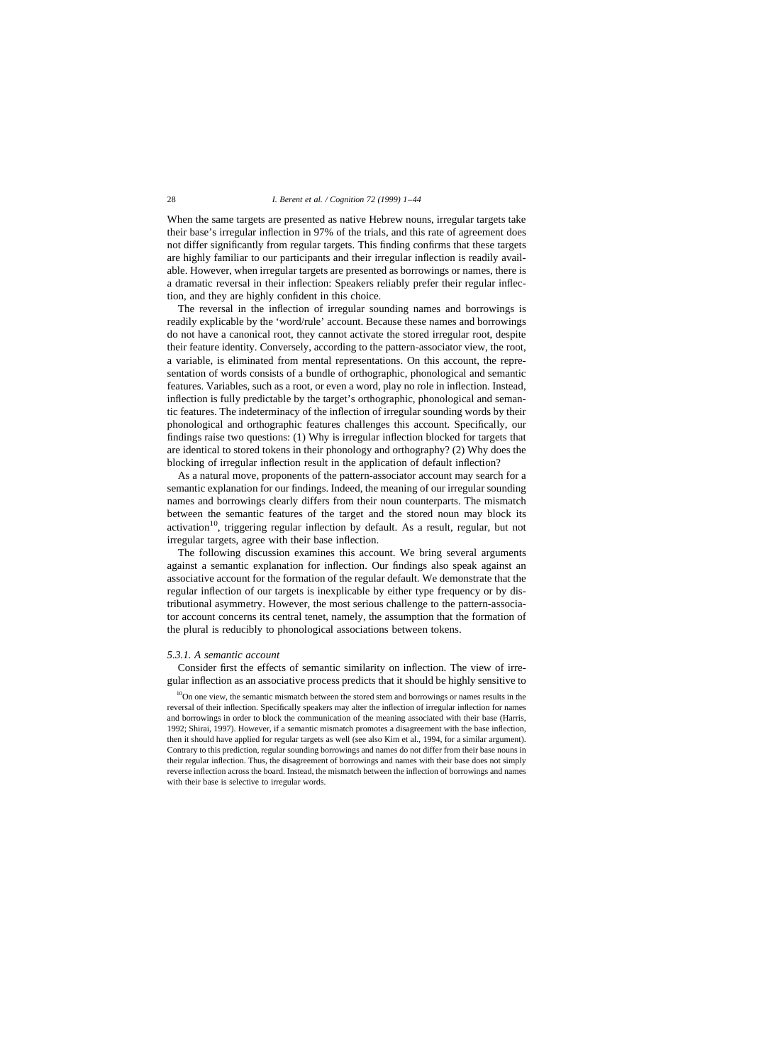When the same targets are presented as native Hebrew nouns, irregular targets take their base's irregular inflection in 97% of the trials, and this rate of agreement does not differ significantly from regular targets. This finding confirms that these targets are highly familiar to our participants and their irregular inflection is readily available. However, when irregular targets are presented as borrowings or names, there is a dramatic reversal in their inflection: Speakers reliably prefer their regular inflection, and they are highly confident in this choice.

The reversal in the inflection of irregular sounding names and borrowings is readily explicable by the 'word/rule' account. Because these names and borrowings do not have a canonical root, they cannot activate the stored irregular root, despite their feature identity. Conversely, according to the pattern-associator view, the root, a variable, is eliminated from mental representations. On this account, the representation of words consists of a bundle of orthographic, phonological and semantic features. Variables, such as a root, or even a word, play no role in inflection. Instead, inflection is fully predictable by the target's orthographic, phonological and semantic features. The indeterminacy of the inflection of irregular sounding words by their phonological and orthographic features challenges this account. Specifically, our findings raise two questions: (1) Why is irregular inflection blocked for targets that are identical to stored tokens in their phonology and orthography? (2) Why does the blocking of irregular inflection result in the application of default inflection?

As a natural move, proponents of the pattern-associator account may search for a semantic explanation for our findings. Indeed, the meaning of our irregular sounding names and borrowings clearly differs from their noun counterparts. The mismatch between the semantic features of the target and the stored noun may block its activation[10], triggering regular inflection by default. As a result, regular, but not irregular targets, agree with their base inflection.

The following discussion examines this account. We bring several arguments against a semantic explanation for inflection. Our findings also speak against an associative account for the formation of the regular default. We demonstrate that the regular inflection of our targets is inexplicable by either type frequency or by distributional asymmetry. However, the most serious challenge to the pattern-associator account concerns its central tenet, namely, the assumption that the formation of the plural is reducibly to phonological associations between tokens.

### *5.3.1. A semantic account*

Consider first the effects of semantic similarity on inflection. The view of irregular inflection as an associative process predicts that it should be highly sensitive to

[10]On one view, the semantic mismatch between the stored stem and borrowings or names results in the reversal of their inflection. Specifically speakers may alter the inflection of irregular inflection for names and borrowings in order to block the communication of the meaning associated with their base (Harris, 1992; Shirai, 1997). However, if a semantic mismatch promotes a disagreement with the base inflection, then it should have applied for regular targets as well (see also Kim et al., 1994, for a similar argument). Contrary to this prediction, regular sounding borrowings and names do not differ from their base nouns in their regular inflection. Thus, the disagreement of borrowings and names with their base does not simply reverse inflection across the board. Instead, the mismatch between the inflection of borrowings and names with their base is selective to irregular words.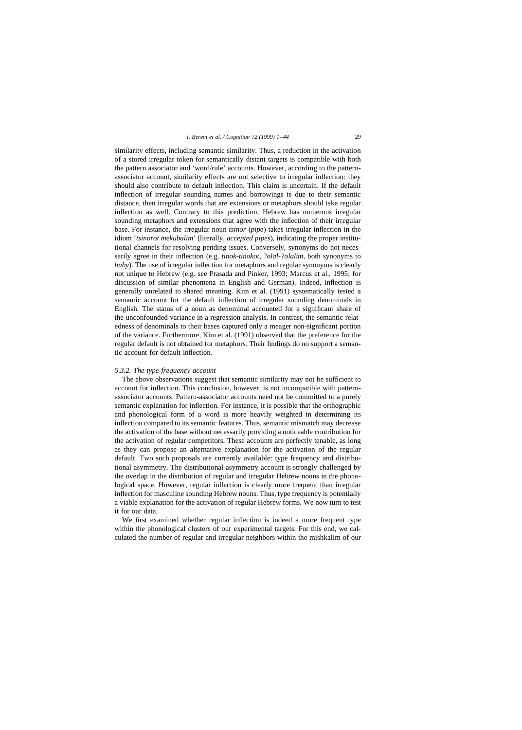similarity effects, including semantic similarity. Thus, a reduction in the activation of a stored irregular token for semantically distant targets is compatible with both the pattern associator and 'word/rule' accounts. However, according to the pattern-associator account, similarity effects are not selective to irregular inflection: they should also contribute to default inflection. This claim is uncertain. If the default inflection of irregular sounding names and borrowings is due to their semantic distance, then irregular words that are extensions or metaphors should take regular inflection as well. Contrary to this prediction, Hebrew has numerous irregular sounding metaphors and extensions that agree with the inflection of their irregular base. For instance, the irregular noun *tsinor* (*pipe*) takes irregular inflection in the idiom '*tsinorot mekubalim*' (literally, *accepted pipes*), indicating the proper institutional channels for resolving pending issues. Conversely, synonyms do not necessarily agree in their inflection (e.g. *tinok-tinokot*, ?*olal-?olalim*, both synonyms to *baby*). The use of irregular inflection for metaphors and regular synonyms is clearly not unique to Hebrew (e.g. see Prasada and Pinker, 1993; Marcus et al., 1995; for discussion of similar phenomena in English and German). Indeed, inflection is generally unrelated to shared meaning. Kim et al. (1991) systematically tested a semantic account for the default inflection of irregular sounding denominals in English. The status of a noun as denominal accounted for a significant share of the unconfounded variance in a regression analysis. In contrast, the semantic relatedness of denominals to their bases captured only a meager non-significant portion of the variance. Furthermore, Kim et al. (1991) observed that the preference for the regular default is not obtained for metaphors. Their findings do no support a semantic account for default inflection.

### 5.3.2. The type-frequency account

The above observations suggest that semantic similarity may not be sufficient to account for inflection. This conclusion, however, is not incompatible with pattern-associator accounts. Pattern-associator accounts need not be committed to a purely semantic explanation for inflection. For instance, it is possible that the orthographic and phonological form of a word is more heavily weighted in determining its inflection compared to its semantic features. Thus, semantic mismatch may decrease the activation of the base without necessarily providing a noticeable contribution for the activation of regular competitors. These accounts are perfectly tenable, as long as they can propose an alternative explanation for the activation of the regular default. Two such proposals are currently available: type frequency and distributional asymmetry. The distributional-asymmetry account is strongly challenged by the overlap in the distribution of regular and irregular Hebrew nouns in the phonological space. However, regular inflection is clearly more frequent than irregular inflection for masculine sounding Hebrew nouns. Thus, type frequency is potentially a viable explanation for the activation of regular Hebrew forms. We now turn to test it for our data.

We first examined whether regular inflection is indeed a more frequent type within the phonological clusters of our experimental targets. For this end, we calculated the number of regular and irregular neighbors within the mishkalim of our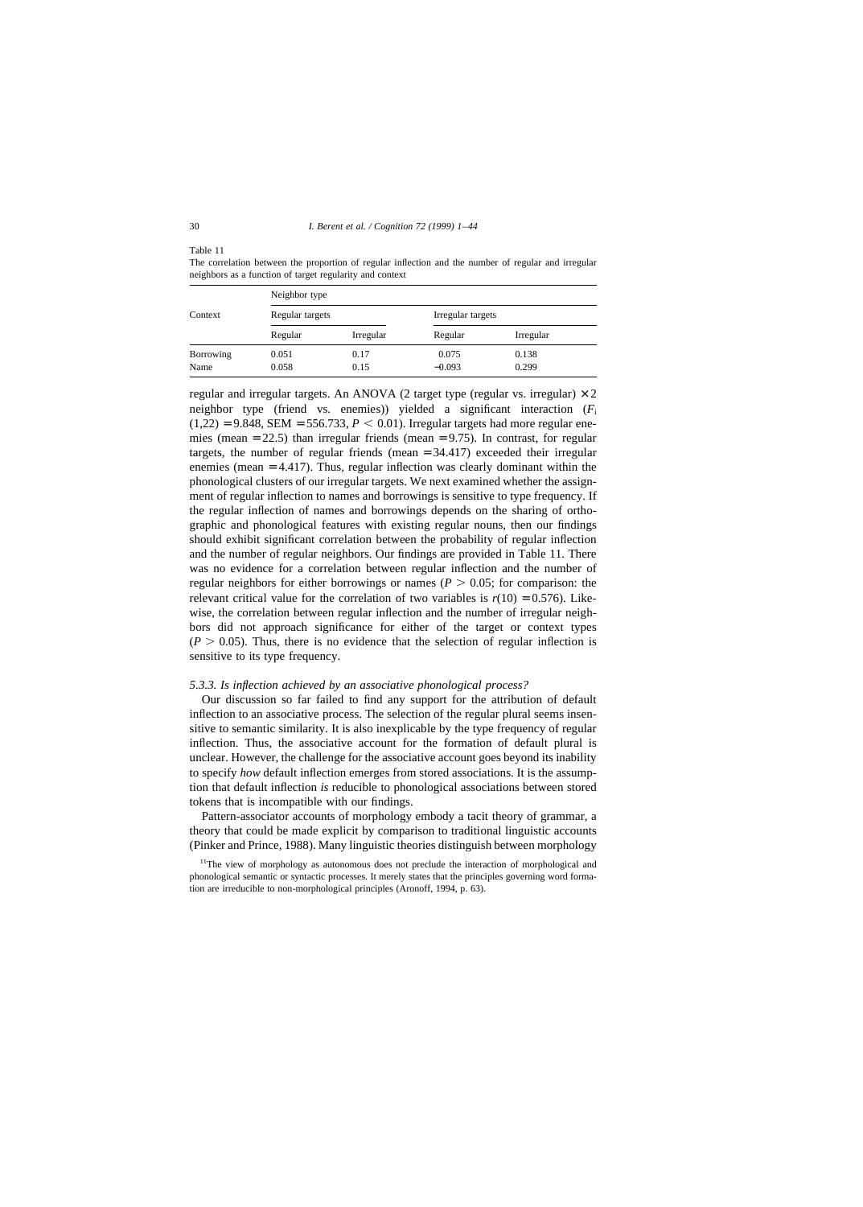Table 11

The correlation between the proportion of regular inflection and the number of regular and irregular neighbors as a function of target regularity and context

| Context | Neighbor type | | | |
|---|---|---|---|---|
| | Regular targets | | Irregular targets | |
| | Regular | Irregular | Regular | Irregular |
| Borrowing | 0.051 | 0.17 | 0.075 | 0.138 |
| Name | 0.058 | 0.15 | −0.093 | 0.299 |

regular and irregular targets. An ANOVA (2 target type (regular vs. irregular) × 2 neighbor type (friend vs. enemies)) yielded a significant interaction ($F_i$ $(1,22) = 9.848$, SEM = 556.733, $P < 0.01$). Irregular targets had more regular enemies (mean = 22.5) than irregular friends (mean = 9.75). In contrast, for regular targets, the number of regular friends (mean = 34.417) exceeded their irregular enemies (mean = 4.417). Thus, regular inflection was clearly dominant within the phonological clusters of our irregular targets. We next examined whether the assignment of regular inflection to names and borrowings is sensitive to type frequency. If the regular inflection of names and borrowings depends on the sharing of orthographic and phonological features with existing regular nouns, then our findings should exhibit significant correlation between the probability of regular inflection and the number of regular neighbors. Our findings are provided in Table 11. There was no evidence for a correlation between regular inflection and the number of regular neighbors for either borrowings or names ($P > 0.05$; for comparison: the relevant critical value for the correlation of two variables is $r(10) = 0.576$). Likewise, the correlation between regular inflection and the number of irregular neighbors did not approach significance for either of the target or context types ($P > 0.05$). Thus, there is no evidence that the selection of regular inflection is sensitive to its type frequency.

### 5.3.3. Is inflection achieved by an associative phonological process?

Our discussion so far failed to find any support for the attribution of default inflection to an associative process. The selection of the regular plural seems insensitive to semantic similarity. It is also inexplicable by the type frequency of regular inflection. Thus, the associative account for the formation of default plural is unclear. However, the challenge for the associative account goes beyond its inability to specify *how* default inflection emerges from stored associations. It is the assumption that default inflection *is* reducible to phonological associations between stored tokens that is incompatible with our findings.

Pattern-associator accounts of morphology embody a tacit theory of grammar, a theory that could be made explicit by comparison to traditional linguistic accounts (Pinker and Prince, 1988). Many linguistic theories distinguish between morphology

[11]The view of morphology as autonomous does not preclude the interaction of morphological and phonological semantic or syntactic processes. It merely states that the principles governing word formation are irreducible to non-morphological principles (Aronoff, 1994, p. 63).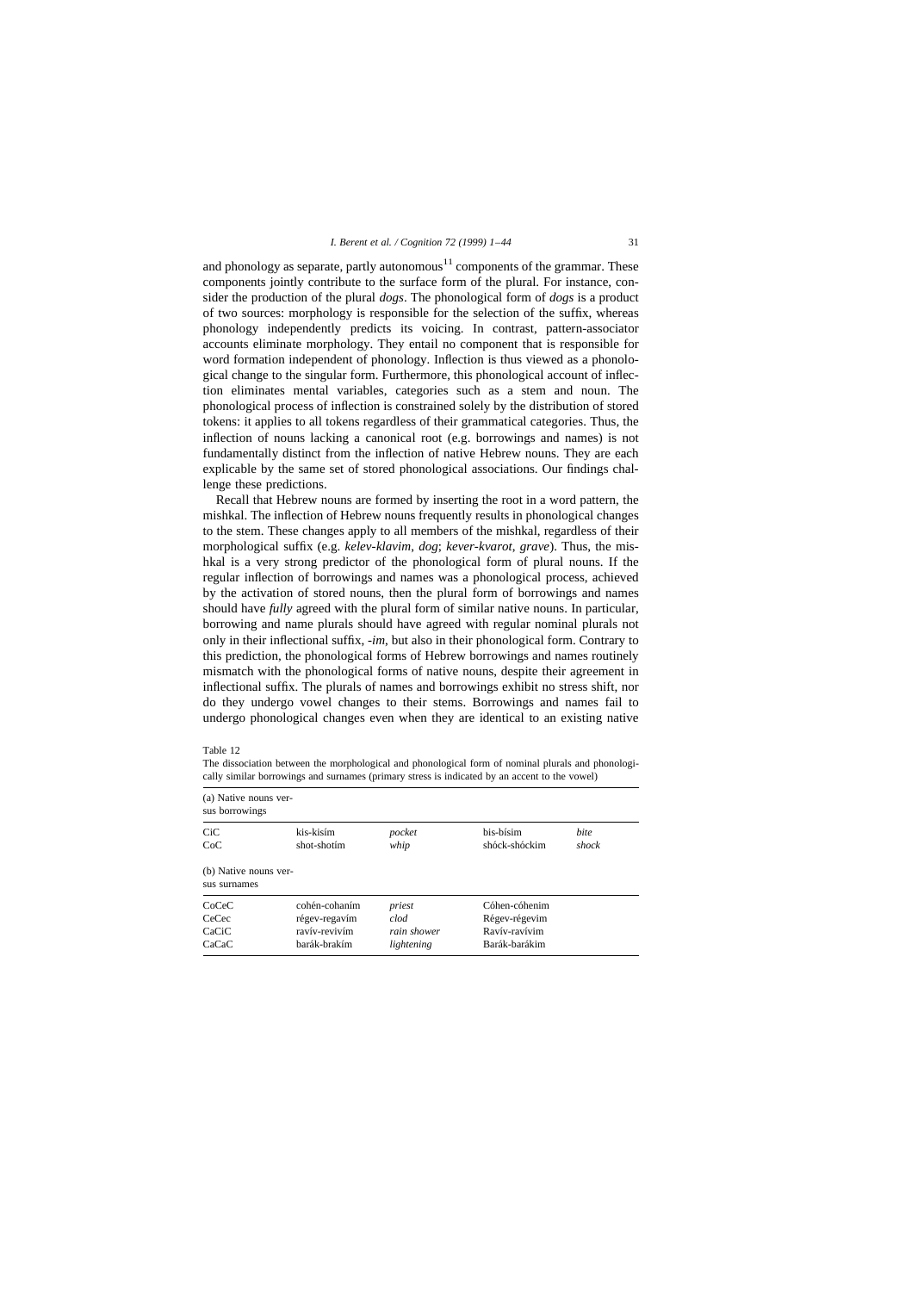and phonology as separate, partly autonomous[11] components of the grammar. These components jointly contribute to the surface form of the plural. For instance, consider the production of the plural *dogs*. The phonological form of *dogs* is a product of two sources: morphology is responsible for the selection of the suffix, whereas phonology independently predicts its voicing. In contrast, pattern-associator accounts eliminate morphology. They entail no component that is responsible for word formation independent of phonology. Inflection is thus viewed as a phonological change to the singular form. Furthermore, this phonological account of inflection eliminates mental variables, categories such as a stem and noun. The phonological process of inflection is constrained solely by the distribution of stored tokens: it applies to all tokens regardless of their grammatical categories. Thus, the inflection of nouns lacking a canonical root (e.g. borrowings and names) is not fundamentally distinct from the inflection of native Hebrew nouns. They are each explicable by the same set of stored phonological associations. Our findings challenge these predictions.

Recall that Hebrew nouns are formed by inserting the root in a word pattern, the mishkal. The inflection of Hebrew nouns frequently results in phonological changes to the stem. These changes apply to all members of the mishkal, regardless of their morphological suffix (e.g. *kelev-klavim*, *dog*; *kever-kvarot*, *grave*). Thus, the mishkal is a very strong predictor of the phonological form of plural nouns. If the regular inflection of borrowings and names was a phonological process, achieved by the activation of stored nouns, then the plural form of borrowings and names should have *fully* agreed with the plural form of similar native nouns. In particular, borrowing and name plurals should have agreed with regular nominal plurals not only in their inflectional suffix, *-im*, but also in their phonological form. Contrary to this prediction, the phonological forms of Hebrew borrowings and names routinely mismatch with the phonological forms of native nouns, despite their agreement in inflectional suffix. The plurals of names and borrowings exhibit no stress shift, nor do they undergo vowel changes to their stems. Borrowings and names fail to undergo phonological changes even when they are identical to an existing native

Table 12

The dissociation between the morphological and phonological form of nominal plurals and phonologically similar borrowings and surnames (primary stress is indicated by an accent to the vowel)

| (a) Native nouns versus borrowings | | | | |
|---|---|---|---|---|
| CiC | kis-kisím | *pocket* | bis-bísim | *bite* |
| CoC | shot-shotím | *whip* | shóck-shóckim | *shock* |
| **(b) Native nouns versus surnames** | | | | |
| CoCeC | cohén-cohaním | *priest* | Cóhen-cóhenim | |
| CeCec | régev-regavím | *clod* | Régev-régevim | |
| CaCiC | ravív-revivím | *rain shower* | Ravív-ravívim | |
| CaCaC | barák-brakím | *lightening* | Barák-barákim | |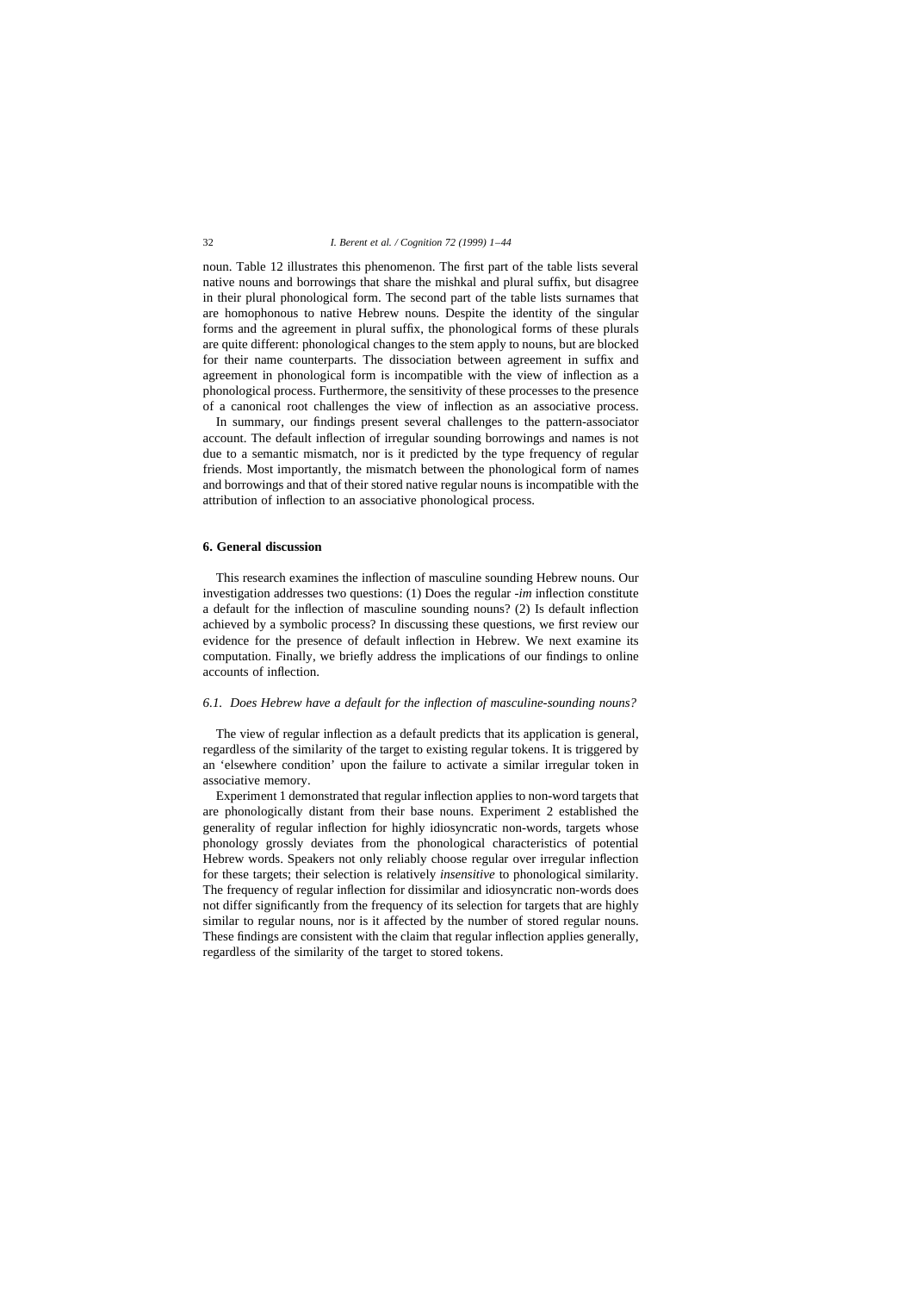noun. Table 12 illustrates this phenomenon. The first part of the table lists several native nouns and borrowings that share the mishkal and plural suffix, but disagree in their plural phonological form. The second part of the table lists surnames that are homophonous to native Hebrew nouns. Despite the identity of the singular forms and the agreement in plural suffix, the phonological forms of these plurals are quite different: phonological changes to the stem apply to nouns, but are blocked for their name counterparts. The dissociation between agreement in suffix and agreement in phonological form is incompatible with the view of inflection as a phonological process. Furthermore, the sensitivity of these processes to the presence of a canonical root challenges the view of inflection as an associative process.

In summary, our findings present several challenges to the pattern-associator account. The default inflection of irregular sounding borrowings and names is not due to a semantic mismatch, nor is it predicted by the type frequency of regular friends. Most importantly, the mismatch between the phonological form of names and borrowings and that of their stored native regular nouns is incompatible with the attribution of inflection to an associative phonological process.

## 6. General discussion

This research examines the inflection of masculine sounding Hebrew nouns. Our investigation addresses two questions: (1) Does the regular *-im* inflection constitute a default for the inflection of masculine sounding nouns? (2) Is default inflection achieved by a symbolic process? In discussing these questions, we first review our evidence for the presence of default inflection in Hebrew. We next examine its computation. Finally, we briefly address the implications of our findings to online accounts of inflection.

### 6.1. Does Hebrew have a default for the inflection of masculine-sounding nouns?

The view of regular inflection as a default predicts that its application is general, regardless of the similarity of the target to existing regular tokens. It is triggered by an 'elsewhere condition' upon the failure to activate a similar irregular token in associative memory.

Experiment 1 demonstrated that regular inflection applies to non-word targets that are phonologically distant from their base nouns. Experiment 2 established the generality of regular inflection for highly idiosyncratic non-words, targets whose phonology grossly deviates from the phonological characteristics of potential Hebrew words. Speakers not only reliably choose regular over irregular inflection for these targets; their selection is relatively *insensitive* to phonological similarity. The frequency of regular inflection for dissimilar and idiosyncratic non-words does not differ significantly from the frequency of its selection for targets that are highly similar to regular nouns, nor is it affected by the number of stored regular nouns. These findings are consistent with the claim that regular inflection applies generally, regardless of the similarity of the target to stored tokens.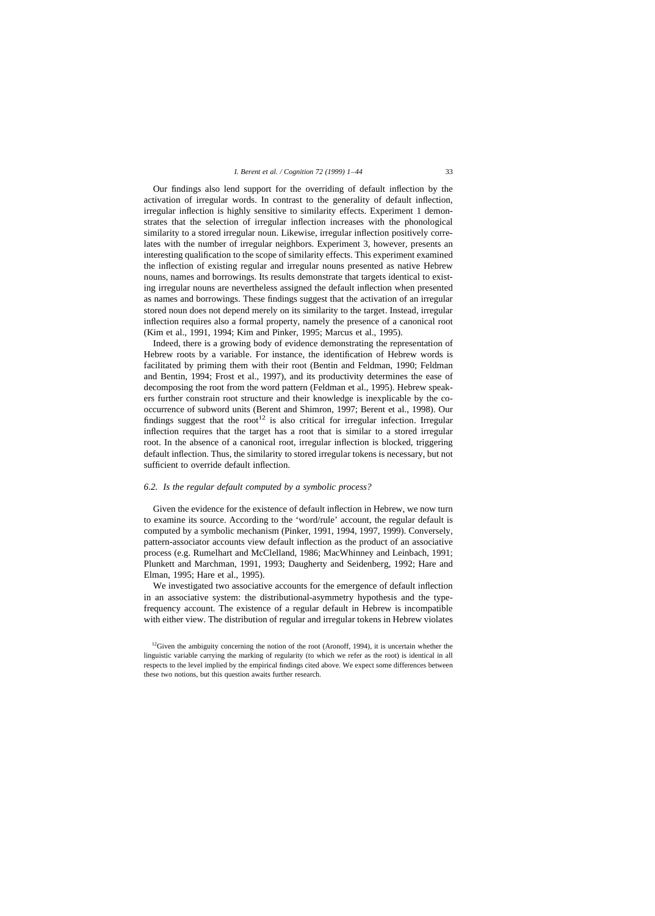Our findings also lend support for the overriding of default inflection by the activation of irregular words. In contrast to the generality of default inflection, irregular inflection is highly sensitive to similarity effects. Experiment 1 demonstrates that the selection of irregular inflection increases with the phonological similarity to a stored irregular noun. Likewise, irregular inflection positively correlates with the number of irregular neighbors. Experiment 3, however, presents an interesting qualification to the scope of similarity effects. This experiment examined the inflection of existing regular and irregular nouns presented as native Hebrew nouns, names and borrowings. Its results demonstrate that targets identical to existing irregular nouns are nevertheless assigned the default inflection when presented as names and borrowings. These findings suggest that the activation of an irregular stored noun does not depend merely on its similarity to the target. Instead, irregular inflection requires also a formal property, namely the presence of a canonical root (Kim et al., 1991, 1994; Kim and Pinker, 1995; Marcus et al., 1995).

Indeed, there is a growing body of evidence demonstrating the representation of Hebrew roots by a variable. For instance, the identification of Hebrew words is facilitated by priming them with their root (Bentin and Feldman, 1990; Feldman and Bentin, 1994; Frost et al., 1997), and its productivity determines the ease of decomposing the root from the word pattern (Feldman et al., 1995). Hebrew speakers further constrain root structure and their knowledge is inexplicable by the co-occurrence of subword units (Berent and Shimron, 1997; Berent et al., 1998). Our findings suggest that the root[12] is also critical for irregular infection. Irregular inflection requires that the target has a root that is similar to a stored irregular root. In the absence of a canonical root, irregular inflection is blocked, triggering default inflection. Thus, the similarity to stored irregular tokens is necessary, but not sufficient to override default inflection.

### 6.2. *Is the regular default computed by a symbolic process?*

Given the evidence for the existence of default inflection in Hebrew, we now turn to examine its source. According to the 'word/rule' account, the regular default is computed by a symbolic mechanism (Pinker, 1991, 1994, 1997, 1999). Conversely, pattern-associator accounts view default inflection as the product of an associative process (e.g. Rumelhart and McClelland, 1986; MacWhinney and Leinbach, 1991; Plunkett and Marchman, 1991, 1993; Daugherty and Seidenberg, 1992; Hare and Elman, 1995; Hare et al., 1995).

We investigated two associative accounts for the emergence of default inflection in an associative system: the distributional-asymmetry hypothesis and the type-frequency account. The existence of a regular default in Hebrew is incompatible with either view. The distribution of regular and irregular tokens in Hebrew violates

[12] Given the ambiguity concerning the notion of the root (Aronoff, 1994), it is uncertain whether the linguistic variable carrying the marking of regularity (to which we refer as the root) is identical in all respects to the level implied by the empirical findings cited above. We expect some differences between these two notions, but this question awaits further research.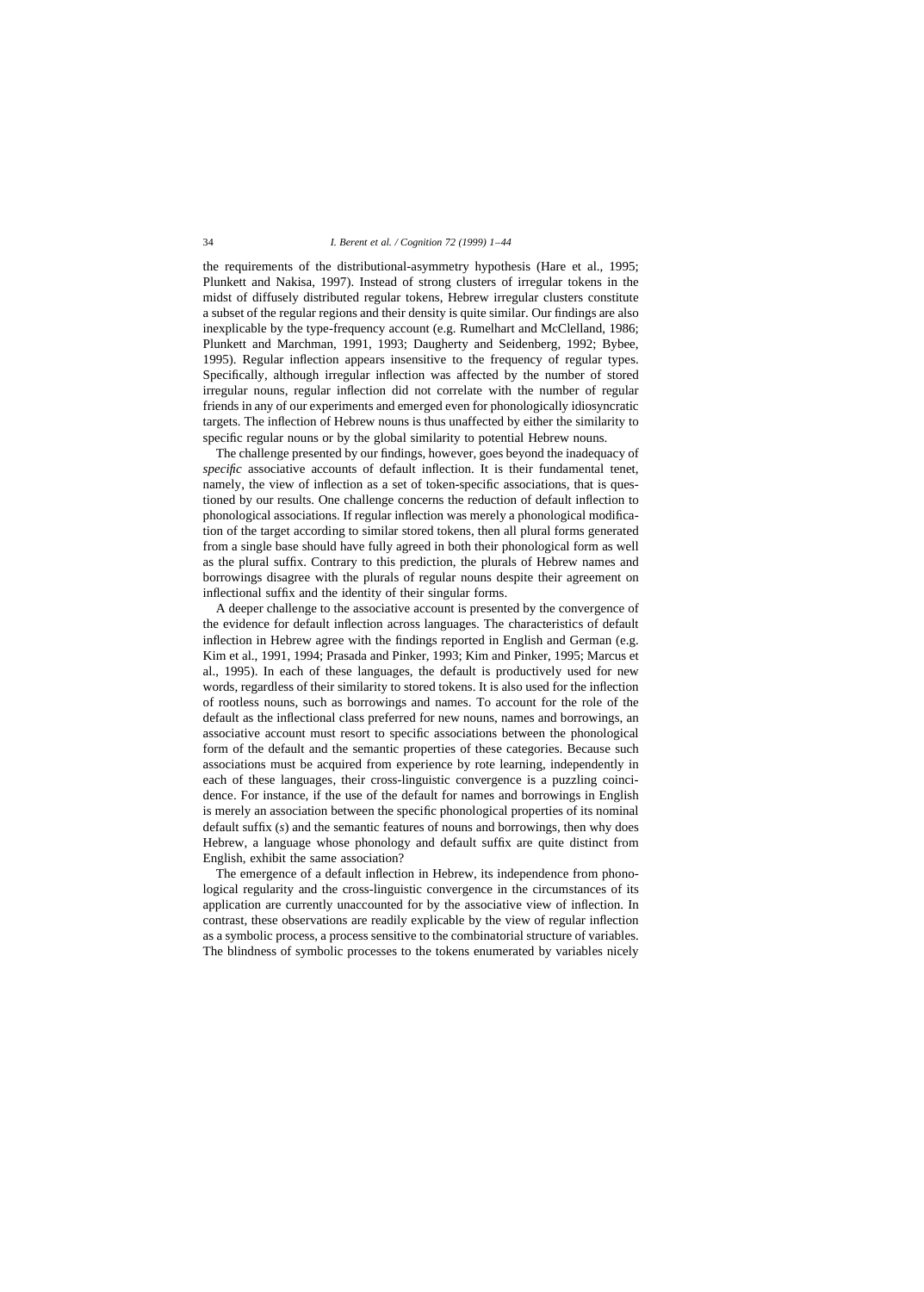the requirements of the distributional-asymmetry hypothesis (Hare et al., 1995; Plunkett and Nakisa, 1997). Instead of strong clusters of irregular tokens in the midst of diffusely distributed regular tokens, Hebrew irregular clusters constitute a subset of the regular regions and their density is quite similar. Our findings are also inexplicable by the type-frequency account (e.g. Rumelhart and McClelland, 1986; Plunkett and Marchman, 1991, 1993; Daugherty and Seidenberg, 1992; Bybee, 1995). Regular inflection appears insensitive to the frequency of regular types. Specifically, although irregular inflection was affected by the number of stored irregular nouns, regular inflection did not correlate with the number of regular friends in any of our experiments and emerged even for phonologically idiosyncratic targets. The inflection of Hebrew nouns is thus unaffected by either the similarity to specific regular nouns or by the global similarity to potential Hebrew nouns.

The challenge presented by our findings, however, goes beyond the inadequacy of *specific* associative accounts of default inflection. It is their fundamental tenet, namely, the view of inflection as a set of token-specific associations, that is questioned by our results. One challenge concerns the reduction of default inflection to phonological associations. If regular inflection was merely a phonological modification of the target according to similar stored tokens, then all plural forms generated from a single base should have fully agreed in both their phonological form as well as the plural suffix. Contrary to this prediction, the plurals of Hebrew names and borrowings disagree with the plurals of regular nouns despite their agreement on inflectional suffix and the identity of their singular forms.

A deeper challenge to the associative account is presented by the convergence of the evidence for default inflection across languages. The characteristics of default inflection in Hebrew agree with the findings reported in English and German (e.g. Kim et al., 1991, 1994; Prasada and Pinker, 1993; Kim and Pinker, 1995; Marcus et al., 1995). In each of these languages, the default is productively used for new words, regardless of their similarity to stored tokens. It is also used for the inflection of rootless nouns, such as borrowings and names. To account for the role of the default as the inflectional class preferred for new nouns, names and borrowings, an associative account must resort to specific associations between the phonological form of the default and the semantic properties of these categories. Because such associations must be acquired from experience by rote learning, independently in each of these languages, their cross-linguistic convergence is a puzzling coincidence. For instance, if the use of the default for names and borrowings in English is merely an association between the specific phonological properties of its nominal default suffix (*s*) and the semantic features of nouns and borrowings, then why does Hebrew, a language whose phonology and default suffix are quite distinct from English, exhibit the same association?

The emergence of a default inflection in Hebrew, its independence from phonological regularity and the cross-linguistic convergence in the circumstances of its application are currently unaccounted for by the associative view of inflection. In contrast, these observations are readily explicable by the view of regular inflection as a symbolic process, a process sensitive to the combinatorial structure of variables. The blindness of symbolic processes to the tokens enumerated by variables nicely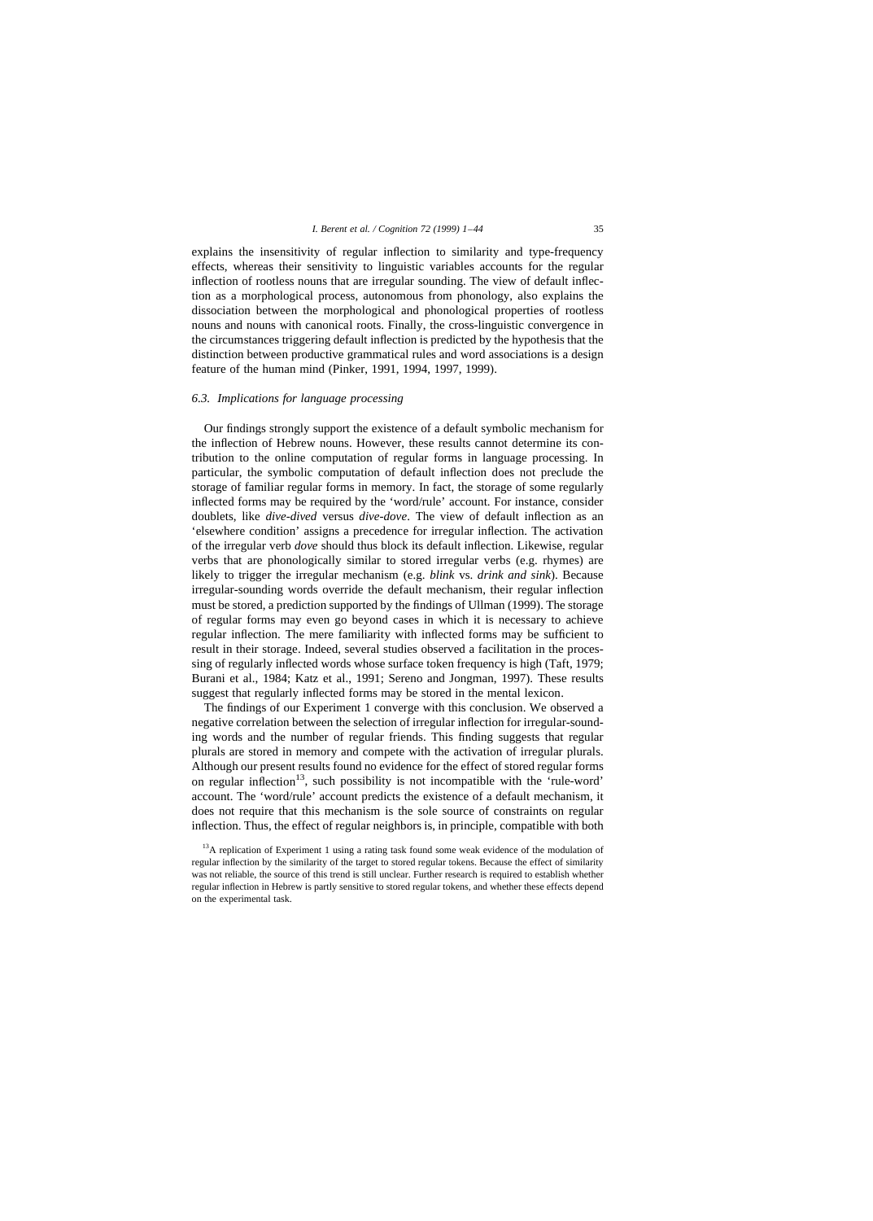explains the insensitivity of regular inflection to similarity and type-frequency effects, whereas their sensitivity to linguistic variables accounts for the regular inflection of rootless nouns that are irregular sounding. The view of default inflection as a morphological process, autonomous from phonology, also explains the dissociation between the morphological and phonological properties of rootless nouns and nouns with canonical roots. Finally, the cross-linguistic convergence in the circumstances triggering default inflection is predicted by the hypothesis that the distinction between productive grammatical rules and word associations is a design feature of the human mind (Pinker, 1991, 1994, 1997, 1999).

### 6.3. Implications for language processing

Our findings strongly support the existence of a default symbolic mechanism for the inflection of Hebrew nouns. However, these results cannot determine its contribution to the online computation of regular forms in language processing. In particular, the symbolic computation of default inflection does not preclude the storage of familiar regular forms in memory. In fact, the storage of some regularly inflected forms may be required by the 'word/rule' account. For instance, consider doublets, like *dive-dived* versus *dive-dove*. The view of default inflection as an 'elsewhere condition' assigns a precedence for irregular inflection. The activation of the irregular verb *dove* should thus block its default inflection. Likewise, regular verbs that are phonologically similar to stored irregular verbs (e.g. rhymes) are likely to trigger the irregular mechanism (e.g. *blink* vs. *drink and sink*). Because irregular-sounding words override the default mechanism, their regular inflection must be stored, a prediction supported by the findings of Ullman (1999). The storage of regular forms may even go beyond cases in which it is necessary to achieve regular inflection. The mere familiarity with inflected forms may be sufficient to result in their storage. Indeed, several studies observed a facilitation in the processing of regularly inflected words whose surface token frequency is high (Taft, 1979; Burani et al., 1984; Katz et al., 1991; Sereno and Jongman, 1997). These results suggest that regularly inflected forms may be stored in the mental lexicon.

The findings of our Experiment 1 converge with this conclusion. We observed a negative correlation between the selection of irregular inflection for irregular-sounding words and the number of regular friends. This finding suggests that regular plurals are stored in memory and compete with the activation of irregular plurals. Although our present results found no evidence for the effect of stored regular forms on regular inflection[13], such possibility is not incompatible with the 'rule-word' account. The 'word/rule' account predicts the existence of a default mechanism, it does not require that this mechanism is the sole source of constraints on regular inflection. Thus, the effect of regular neighbors is, in principle, compatible with both

[13] A replication of Experiment 1 using a rating task found some weak evidence of the modulation of regular inflection by the similarity of the target to stored regular tokens. Because the effect of similarity was not reliable, the source of this trend is still unclear. Further research is required to establish whether regular inflection in Hebrew is partly sensitive to stored regular tokens, and whether these effects depend on the experimental task.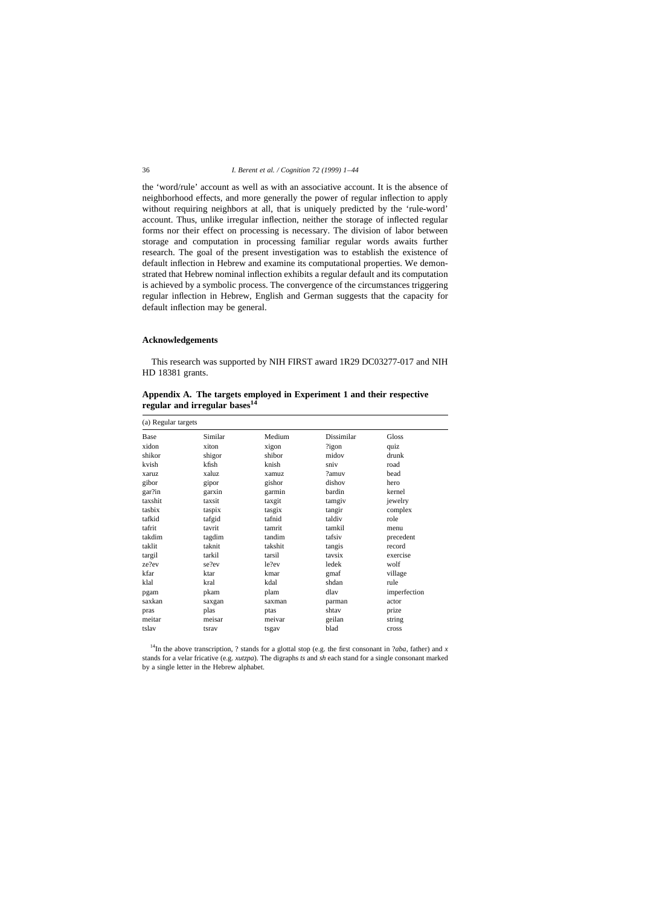the 'word/rule' account as well as with an associative account. It is the absence of neighborhood effects, and more generally the power of regular inflection to apply without requiring neighbors at all, that is uniquely predicted by the 'rule-word' account. Thus, unlike irregular inflection, neither the storage of inflected regular forms nor their effect on processing is necessary. The division of labor between storage and computation in processing familiar regular words awaits further research. The goal of the present investigation was to establish the existence of default inflection in Hebrew and examine its computational properties. We demonstrated that Hebrew nominal inflection exhibits a regular default and its computation is achieved by a symbolic process. The convergence of the circumstances triggering regular inflection in Hebrew, English and German suggests that the capacity for default inflection may be general.

## Acknowledgements

This research was supported by NIH FIRST award 1R29 DC03277-017 and NIH HD 18381 grants.

## Appendix A. The targets employed in Experiment 1 and their respective regular and irregular bases[14]

(a) Regular targets

| Base | Similar | Medium | Dissimilar | Gloss |
|---|---|---|---|---|
| xidon | xiton | xigon | ?igon | quiz |
| shikor | shigor | shibor | midov | drunk |
| kvish | kfish | knish | sniv | road |
| xaruz | xaluz | xamuz | ?amuv | bead |
| gibor | gipor | gishor | dishov | hero |
| gar?in | garxin | garmin | bardin | kernel |
| taxshit | taxsit | taxgit | tamgiv | jewelry |
| tasbix | taspix | tasgix | tangir | complex |
| tafkid | tafgid | tafnid | taldiv | role |
| tafrit | tavrit | tamrit | tamkil | menu |
| takdim | tagdim | tandim | tafsiv | precedent |
| taklit | taknit | takshit | tangis | record |
| targil | tarkil | tarsil | tavsix | exercise |
| ze?ev | se?ev | le?ev | ledek | wolf |
| kfar | ktar | kmar | gmaf | village |
| klal | kral | kdal | shdan | rule |
| pgam | pkam | plam | dlav | imperfection |
| saxkan | saxgan | saxman | parman | actor |
| pras | plas | ptas | shtav | prize |
| meitar | meisar | meivar | geilan | string |
| tslav | tsrav | tsgav | blad | cross |

[14] In the above transcription, ? stands for a glottal stop (e.g. the first consonant in *?aba*, father) and *x* stands for a velar fricative (e.g. *xutzpa*). The digraphs *ts* and *sh* each stand for a single consonant marked by a single letter in the Hebrew alphabet.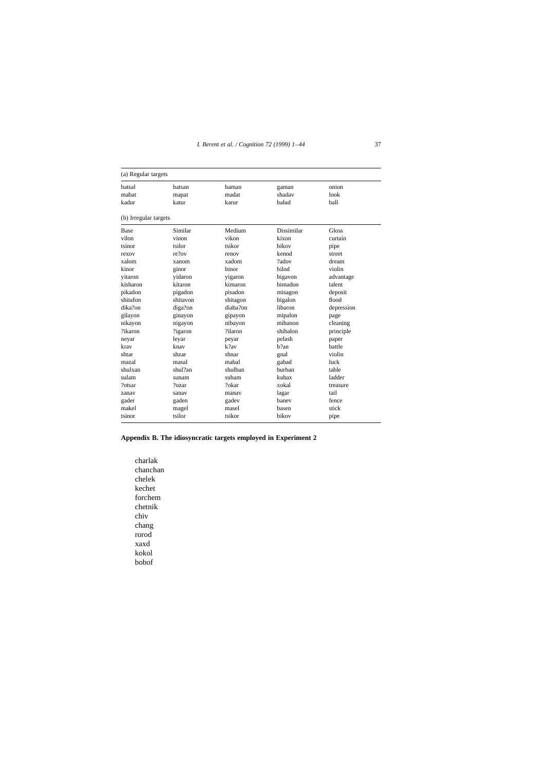| (a) Regular targets | | | | |
|---|---|---|---|---|
| batsal | batsan | baman | gaman | onion |
| mabat | mapat | madat | shadav | look |
| kadur | katur | karur | balud | ball |

(b) Irregular targets

| Base | Similar | Medium | Dissimilar | Gloss |
|---|---|---|---|---|
| vilon | vinon | vikon | kixon | curtain |
| tsinor | tsilor | tsikor | bikov | pipe |
| rexov | re?ov | renov | kenod | street |
| xalom | xanom | xadom | ?adov | dream |
| kinor | ginor | binor | bilod | violin |
| yitaron | yidaron | yigaron | bigavon | advantage |
| kisharon | kitaron | kimaron | bimadon | talent |
| pikadon | pigadon | pisadon | misagon | deposit |
| shitafon | shitavon | shitagon | bigalon | flood |
| dika?on | diga?on | diaba?on | libaron | depression |
| gilayon | ginayon | gipayon | mipalon | page |
| nikayon | nigayon | nibayon | mibanon | cleaning |
| ?ikaron | ?igaron | ?ilaron | shibalon | principle |
| neyar | leyar | peyar | pelash | paper |
| krav | knav | k?av | b?an | battle |
| shtar | shzar | shnar | gnal | violin |
| mazal | masal | mabal | gabad | luck |
| shulxan | shul?an | shulban | burban | table |
| sulam | sunam | subam | kubax | ladder |
| ?otsar | ?ozar | ?okar | xokal | treasure |
| zanav | sanav | manav | lagar | tail |
| gader | gaden | gadev | banev | fence |
| makel | magel | masel | basen | stick |
| tsinor | tsilor | tsikor | bikov | pipe |

## Appendix B. The idiosyncratic targets employed in Experiment 2

charlak
chanchan
chelek
kechet
forchem
chetnik
chiv
chang
rorod
xaxd
kokol
bobof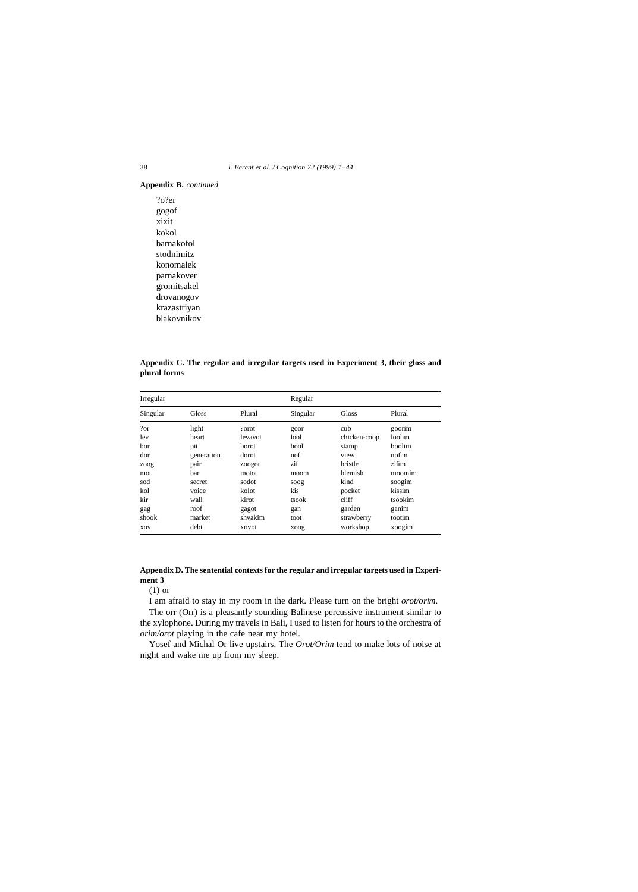**Appendix B.** *continued*

?o?er
gogof
xixit
kokol
barnakofol
stodnimitz
konomalek
parnakover
gromitsakel
drovanogov
krazastriyan
blakovnikov

**Appendix C. The regular and irregular targets used in Experiment 3, their gloss and plural forms**

| Irregular | | | Regular | | |
|---|---|---|---|---|---|
| Singular | Gloss | Plural | Singular | Gloss | Plural |
| ?or | light | ?orot | goor | cub | goorim |
| lev | heart | levavot | lool | chicken-coop | loolim |
| bor | pit | borot | bool | stamp | boolim |
| dor | generation | dorot | nof | view | nofim |
| zoog | pair | zoogot | zif | bristle | zifim |
| mot | bar | motot | moom | blemish | moomim |
| sod | secret | sodot | soog | kind | soogim |
| kol | voice | kolot | kis | pocket | kissim |
| kir | wall | kirot | tsook | cliff | tsookim |
| gag | roof | gagot | gan | garden | ganim |
| shook | market | shvakim | toot | strawberry | tootim |
| xov | debt | xovot | xoog | workshop | xoogim |

**Appendix D. The sentential contexts for the regular and irregular targets used in Experiment 3**

(1) or

I am afraid to stay in my room in the dark. Please turn on the bright *orot/orim*.

The orr (Orr) is a pleasantly sounding Balinese percussive instrument similar to the xylophone. During my travels in Bali, I used to listen for hours to the orchestra of *orim/orot* playing in the cafe near my hotel.

Yosef and Michal Or live upstairs. The *Orot/Orim* tend to make lots of noise at night and wake me up from my sleep.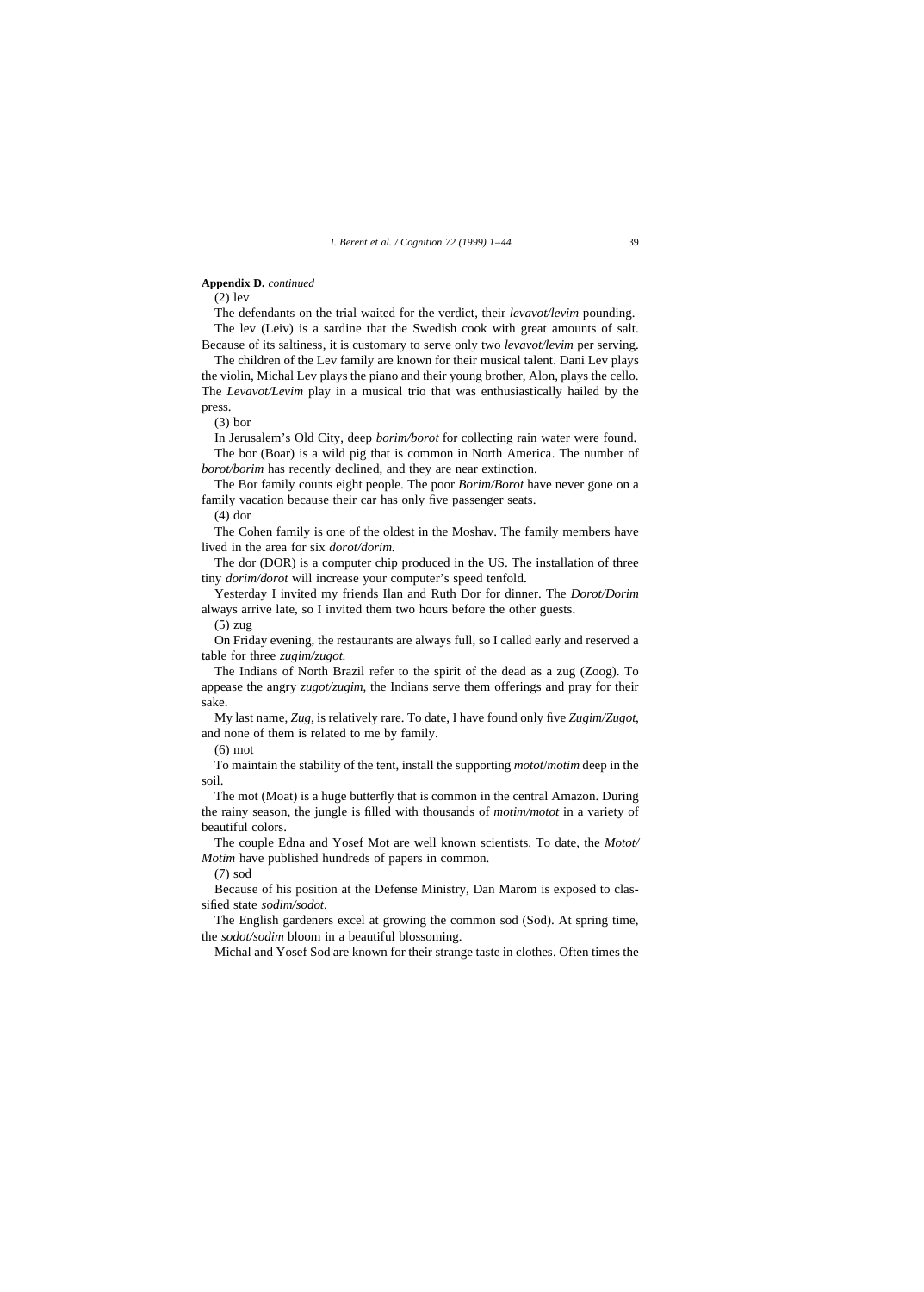**Appendix D.** *continued*

(2) lev

The defendants on the trial waited for the verdict, their *levavot/levim* pounding.

The lev (Leiv) is a sardine that the Swedish cook with great amounts of salt. Because of its saltiness, it is customary to serve only two *levavot/levim* per serving.

The children of the Lev family are known for their musical talent. Dani Lev plays the violin, Michal Lev plays the piano and their young brother, Alon, plays the cello. The *Levavot/Levim* play in a musical trio that was enthusiastically hailed by the press.

(3) bor

In Jerusalem's Old City, deep *borim/borot* for collecting rain water were found.

The bor (Boar) is a wild pig that is common in North America. The number of *borot/borim* has recently declined, and they are near extinction.

The Bor family counts eight people. The poor *Borim/Borot* have never gone on a family vacation because their car has only five passenger seats.

(4) dor

The Cohen family is one of the oldest in the Moshav. The family members have lived in the area for six *dorot/dorim.*

The dor (DOR) is a computer chip produced in the US. The installation of three tiny *dorim/dorot* will increase your computer's speed tenfold.

Yesterday I invited my friends Ilan and Ruth Dor for dinner. The *Dorot/Dorim* always arrive late, so I invited them two hours before the other guests.

(5) zug

On Friday evening, the restaurants are always full, so I called early and reserved a table for three *zugim/zugot.*

The Indians of North Brazil refer to the spirit of the dead as a zug (Zoog). To appease the angry *zugot/zugim*, the Indians serve them offerings and pray for their sake.

My last name, *Zug*, is relatively rare. To date, I have found only five *Zugim/Zugot*, and none of them is related to me by family.

(6) mot

To maintain the stability of the tent, install the supporting *motot*/*motim* deep in the soil.

The mot (Moat) is a huge butterfly that is common in the central Amazon. During the rainy season, the jungle is filled with thousands of *motim/motot* in a variety of beautiful colors.

The couple Edna and Yosef Mot are well known scientists. To date, the *Motot/Motim* have published hundreds of papers in common.

(7) sod

Because of his position at the Defense Ministry, Dan Marom is exposed to classified state *sodim/sodot*.

The English gardeners excel at growing the common sod (Sod). At spring time, the *sodot/sodim* bloom in a beautiful blossoming.

Michal and Yosef Sod are known for their strange taste in clothes. Often times the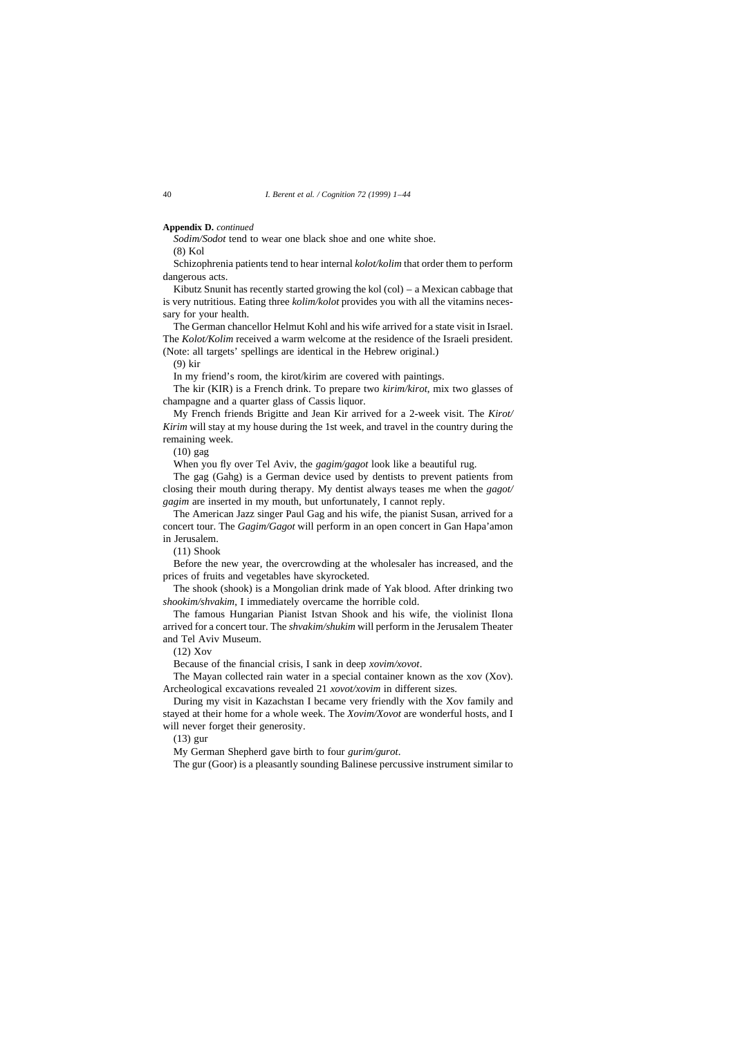**Appendix D.** *continued*

*Sodim/Sodot* tend to wear one black shoe and one white shoe.

(8) Kol

Schizophrenia patients tend to hear internal *kolot/kolim* that order them to perform dangerous acts.

Kibutz Snunit has recently started growing the kol (col) – a Mexican cabbage that is very nutritious. Eating three *kolim/kolot* provides you with all the vitamins necessary for your health.

The German chancellor Helmut Kohl and his wife arrived for a state visit in Israel. The *Kolot/Kolim* received a warm welcome at the residence of the Israeli president. (Note: all targets' spellings are identical in the Hebrew original.)

(9) kir

In my friend's room, the kirot/kirim are covered with paintings.

The kir (KIR) is a French drink. To prepare two *kirim/kirot*, mix two glasses of champagne and a quarter glass of Cassis liquor.

My French friends Brigitte and Jean Kir arrived for a 2-week visit. The *Kirot/Kirim* will stay at my house during the 1st week, and travel in the country during the remaining week.

(10) gag

When you fly over Tel Aviv, the *gagim/gagot* look like a beautiful rug.

The gag (Gahg) is a German device used by dentists to prevent patients from closing their mouth during therapy. My dentist always teases me when the *gagot/gagim* are inserted in my mouth, but unfortunately, I cannot reply.

The American Jazz singer Paul Gag and his wife, the pianist Susan, arrived for a concert tour. The *Gagim/Gagot* will perform in an open concert in Gan Hapa'amon in Jerusalem.

(11) Shook

Before the new year, the overcrowding at the wholesaler has increased, and the prices of fruits and vegetables have skyrocketed.

The shook (shook) is a Mongolian drink made of Yak blood. After drinking two *shookim/shvakim*, I immediately overcame the horrible cold.

The famous Hungarian Pianist Istvan Shook and his wife, the violinist Ilona arrived for a concert tour. The *shvakim/shukim* will perform in the Jerusalem Theater and Tel Aviv Museum.

(12) Xov

Because of the financial crisis, I sank in deep *xovim/xovot*.

The Mayan collected rain water in a special container known as the xov (Xov). Archeological excavations revealed 21 *xovot/xovim* in different sizes.

During my visit in Kazachstan I became very friendly with the Xov family and stayed at their home for a whole week. The *Xovim/Xovot* are wonderful hosts, and I will never forget their generosity.

(13) gur

My German Shepherd gave birth to four *gurim/gurot*.

The gur (Goor) is a pleasantly sounding Balinese percussive instrument similar to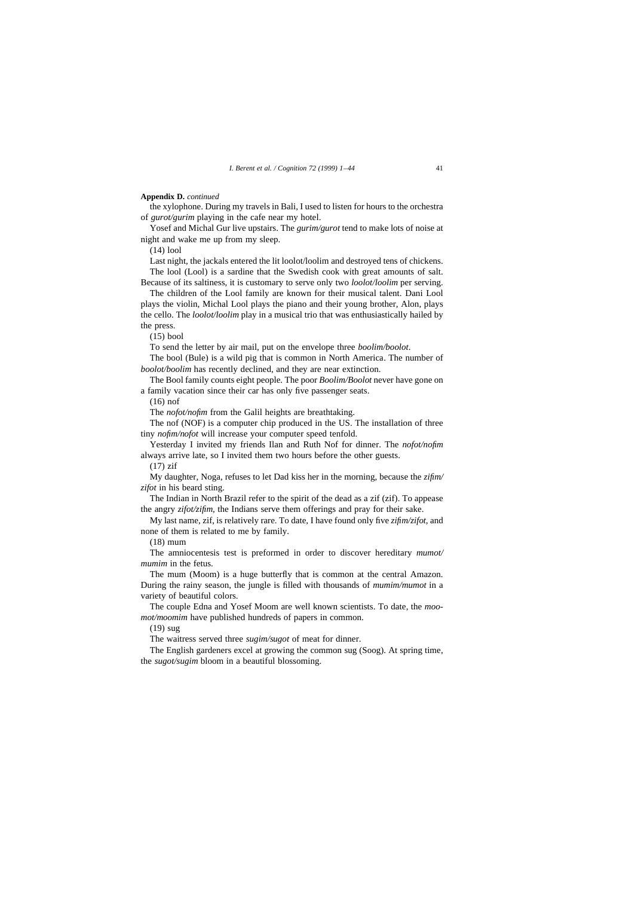**Appendix D.** *continued*

the xylophone. During my travels in Bali, I used to listen for hours to the orchestra of *gurot/gurim* playing in the cafe near my hotel.

Yosef and Michal Gur live upstairs. The *gurim/gurot* tend to make lots of noise at night and wake me up from my sleep.

(14) lool

Last night, the jackals entered the lit loolot/loolim and destroyed tens of chickens.

The lool (Lool) is a sardine that the Swedish cook with great amounts of salt. Because of its saltiness, it is customary to serve only two *loolot/loolim* per serving.

The children of the Lool family are known for their musical talent. Dani Lool plays the violin, Michal Lool plays the piano and their young brother, Alon, plays the cello. The *loolot/loolim* play in a musical trio that was enthusiastically hailed by the press.

(15) bool

To send the letter by air mail, put on the envelope three *boolim/boolot*.

The bool (Bule) is a wild pig that is common in North America. The number of *boolot/boolim* has recently declined, and they are near extinction.

The Bool family counts eight people. The poor *Boolim/Boolot* never have gone on a family vacation since their car has only five passenger seats.

(16) nof

The *nofot/nofim* from the Galil heights are breathtaking.

The nof (NOF) is a computer chip produced in the US. The installation of three tiny *nofim/nofot* will increase your computer speed tenfold.

Yesterday I invited my friends Ilan and Ruth Nof for dinner. The *nofot/nofim* always arrive late, so I invited them two hours before the other guests.

(17) zif

My daughter, Noga, refuses to let Dad kiss her in the morning, because the *zifim/zifot* in his beard sting.

The Indian in North Brazil refer to the spirit of the dead as a zif (zif). To appease the angry *zifot/zifim*, the Indians serve them offerings and pray for their sake.

My last name, zif, is relatively rare. To date, I have found only five *zifim/zifot*, and none of them is related to me by family.

(18) mum

The amniocentesis test is preformed in order to discover hereditary *mumot/mumim* in the fetus.

The mum (Moom) is a huge butterfly that is common at the central Amazon. During the rainy season, the jungle is filled with thousands of *mumim/mumot* in a variety of beautiful colors.

The couple Edna and Yosef Moom are well known scientists. To date, the *moomot/moomim* have published hundreds of papers in common.

(19) sug

The waitress served three *sugim/sugot* of meat for dinner.

The English gardeners excel at growing the common sug (Soog). At spring time, the *sugot/sugim* bloom in a beautiful blossoming.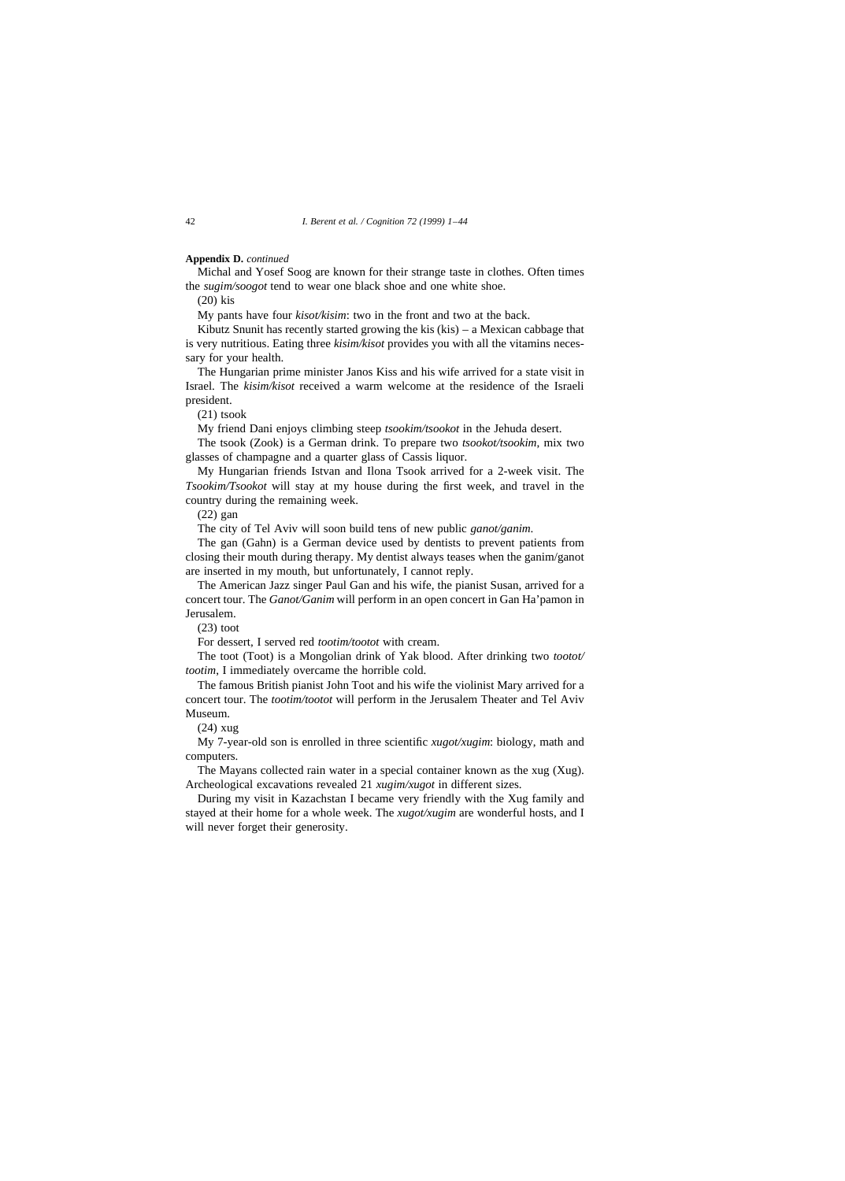**Appendix D.** *continued*

Michal and Yosef Soog are known for their strange taste in clothes. Often times the *sugim/soogot* tend to wear one black shoe and one white shoe.

(20) kis

My pants have four *kisot/kisim*: two in the front and two at the back.

Kibutz Snunit has recently started growing the kis (kis) – a Mexican cabbage that is very nutritious. Eating three *kisim/kisot* provides you with all the vitamins necessary for your health.

The Hungarian prime minister Janos Kiss and his wife arrived for a state visit in Israel. The *kisim/kisot* received a warm welcome at the residence of the Israeli president.

(21) tsook

My friend Dani enjoys climbing steep *tsookim/tsookot* in the Jehuda desert.

The tsook (Zook) is a German drink. To prepare two *tsookot/tsookim*, mix two glasses of champagne and a quarter glass of Cassis liquor.

My Hungarian friends Istvan and Ilona Tsook arrived for a 2-week visit. The *Tsookim/Tsookot* will stay at my house during the first week, and travel in the country during the remaining week.

(22) gan

The city of Tel Aviv will soon build tens of new public *ganot/ganim*.

The gan (Gahn) is a German device used by dentists to prevent patients from closing their mouth during therapy. My dentist always teases when the ganim/ganot are inserted in my mouth, but unfortunately, I cannot reply.

The American Jazz singer Paul Gan and his wife, the pianist Susan, arrived for a concert tour. The *Ganot/Ganim* will perform in an open concert in Gan Ha'pamon in Jerusalem.

(23) toot

For dessert, I served red *tootim/tootot* with cream.

The toot (Toot) is a Mongolian drink of Yak blood. After drinking two *tootot/tootim*, I immediately overcame the horrible cold.

The famous British pianist John Toot and his wife the violinist Mary arrived for a concert tour. The *tootim/tootot* will perform in the Jerusalem Theater and Tel Aviv Museum.

(24) xug

My 7-year-old son is enrolled in three scientific *xugot/xugim*: biology, math and computers.

The Mayans collected rain water in a special container known as the xug (Xug). Archeological excavations revealed 21 *xugim/xugot* in different sizes.

During my visit in Kazachstan I became very friendly with the Xug family and stayed at their home for a whole week. The *xugot/xugim* are wonderful hosts, and I will never forget their generosity.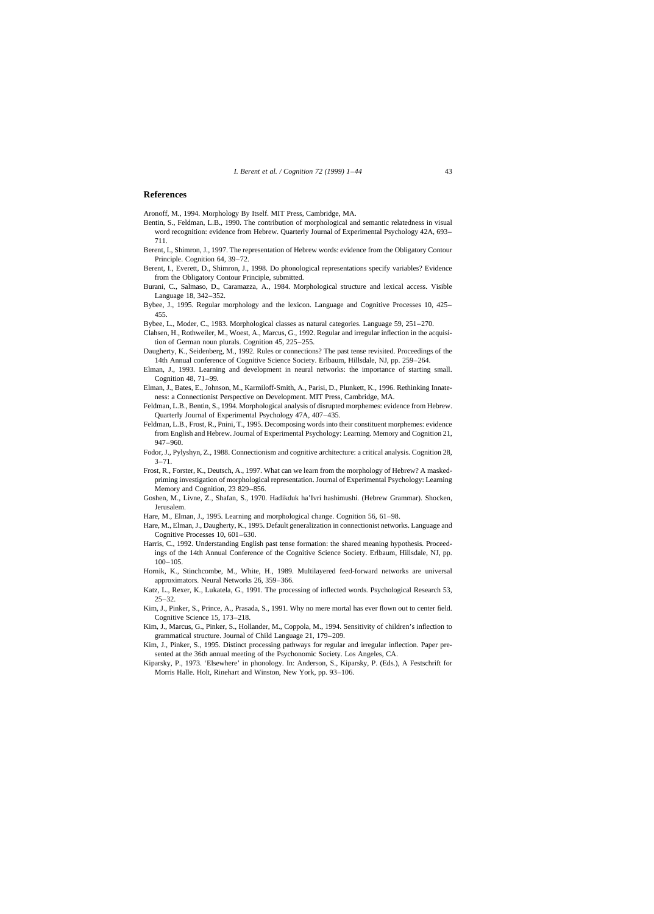## References

Aronoff, M., 1994. Morphology By Itself. MIT Press, Cambridge, MA.

Bentin, S., Feldman, L.B., 1990. The contribution of morphological and semantic relatedness in visual word recognition: evidence from Hebrew. Quarterly Journal of Experimental Psychology 42A, 693–711.

Berent, I., Shimron, J., 1997. The representation of Hebrew words: evidence from the Obligatory Contour Principle. Cognition 64, 39–72.

Berent, I., Everett, D., Shimron, J., 1998. Do phonological representations specify variables? Evidence from the Obligatory Contour Principle, submitted.

Burani, C., Salmaso, D., Caramazza, A., 1984. Morphological structure and lexical access. Visible Language 18, 342–352.

Bybee, J., 1995. Regular morphology and the lexicon. Language and Cognitive Processes 10, 425–455.

Bybee, L., Moder, C., 1983. Morphological classes as natural categories. Language 59, 251–270.

Clahsen, H., Rothweiler, M., Woest, A., Marcus, G., 1992. Regular and irregular inflection in the acquisition of German noun plurals. Cognition 45, 225–255.

Daugherty, K., Seidenberg, M., 1992. Rules or connections? The past tense revisited. Proceedings of the 14th Annual conference of Cognitive Science Society. Erlbaum, Hillsdale, NJ, pp. 259–264.

Elman, J., 1993. Learning and development in neural networks: the importance of starting small. Cognition 48, 71–99.

Elman, J., Bates, E., Johnson, M., Karmiloff-Smith, A., Parisi, D., Plunkett, K., 1996. Rethinking Innateness: a Connectionist Perspective on Development. MIT Press, Cambridge, MA.

Feldman, L.B., Bentin, S., 1994. Morphological analysis of disrupted morphemes: evidence from Hebrew. Quarterly Journal of Experimental Psychology 47A, 407–435.

Feldman, L.B., Frost, R., Pnini, T., 1995. Decomposing words into their constituent morphemes: evidence from English and Hebrew. Journal of Experimental Psychology: Learning. Memory and Cognition 21, 947–960.

Fodor, J., Pylyshyn, Z., 1988. Connectionism and cognitive architecture: a critical analysis. Cognition 28, 3–71.

Frost, R., Forster, K., Deutsch, A., 1997. What can we learn from the morphology of Hebrew? A masked-priming investigation of morphological representation. Journal of Experimental Psychology: Learning Memory and Cognition, 23 829–856.

Goshen, M., Livne, Z., Shafan, S., 1970. Hadikduk ha'Ivri hashimushi. (Hebrew Grammar). Shocken, Jerusalem.

Hare, M., Elman, J., 1995. Learning and morphological change. Cognition 56, 61–98.

Hare, M., Elman, J., Daugherty, K., 1995. Default generalization in connectionist networks. Language and Cognitive Processes 10, 601–630.

Harris, C., 1992. Understanding English past tense formation: the shared meaning hypothesis. Proceedings of the 14th Annual Conference of the Cognitive Science Society. Erlbaum, Hillsdale, NJ, pp. 100–105.

Hornik, K., Stinchcombe, M., White, H., 1989. Multilayered feed-forward networks are universal approximators. Neural Networks 26, 359–366.

Katz, L., Rexer, K., Lukatela, G., 1991. The processing of inflected words. Psychological Research 53, 25–32.

Kim, J., Pinker, S., Prince, A., Prasada, S., 1991. Why no mere mortal has ever flown out to center field. Cognitive Science 15, 173–218.

Kim, J., Marcus, G., Pinker, S., Hollander, M., Coppola, M., 1994. Sensitivity of children's inflection to grammatical structure. Journal of Child Language 21, 179–209.

Kim, J., Pinker, S., 1995. Distinct processing pathways for regular and irregular inflection. Paper presented at the 36th annual meeting of the Psychonomic Society. Los Angeles, CA.

Kiparsky, P., 1973. 'Elsewhere' in phonology. In: Anderson, S., Kiparsky, P. (Eds.), A Festschrift for Morris Halle. Holt, Rinehart and Winston, New York, pp. 93–106.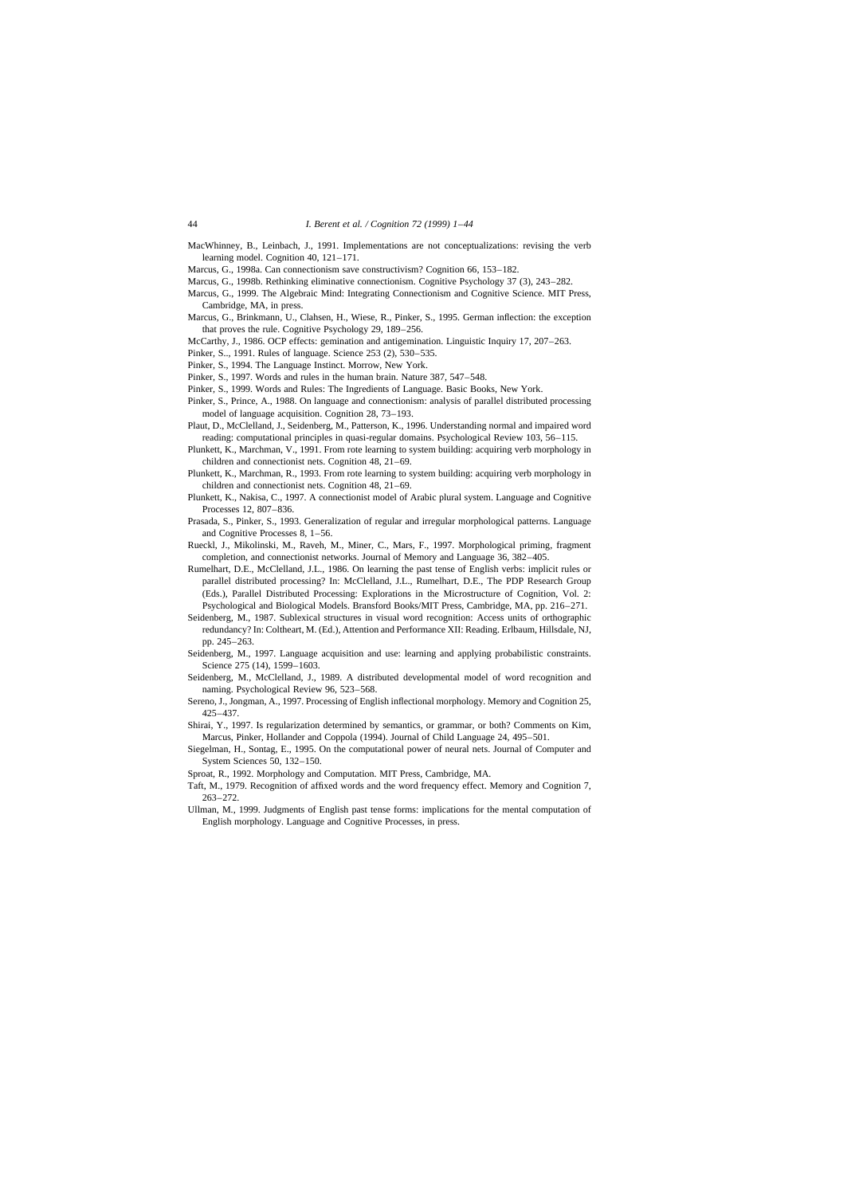MacWhinney, B., Leinbach, J., 1991. Implementations are not conceptualizations: revising the verb learning model. Cognition 40, 121–171.

Marcus, G., 1998a. Can connectionism save constructivism? Cognition 66, 153–182.

Marcus, G., 1998b. Rethinking eliminative connectionism. Cognitive Psychology 37 (3), 243–282.

Marcus, G., 1999. The Algebraic Mind: Integrating Connectionism and Cognitive Science. MIT Press, Cambridge, MA, in press.

Marcus, G., Brinkmann, U., Clahsen, H., Wiese, R., Pinker, S., 1995. German inflection: the exception that proves the rule. Cognitive Psychology 29, 189–256.

McCarthy, J., 1986. OCP effects: gemination and antigemination. Linguistic Inquiry 17, 207–263.

Pinker, S.., 1991. Rules of language. Science 253 (2), 530–535.

Pinker, S., 1994. The Language Instinct. Morrow, New York.

Pinker, S., 1997. Words and rules in the human brain. Nature 387, 547–548.

Pinker, S., 1999. Words and Rules: The Ingredients of Language. Basic Books, New York.

Pinker, S., Prince, A., 1988. On language and connectionism: analysis of parallel distributed processing model of language acquisition. Cognition 28, 73–193.

Plaut, D., McClelland, J., Seidenberg, M., Patterson, K., 1996. Understanding normal and impaired word reading: computational principles in quasi-regular domains. Psychological Review 103, 56–115.

Plunkett, K., Marchman, V., 1991. From rote learning to system building: acquiring verb morphology in children and connectionist nets. Cognition 48, 21–69.

Plunkett, K., Marchman, R., 1993. From rote learning to system building: acquiring verb morphology in children and connectionist nets. Cognition 48, 21–69.

Plunkett, K., Nakisa, C., 1997. A connectionist model of Arabic plural system. Language and Cognitive Processes 12, 807–836.

Prasada, S., Pinker, S., 1993. Generalization of regular and irregular morphological patterns. Language and Cognitive Processes 8, 1–56.

Rueckl, J., Mikolinski, M., Raveh, M., Miner, C., Mars, F., 1997. Morphological priming, fragment completion, and connectionist networks. Journal of Memory and Language 36, 382–405.

Rumelhart, D.E., McClelland, J.L., 1986. On learning the past tense of English verbs: implicit rules or parallel distributed processing? In: McClelland, J.L., Rumelhart, D.E., The PDP Research Group (Eds.), Parallel Distributed Processing: Explorations in the Microstructure of Cognition, Vol. 2: Psychological and Biological Models. Bransford Books/MIT Press, Cambridge, MA, pp. 216–271.

Seidenberg, M., 1987. Sublexical structures in visual word recognition: Access units of orthographic redundancy? In: Coltheart, M. (Ed.), Attention and Performance XII: Reading. Erlbaum, Hillsdale, NJ, pp. 245–263.

Seidenberg, M., 1997. Language acquisition and use: learning and applying probabilistic constraints. Science 275 (14), 1599–1603.

Seidenberg, M., McClelland, J., 1989. A distributed developmental model of word recognition and naming. Psychological Review 96, 523–568.

Sereno, J., Jongman, A., 1997. Processing of English inflectional morphology. Memory and Cognition 25, 425–437.

Shirai, Y., 1997. Is regularization determined by semantics, or grammar, or both? Comments on Kim, Marcus, Pinker, Hollander and Coppola (1994). Journal of Child Language 24, 495–501.

Siegelman, H., Sontag, E., 1995. On the computational power of neural nets. Journal of Computer and System Sciences 50, 132–150.

Sproat, R., 1992. Morphology and Computation. MIT Press, Cambridge, MA.

Taft, M., 1979. Recognition of affixed words and the word frequency effect. Memory and Cognition 7, 263–272.

Ullman, M., 1999. Judgments of English past tense forms: implications for the mental computation of English morphology. Language and Cognitive Processes, in press.